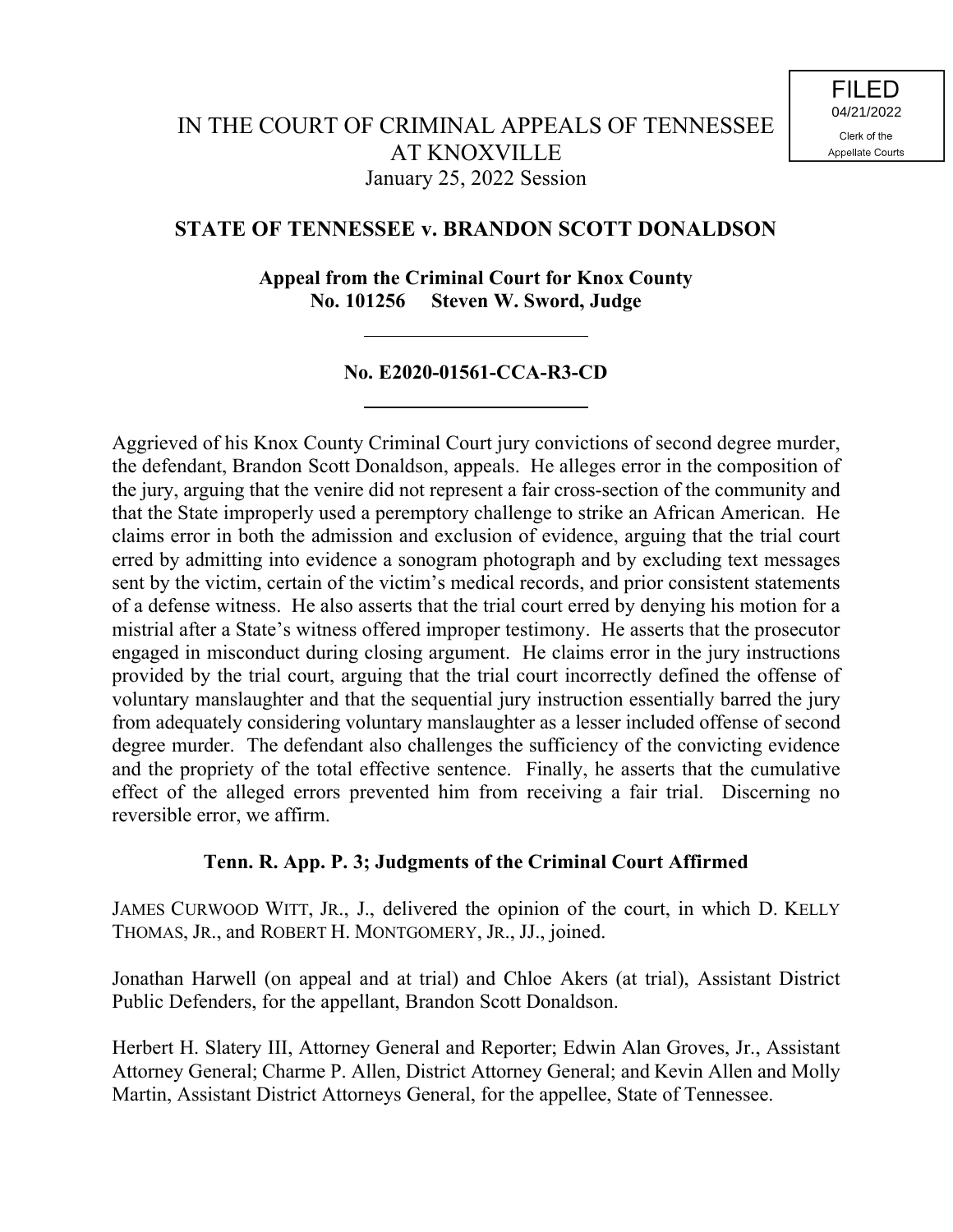FILED
04/21/2022
Clerk of the
Appellate Courts

# IN THE COURT OF CRIMINAL APPEALS OF TENNESSEE AT KNOXVILLE

January 25, 2022 Session

## STATE OF TENNESSEE v. BRANDON SCOTT DONALDSON

**Appeal from the Criminal Court for Knox County**
**No. 101256 Steven W. Sword, Judge**

---

**No. E2020-01561-CCA-R3-CD**

---

Aggrieved of his Knox County Criminal Court jury convictions of second degree murder, the defendant, Brandon Scott Donaldson, appeals. He alleges error in the composition of the jury, arguing that the venire did not represent a fair cross-section of the community and that the State improperly used a peremptory challenge to strike an African American. He claims error in both the admission and exclusion of evidence, arguing that the trial court erred by admitting into evidence a sonogram photograph and by excluding text messages sent by the victim, certain of the victim's medical records, and prior consistent statements of a defense witness. He also asserts that the trial court erred by denying his motion for a mistrial after a State's witness offered improper testimony. He asserts that the prosecutor engaged in misconduct during closing argument. He claims error in the jury instructions provided by the trial court, arguing that the trial court incorrectly defined the offense of voluntary manslaughter and that the sequential jury instruction essentially barred the jury from adequately considering voluntary manslaughter as a lesser included offense of second degree murder. The defendant also challenges the sufficiency of the convicting evidence and the propriety of the total effective sentence. Finally, he asserts that the cumulative effect of the alleged errors prevented him from receiving a fair trial. Discerning no reversible error, we affirm.

**Tenn. R. App. P. 3; Judgments of the Criminal Court Affirmed**

JAMES CURWOOD WITT, JR., J., delivered the opinion of the court, in which D. KELLY THOMAS, JR., and ROBERT H. MONTGOMERY, JR., JJ., joined.

Jonathan Harwell (on appeal and at trial) and Chloe Akers (at trial), Assistant District Public Defenders, for the appellant, Brandon Scott Donaldson.

Herbert H. Slatery III, Attorney General and Reporter; Edwin Alan Groves, Jr., Assistant Attorney General; Charme P. Allen, District Attorney General; and Kevin Allen and Molly Martin, Assistant District Attorneys General, for the appellee, State of Tennessee.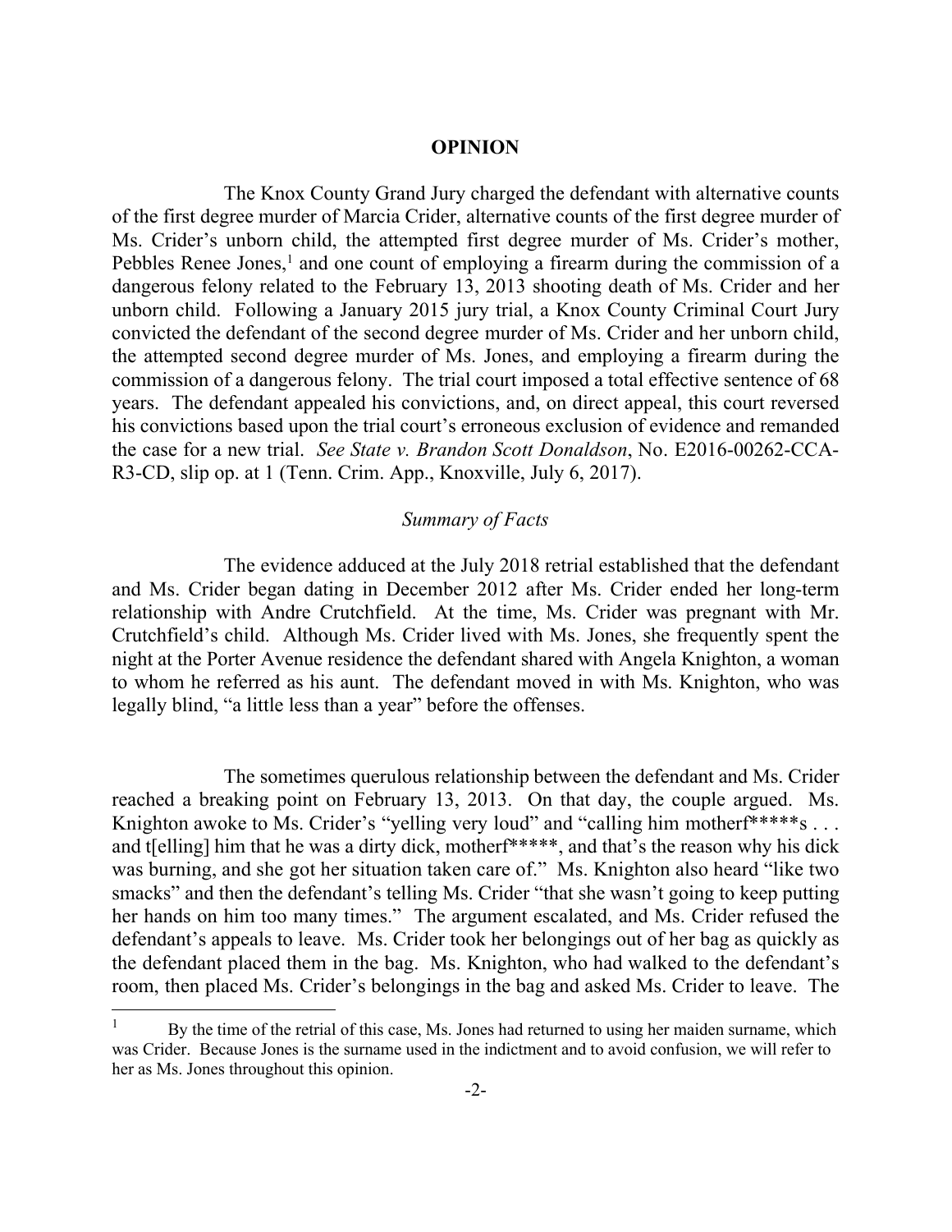**OPINION**

The Knox County Grand Jury charged the defendant with alternative counts of the first degree murder of Marcia Crider, alternative counts of the first degree murder of Ms. Crider's unborn child, the attempted first degree murder of Ms. Crider's mother, Pebbles Renee Jones,[1] and one count of employing a firearm during the commission of a dangerous felony related to the February 13, 2013 shooting death of Ms. Crider and her unborn child. Following a January 2015 jury trial, a Knox County Criminal Court Jury convicted the defendant of the second degree murder of Ms. Crider and her unborn child, the attempted second degree murder of Ms. Jones, and employing a firearm during the commission of a dangerous felony. The trial court imposed a total effective sentence of 68 years. The defendant appealed his convictions, and, on direct appeal, this court reversed his convictions based upon the trial court's erroneous exclusion of evidence and remanded the case for a new trial. *See State v. Brandon Scott Donaldson*, No. E2016-00262-CCA-R3-CD, slip op. at 1 (Tenn. Crim. App., Knoxville, July 6, 2017).

*Summary of Facts*

The evidence adduced at the July 2018 retrial established that the defendant and Ms. Crider began dating in December 2012 after Ms. Crider ended her long-term relationship with Andre Crutchfield. At the time, Ms. Crider was pregnant with Mr. Crutchfield's child. Although Ms. Crider lived with Ms. Jones, she frequently spent the night at the Porter Avenue residence the defendant shared with Angela Knighton, a woman to whom he referred as his aunt. The defendant moved in with Ms. Knighton, who was legally blind, "a little less than a year" before the offenses.

The sometimes querulous relationship between the defendant and Ms. Crider reached a breaking point on February 13, 2013. On that day, the couple argued. Ms. Knighton awoke to Ms. Crider's "yelling very loud" and "calling him motherf*****s . . . and t[elling] him that he was a dirty dick, motherf*****, and that's the reason why his dick was burning, and she got her situation taken care of." Ms. Knighton also heard "like two smacks" and then the defendant's telling Ms. Crider "that she wasn't going to keep putting her hands on him too many times." The argument escalated, and Ms. Crider refused the defendant's appeals to leave. Ms. Crider took her belongings out of her bag as quickly as the defendant placed them in the bag. Ms. Knighton, who had walked to the defendant's room, then placed Ms. Crider's belongings in the bag and asked Ms. Crider to leave. The

[1] By the time of the retrial of this case, Ms. Jones had returned to using her maiden surname, which was Crider. Because Jones is the surname used in the indictment and to avoid confusion, we will refer to her as Ms. Jones throughout this opinion.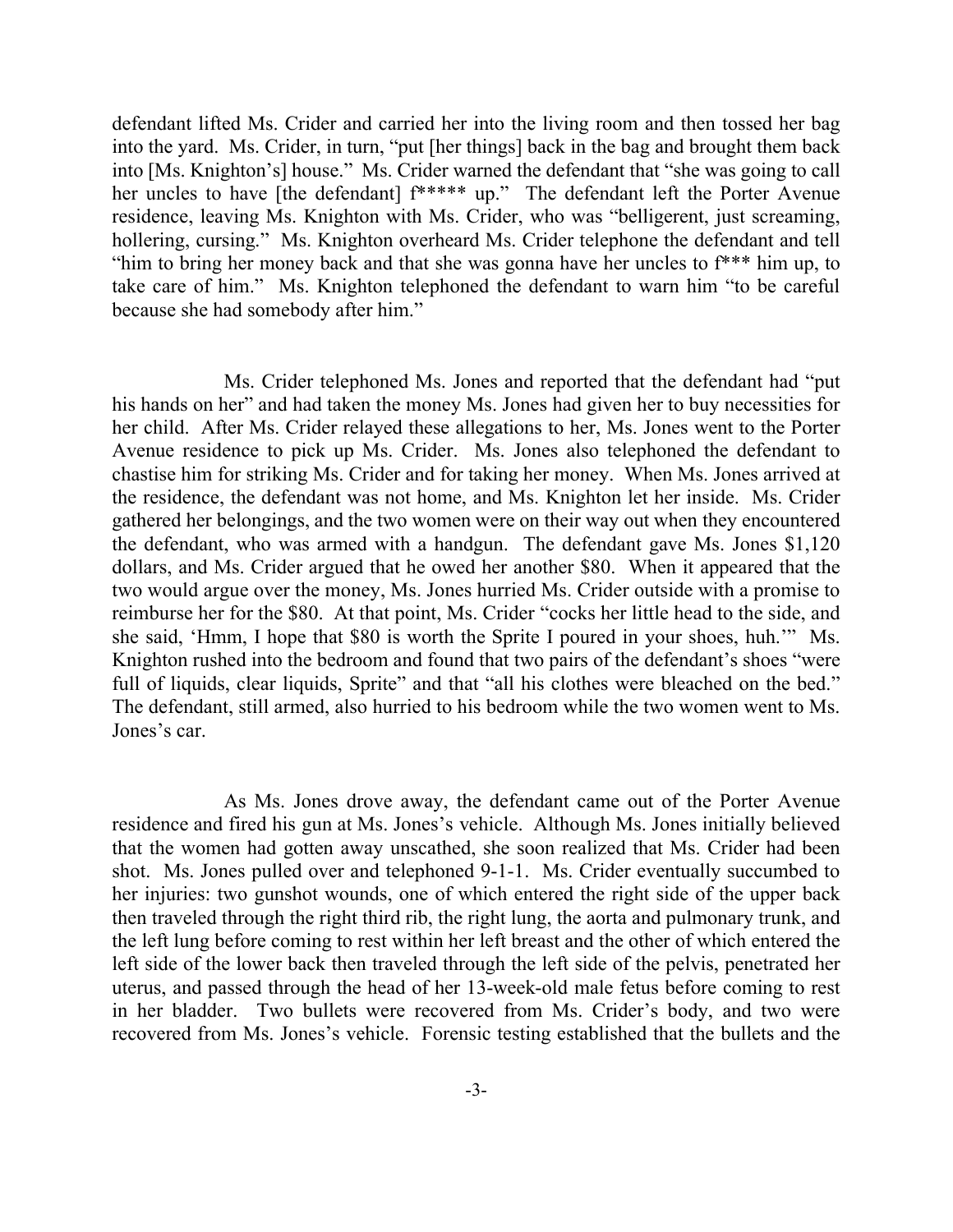defendant lifted Ms. Crider and carried her into the living room and then tossed her bag into the yard. Ms. Crider, in turn, "put [her things] back in the bag and brought them back into [Ms. Knighton's] house." Ms. Crider warned the defendant that "she was going to call her uncles to have [the defendant] f***** up." The defendant left the Porter Avenue residence, leaving Ms. Knighton with Ms. Crider, who was "belligerent, just screaming, hollering, cursing." Ms. Knighton overheard Ms. Crider telephone the defendant and tell "him to bring her money back and that she was gonna have her uncles to f*** him up, to take care of him." Ms. Knighton telephoned the defendant to warn him "to be careful because she had somebody after him."

Ms. Crider telephoned Ms. Jones and reported that the defendant had "put his hands on her" and had taken the money Ms. Jones had given her to buy necessities for her child. After Ms. Crider relayed these allegations to her, Ms. Jones went to the Porter Avenue residence to pick up Ms. Crider. Ms. Jones also telephoned the defendant to chastise him for striking Ms. Crider and for taking her money. When Ms. Jones arrived at the residence, the defendant was not home, and Ms. Knighton let her inside. Ms. Crider gathered her belongings, and the two women were on their way out when they encountered the defendant, who was armed with a handgun. The defendant gave Ms. Jones $1,120 dollars, and Ms. Crider argued that he owed her another $80. When it appeared that the two would argue over the money, Ms. Jones hurried Ms. Crider outside with a promise to reimburse her for the $80. At that point, Ms. Crider "cocks her little head to the side, and she said, 'Hmm, I hope that $80 is worth the Sprite I poured in your shoes, huh.'" Ms. Knighton rushed into the bedroom and found that two pairs of the defendant's shoes "were full of liquids, clear liquids, Sprite" and that "all his clothes were bleached on the bed." The defendant, still armed, also hurried to his bedroom while the two women went to Ms. Jones's car.

As Ms. Jones drove away, the defendant came out of the Porter Avenue residence and fired his gun at Ms. Jones's vehicle. Although Ms. Jones initially believed that the women had gotten away unscathed, she soon realized that Ms. Crider had been shot. Ms. Jones pulled over and telephoned 9-1-1. Ms. Crider eventually succumbed to her injuries: two gunshot wounds, one of which entered the right side of the upper back then traveled through the right third rib, the right lung, the aorta and pulmonary trunk, and the left lung before coming to rest within her left breast and the other of which entered the left side of the lower back then traveled through the left side of the pelvis, penetrated her uterus, and passed through the head of her 13-week-old male fetus before coming to rest in her bladder. Two bullets were recovered from Ms. Crider's body, and two were recovered from Ms. Jones's vehicle. Forensic testing established that the bullets and the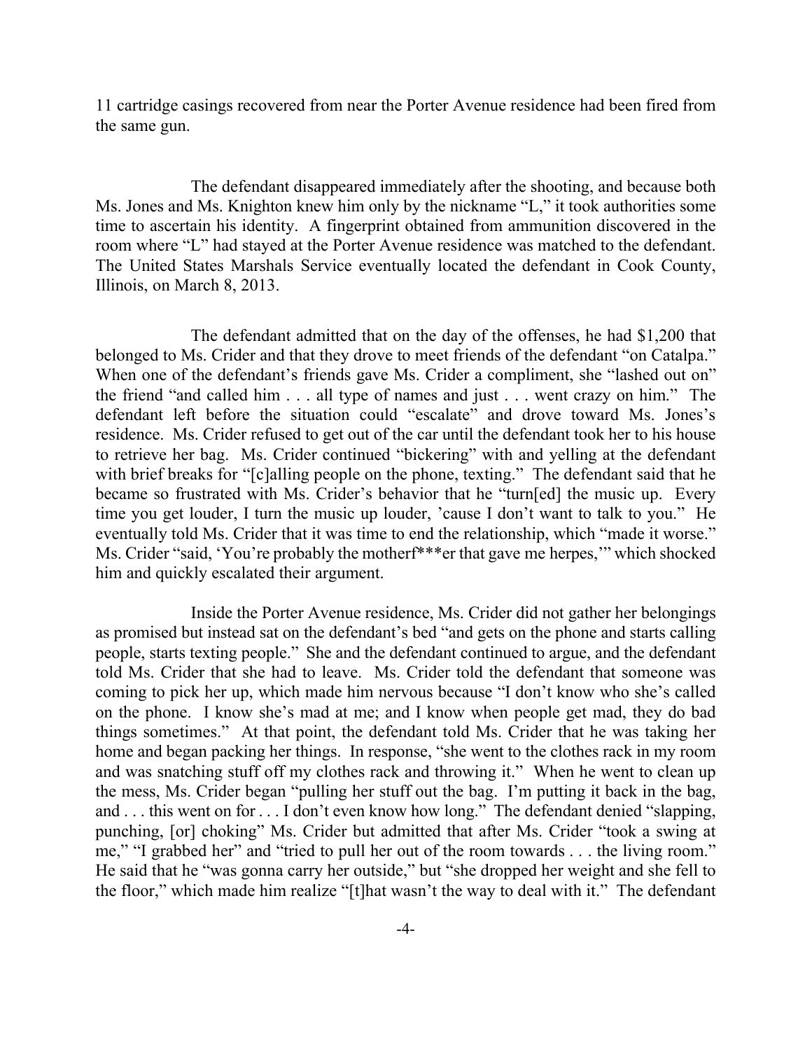11 cartridge casings recovered from near the Porter Avenue residence had been fired from the same gun.

The defendant disappeared immediately after the shooting, and because both Ms. Jones and Ms. Knighton knew him only by the nickname "L," it took authorities some time to ascertain his identity. A fingerprint obtained from ammunition discovered in the room where "L" had stayed at the Porter Avenue residence was matched to the defendant. The United States Marshals Service eventually located the defendant in Cook County, Illinois, on March 8, 2013.

The defendant admitted that on the day of the offenses, he had $1,200 that belonged to Ms. Crider and that they drove to meet friends of the defendant "on Catalpa." When one of the defendant's friends gave Ms. Crider a compliment, she "lashed out on" the friend "and called him . . . all type of names and just . . . went crazy on him." The defendant left before the situation could "escalate" and drove toward Ms. Jones's residence. Ms. Crider refused to get out of the car until the defendant took her to his house to retrieve her bag. Ms. Crider continued "bickering" with and yelling at the defendant with brief breaks for "[c]alling people on the phone, texting." The defendant said that he became so frustrated with Ms. Crider's behavior that he "turn[ed] the music up. Every time you get louder, I turn the music up louder, 'cause I don't want to talk to you." He eventually told Ms. Crider that it was time to end the relationship, which "made it worse." Ms. Crider "said, 'You're probably the motherf***er that gave me herpes,'" which shocked him and quickly escalated their argument.

Inside the Porter Avenue residence, Ms. Crider did not gather her belongings as promised but instead sat on the defendant's bed "and gets on the phone and starts calling people, starts texting people." She and the defendant continued to argue, and the defendant told Ms. Crider that she had to leave. Ms. Crider told the defendant that someone was coming to pick her up, which made him nervous because "I don't know who she's called on the phone. I know she's mad at me; and I know when people get mad, they do bad things sometimes." At that point, the defendant told Ms. Crider that he was taking her home and began packing her things. In response, "she went to the clothes rack in my room and was snatching stuff off my clothes rack and throwing it." When he went to clean up the mess, Ms. Crider began "pulling her stuff out the bag. I'm putting it back in the bag, and . . . this went on for . . . I don't even know how long." The defendant denied "slapping, punching, [or] choking" Ms. Crider but admitted that after Ms. Crider "took a swing at me," "I grabbed her" and "tried to pull her out of the room towards . . . the living room." He said that he "was gonna carry her outside," but "she dropped her weight and she fell to the floor," which made him realize "[t]hat wasn't the way to deal with it." The defendant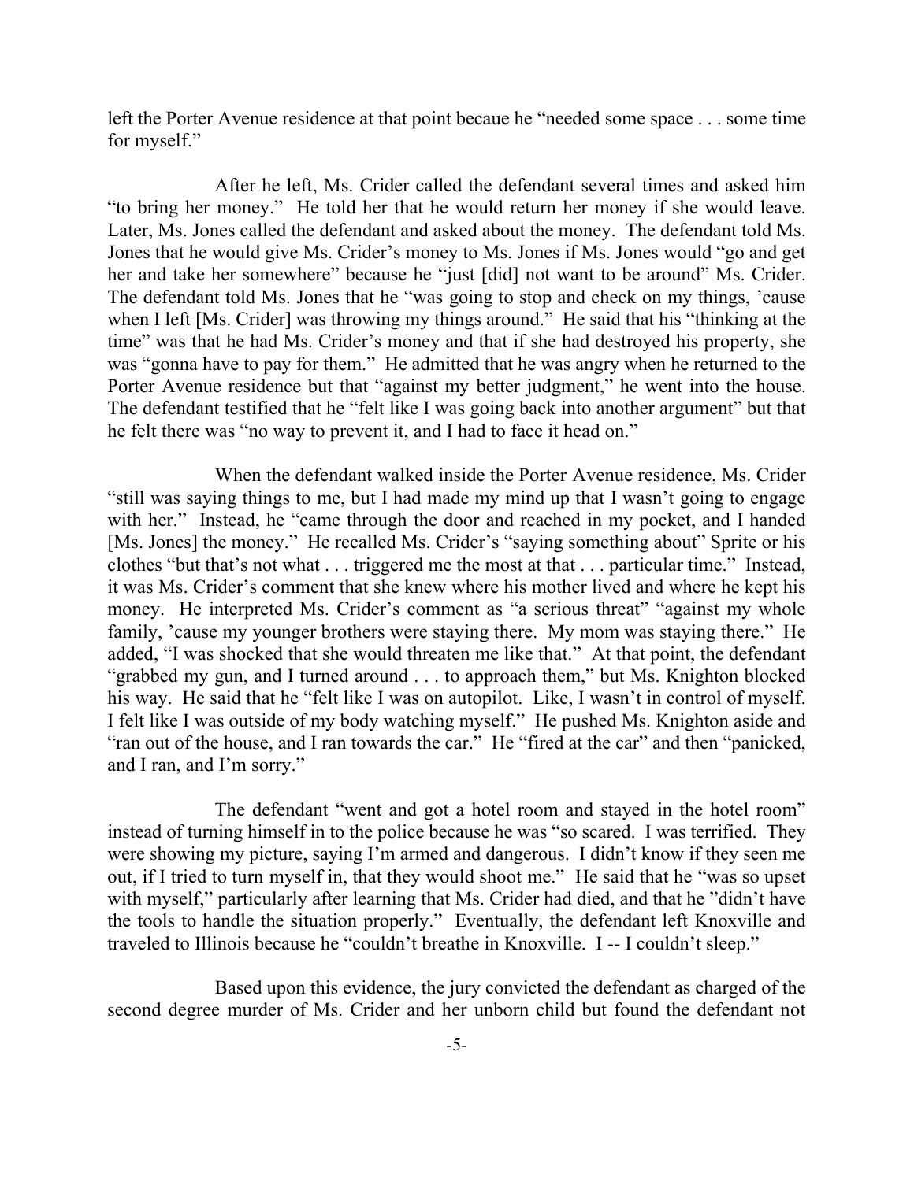left the Porter Avenue residence at that point becaue he "needed some space . . . some time for myself."

After he left, Ms. Crider called the defendant several times and asked him "to bring her money." He told her that he would return her money if she would leave. Later, Ms. Jones called the defendant and asked about the money. The defendant told Ms. Jones that he would give Ms. Crider's money to Ms. Jones if Ms. Jones would "go and get her and take her somewhere" because he "just [did] not want to be around" Ms. Crider. The defendant told Ms. Jones that he "was going to stop and check on my things, 'cause when I left [Ms. Crider] was throwing my things around." He said that his "thinking at the time" was that he had Ms. Crider's money and that if she had destroyed his property, she was "gonna have to pay for them." He admitted that he was angry when he returned to the Porter Avenue residence but that "against my better judgment," he went into the house. The defendant testified that he "felt like I was going back into another argument" but that he felt there was "no way to prevent it, and I had to face it head on."

When the defendant walked inside the Porter Avenue residence, Ms. Crider "still was saying things to me, but I had made my mind up that I wasn't going to engage with her." Instead, he "came through the door and reached in my pocket, and I handed [Ms. Jones] the money." He recalled Ms. Crider's "saying something about" Sprite or his clothes "but that's not what . . . triggered me the most at that . . . particular time." Instead, it was Ms. Crider's comment that she knew where his mother lived and where he kept his money. He interpreted Ms. Crider's comment as "a serious threat" "against my whole family, 'cause my younger brothers were staying there. My mom was staying there." He added, "I was shocked that she would threaten me like that." At that point, the defendant "grabbed my gun, and I turned around . . . to approach them," but Ms. Knighton blocked his way. He said that he "felt like I was on autopilot. Like, I wasn't in control of myself. I felt like I was outside of my body watching myself." He pushed Ms. Knighton aside and "ran out of the house, and I ran towards the car." He "fired at the car" and then "panicked, and I ran, and I'm sorry."

The defendant "went and got a hotel room and stayed in the hotel room" instead of turning himself in to the police because he was "so scared. I was terrified. They were showing my picture, saying I'm armed and dangerous. I didn't know if they seen me out, if I tried to turn myself in, that they would shoot me." He said that he "was so upset with myself," particularly after learning that Ms. Crider had died, and that he "didn't have the tools to handle the situation properly." Eventually, the defendant left Knoxville and traveled to Illinois because he "couldn't breathe in Knoxville. I -- I couldn't sleep."

Based upon this evidence, the jury convicted the defendant as charged of the second degree murder of Ms. Crider and her unborn child but found the defendant not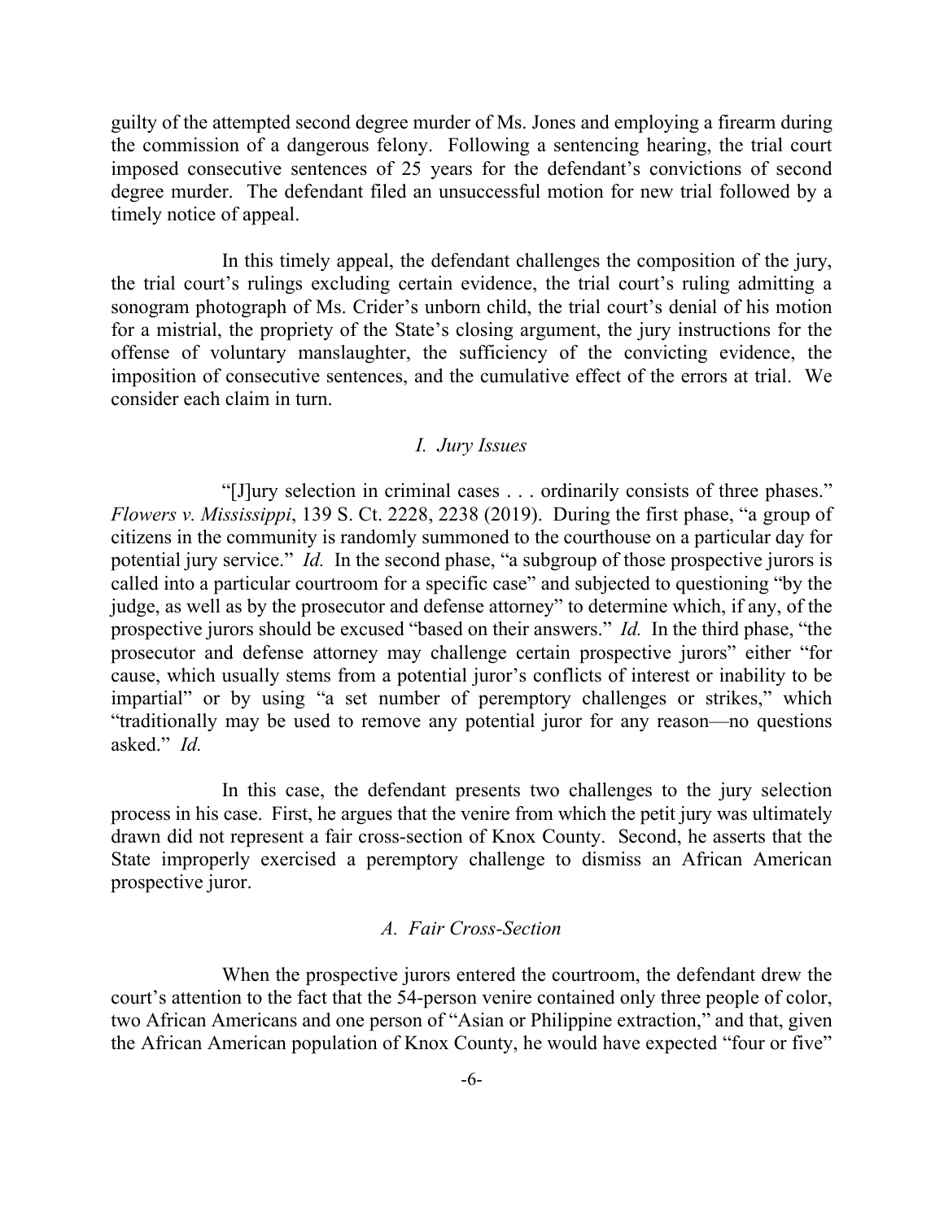guilty of the attempted second degree murder of Ms. Jones and employing a firearm during the commission of a dangerous felony. Following a sentencing hearing, the trial court imposed consecutive sentences of 25 years for the defendant's convictions of second degree murder. The defendant filed an unsuccessful motion for new trial followed by a timely notice of appeal.

In this timely appeal, the defendant challenges the composition of the jury, the trial court's rulings excluding certain evidence, the trial court's ruling admitting a sonogram photograph of Ms. Crider's unborn child, the trial court's denial of his motion for a mistrial, the propriety of the State's closing argument, the jury instructions for the offense of voluntary manslaughter, the sufficiency of the convicting evidence, the imposition of consecutive sentences, and the cumulative effect of the errors at trial. We consider each claim in turn.

### *I. Jury Issues*

"[J]ury selection in criminal cases . . . ordinarily consists of three phases." *Flowers v. Mississippi*, 139 S. Ct. 2228, 2238 (2019). During the first phase, "a group of citizens in the community is randomly summoned to the courthouse on a particular day for potential jury service." *Id.* In the second phase, "a subgroup of those prospective jurors is called into a particular courtroom for a specific case" and subjected to questioning "by the judge, as well as by the prosecutor and defense attorney" to determine which, if any, of the prospective jurors should be excused "based on their answers." *Id.* In the third phase, "the prosecutor and defense attorney may challenge certain prospective jurors" either "for cause, which usually stems from a potential juror's conflicts of interest or inability to be impartial" or by using "a set number of peremptory challenges or strikes," which "traditionally may be used to remove any potential juror for any reason—no questions asked." *Id.*

In this case, the defendant presents two challenges to the jury selection process in his case. First, he argues that the venire from which the petit jury was ultimately drawn did not represent a fair cross-section of Knox County. Second, he asserts that the State improperly exercised a peremptory challenge to dismiss an African American prospective juror.

#### *A. Fair Cross-Section*

When the prospective jurors entered the courtroom, the defendant drew the court's attention to the fact that the 54-person venire contained only three people of color, two African Americans and one person of "Asian or Philippine extraction," and that, given the African American population of Knox County, he would have expected "four or five"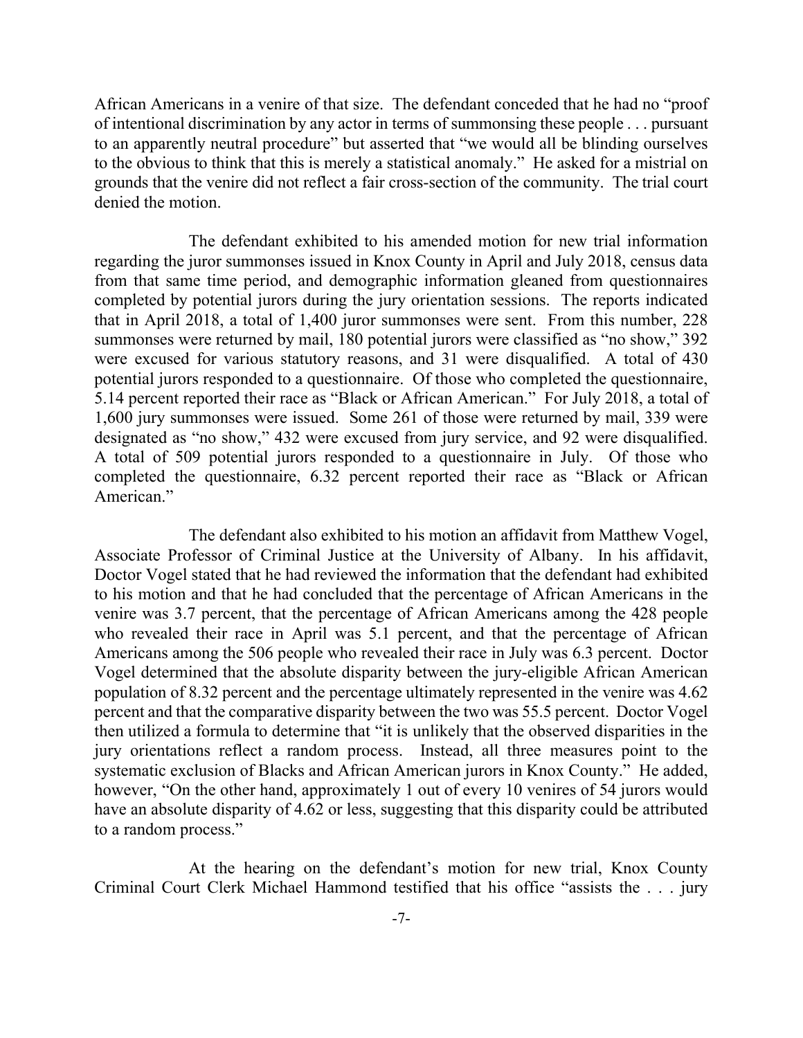African Americans in a venire of that size. The defendant conceded that he had no "proof of intentional discrimination by any actor in terms of summonsing these people . . . pursuant to an apparently neutral procedure" but asserted that "we would all be blinding ourselves to the obvious to think that this is merely a statistical anomaly." He asked for a mistrial on grounds that the venire did not reflect a fair cross-section of the community. The trial court denied the motion.

The defendant exhibited to his amended motion for new trial information regarding the juror summonses issued in Knox County in April and July 2018, census data from that same time period, and demographic information gleaned from questionnaires completed by potential jurors during the jury orientation sessions. The reports indicated that in April 2018, a total of 1,400 juror summonses were sent. From this number, 228 summonses were returned by mail, 180 potential jurors were classified as "no show," 392 were excused for various statutory reasons, and 31 were disqualified. A total of 430 potential jurors responded to a questionnaire. Of those who completed the questionnaire, 5.14 percent reported their race as "Black or African American." For July 2018, a total of 1,600 jury summonses were issued. Some 261 of those were returned by mail, 339 were designated as "no show," 432 were excused from jury service, and 92 were disqualified. A total of 509 potential jurors responded to a questionnaire in July. Of those who completed the questionnaire, 6.32 percent reported their race as "Black or African American."

The defendant also exhibited to his motion an affidavit from Matthew Vogel, Associate Professor of Criminal Justice at the University of Albany. In his affidavit, Doctor Vogel stated that he had reviewed the information that the defendant had exhibited to his motion and that he had concluded that the percentage of African Americans in the venire was 3.7 percent, that the percentage of African Americans among the 428 people who revealed their race in April was 5.1 percent, and that the percentage of African Americans among the 506 people who revealed their race in July was 6.3 percent. Doctor Vogel determined that the absolute disparity between the jury-eligible African American population of 8.32 percent and the percentage ultimately represented in the venire was 4.62 percent and that the comparative disparity between the two was 55.5 percent. Doctor Vogel then utilized a formula to determine that "it is unlikely that the observed disparities in the jury orientations reflect a random process. Instead, all three measures point to the systematic exclusion of Blacks and African American jurors in Knox County." He added, however, "On the other hand, approximately 1 out of every 10 venires of 54 jurors would have an absolute disparity of 4.62 or less, suggesting that this disparity could be attributed to a random process."

At the hearing on the defendant's motion for new trial, Knox County Criminal Court Clerk Michael Hammond testified that his office "assists the . . . jury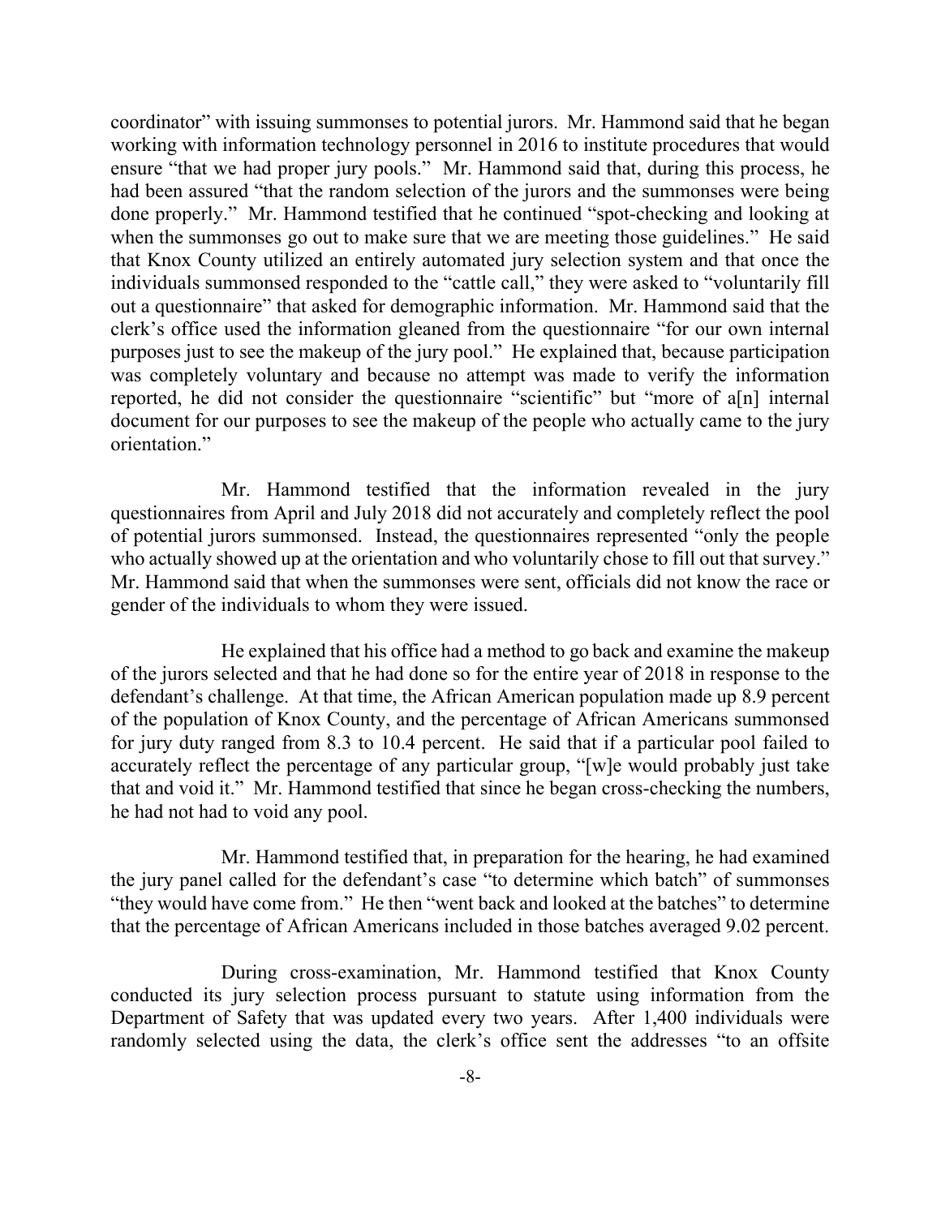coordinator" with issuing summonses to potential jurors. Mr. Hammond said that he began working with information technology personnel in 2016 to institute procedures that would ensure "that we had proper jury pools." Mr. Hammond said that, during this process, he had been assured "that the random selection of the jurors and the summonses were being done properly." Mr. Hammond testified that he continued "spot-checking and looking at when the summonses go out to make sure that we are meeting those guidelines." He said that Knox County utilized an entirely automated jury selection system and that once the individuals summonsed responded to the "cattle call," they were asked to "voluntarily fill out a questionnaire" that asked for demographic information. Mr. Hammond said that the clerk's office used the information gleaned from the questionnaire "for our own internal purposes just to see the makeup of the jury pool." He explained that, because participation was completely voluntary and because no attempt was made to verify the information reported, he did not consider the questionnaire "scientific" but "more of a[n] internal document for our purposes to see the makeup of the people who actually came to the jury orientation."

Mr. Hammond testified that the information revealed in the jury questionnaires from April and July 2018 did not accurately and completely reflect the pool of potential jurors summonsed. Instead, the questionnaires represented "only the people who actually showed up at the orientation and who voluntarily chose to fill out that survey." Mr. Hammond said that when the summonses were sent, officials did not know the race or gender of the individuals to whom they were issued.

He explained that his office had a method to go back and examine the makeup of the jurors selected and that he had done so for the entire year of 2018 in response to the defendant's challenge. At that time, the African American population made up 8.9 percent of the population of Knox County, and the percentage of African Americans summonsed for jury duty ranged from 8.3 to 10.4 percent. He said that if a particular pool failed to accurately reflect the percentage of any particular group, "[w]e would probably just take that and void it." Mr. Hammond testified that since he began cross-checking the numbers, he had not had to void any pool.

Mr. Hammond testified that, in preparation for the hearing, he had examined the jury panel called for the defendant's case "to determine which batch" of summonses "they would have come from." He then "went back and looked at the batches" to determine that the percentage of African Americans included in those batches averaged 9.02 percent.

During cross-examination, Mr. Hammond testified that Knox County conducted its jury selection process pursuant to statute using information from the Department of Safety that was updated every two years. After 1,400 individuals were randomly selected using the data, the clerk's office sent the addresses "to an offsite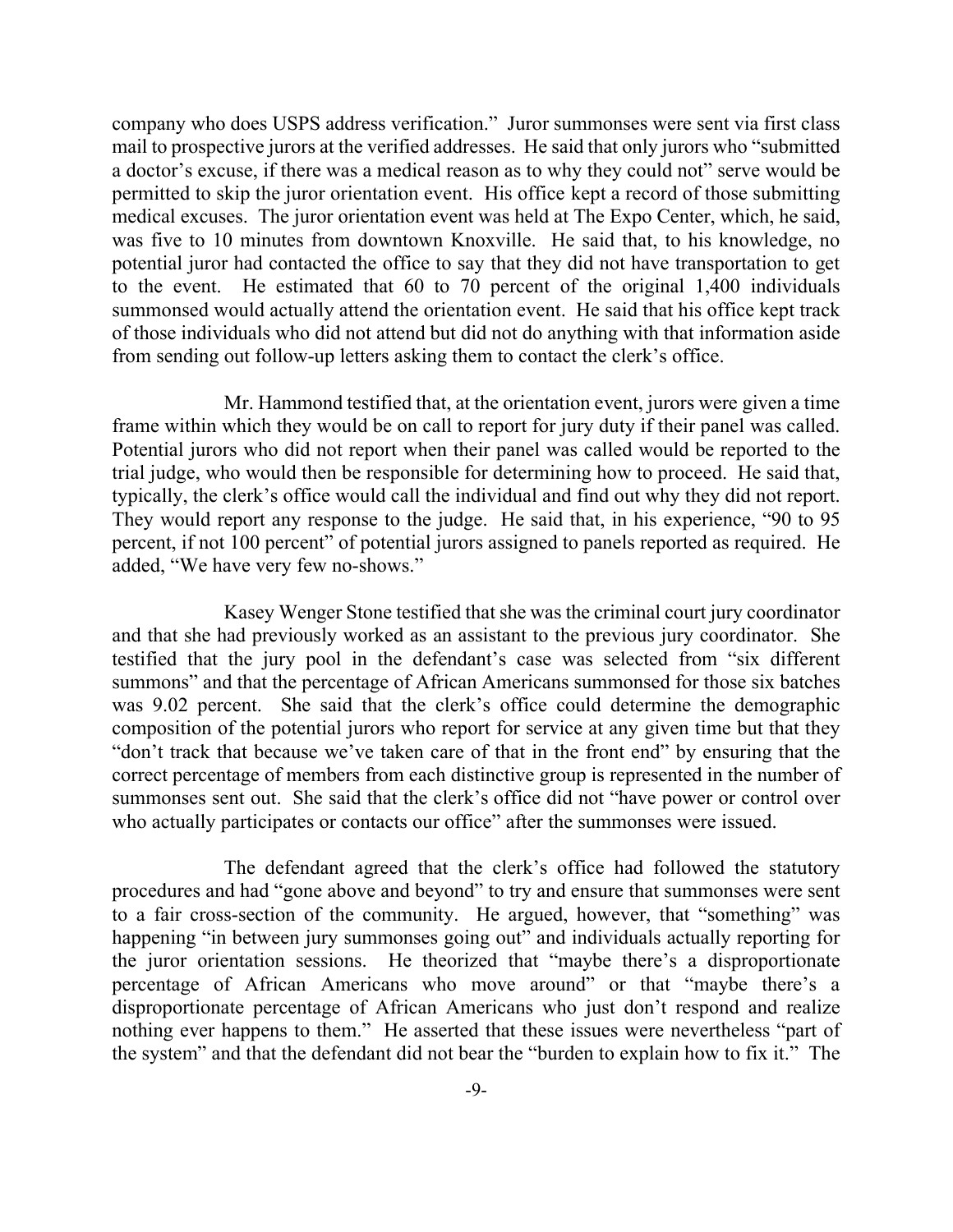company who does USPS address verification." Juror summonses were sent via first class mail to prospective jurors at the verified addresses. He said that only jurors who "submitted a doctor's excuse, if there was a medical reason as to why they could not" serve would be permitted to skip the juror orientation event. His office kept a record of those submitting medical excuses. The juror orientation event was held at The Expo Center, which, he said, was five to 10 minutes from downtown Knoxville. He said that, to his knowledge, no potential juror had contacted the office to say that they did not have transportation to get to the event. He estimated that 60 to 70 percent of the original 1,400 individuals summonsed would actually attend the orientation event. He said that his office kept track of those individuals who did not attend but did not do anything with that information aside from sending out follow-up letters asking them to contact the clerk's office.

Mr. Hammond testified that, at the orientation event, jurors were given a time frame within which they would be on call to report for jury duty if their panel was called. Potential jurors who did not report when their panel was called would be reported to the trial judge, who would then be responsible for determining how to proceed. He said that, typically, the clerk's office would call the individual and find out why they did not report. They would report any response to the judge. He said that, in his experience, "90 to 95 percent, if not 100 percent" of potential jurors assigned to panels reported as required. He added, "We have very few no-shows."

Kasey Wenger Stone testified that she was the criminal court jury coordinator and that she had previously worked as an assistant to the previous jury coordinator. She testified that the jury pool in the defendant's case was selected from "six different summons" and that the percentage of African Americans summonsed for those six batches was 9.02 percent. She said that the clerk's office could determine the demographic composition of the potential jurors who report for service at any given time but that they "don't track that because we've taken care of that in the front end" by ensuring that the correct percentage of members from each distinctive group is represented in the number of summonses sent out. She said that the clerk's office did not "have power or control over who actually participates or contacts our office" after the summonses were issued.

The defendant agreed that the clerk's office had followed the statutory procedures and had "gone above and beyond" to try and ensure that summonses were sent to a fair cross-section of the community. He argued, however, that "something" was happening "in between jury summonses going out" and individuals actually reporting for the juror orientation sessions. He theorized that "maybe there's a disproportionate percentage of African Americans who move around" or that "maybe there's a disproportionate percentage of African Americans who just don't respond and realize nothing ever happens to them." He asserted that these issues were nevertheless "part of the system" and that the defendant did not bear the "burden to explain how to fix it." The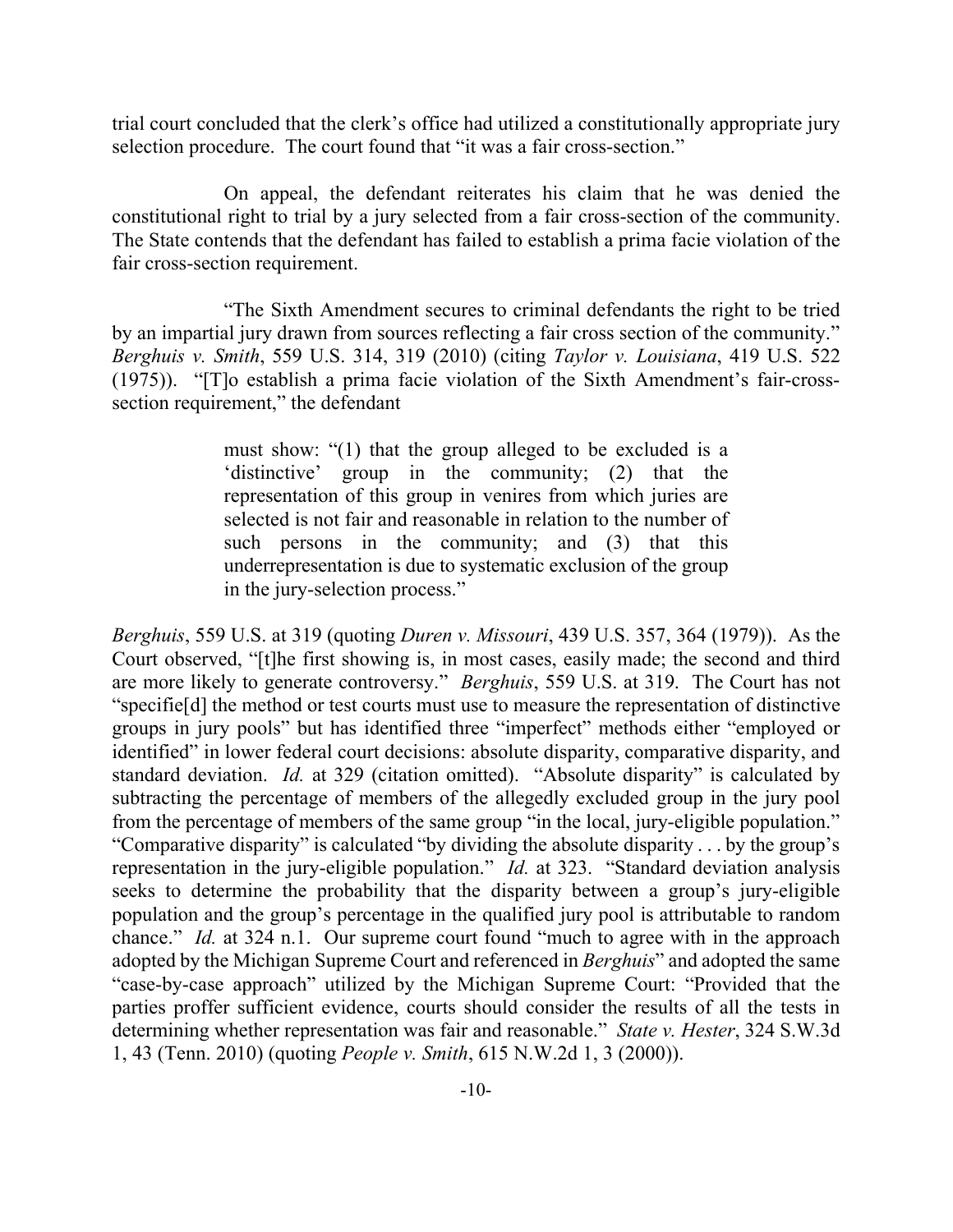trial court concluded that the clerk's office had utilized a constitutionally appropriate jury selection procedure. The court found that "it was a fair cross-section."

On appeal, the defendant reiterates his claim that he was denied the constitutional right to trial by a jury selected from a fair cross-section of the community. The State contends that the defendant has failed to establish a prima facie violation of the fair cross-section requirement.

"The Sixth Amendment secures to criminal defendants the right to be tried by an impartial jury drawn from sources reflecting a fair cross section of the community." *Berghuis v. Smith*, 559 U.S. 314, 319 (2010) (citing *Taylor v. Louisiana*, 419 U.S. 522 (1975)). "[T]o establish a prima facie violation of the Sixth Amendment's fair-cross-section requirement," the defendant

> must show: "(1) that the group alleged to be excluded is a 'distinctive' group in the community; (2) that the representation of this group in venires from which juries are selected is not fair and reasonable in relation to the number of such persons in the community; and (3) that this underrepresentation is due to systematic exclusion of the group in the jury-selection process."

*Berghuis*, 559 U.S. at 319 (quoting *Duren v. Missouri*, 439 U.S. 357, 364 (1979)). As the Court observed, "[t]he first showing is, in most cases, easily made; the second and third are more likely to generate controversy." *Berghuis*, 559 U.S. at 319. The Court has not "specifie[d] the method or test courts must use to measure the representation of distinctive groups in jury pools" but has identified three "imperfect" methods either "employed or identified" in lower federal court decisions: absolute disparity, comparative disparity, and standard deviation. *Id.* at 329 (citation omitted). "Absolute disparity" is calculated by subtracting the percentage of members of the allegedly excluded group in the jury pool from the percentage of members of the same group "in the local, jury-eligible population." "Comparative disparity" is calculated "by dividing the absolute disparity . . . by the group's representation in the jury-eligible population." *Id.* at 323. "Standard deviation analysis seeks to determine the probability that the disparity between a group's jury-eligible population and the group's percentage in the qualified jury pool is attributable to random chance." *Id.* at 324 n.1. Our supreme court found "much to agree with in the approach adopted by the Michigan Supreme Court and referenced in *Berghuis*" and adopted the same "case-by-case approach" utilized by the Michigan Supreme Court: "Provided that the parties proffer sufficient evidence, courts should consider the results of all the tests in determining whether representation was fair and reasonable." *State v. Hester*, 324 S.W.3d 1, 43 (Tenn. 2010) (quoting *People v. Smith*, 615 N.W.2d 1, 3 (2000)).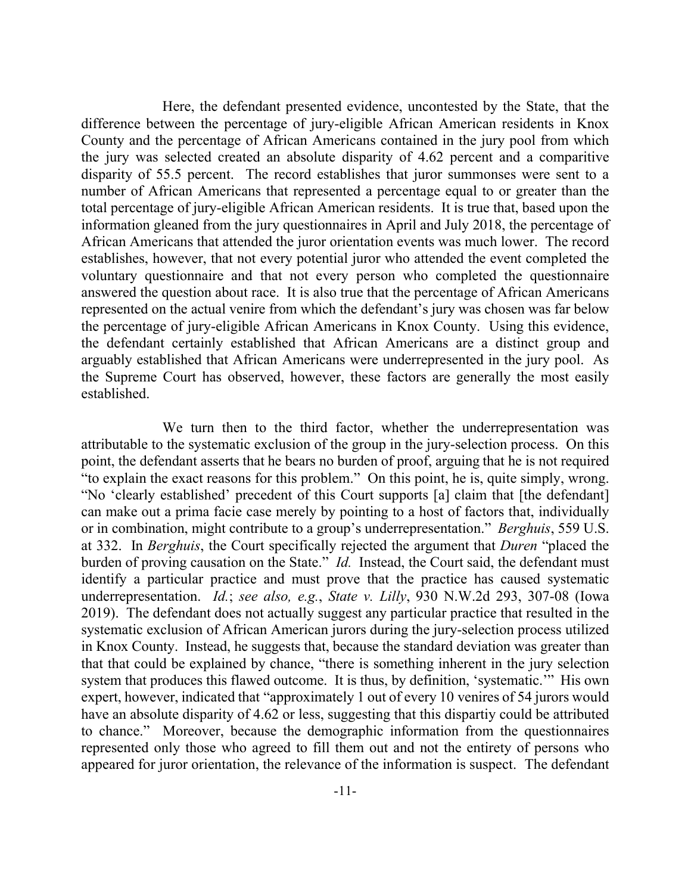Here, the defendant presented evidence, uncontested by the State, that the difference between the percentage of jury-eligible African American residents in Knox County and the percentage of African Americans contained in the jury pool from which the jury was selected created an absolute disparity of 4.62 percent and a comparitive disparity of 55.5 percent. The record establishes that juror summonses were sent to a number of African Americans that represented a percentage equal to or greater than the total percentage of jury-eligible African American residents. It is true that, based upon the information gleaned from the jury questionnaires in April and July 2018, the percentage of African Americans that attended the juror orientation events was much lower. The record establishes, however, that not every potential juror who attended the event completed the voluntary questionnaire and that not every person who completed the questionnaire answered the question about race. It is also true that the percentage of African Americans represented on the actual venire from which the defendant's jury was chosen was far below the percentage of jury-eligible African Americans in Knox County. Using this evidence, the defendant certainly established that African Americans are a distinct group and arguably established that African Americans were underrepresented in the jury pool. As the Supreme Court has observed, however, these factors are generally the most easily established.

We turn then to the third factor, whether the underrepresentation was attributable to the systematic exclusion of the group in the jury-selection process. On this point, the defendant asserts that he bears no burden of proof, arguing that he is not required "to explain the exact reasons for this problem." On this point, he is, quite simply, wrong. "No 'clearly established' precedent of this Court supports [a] claim that [the defendant] can make out a prima facie case merely by pointing to a host of factors that, individually or in combination, might contribute to a group's underrepresentation." *Berghuis*, 559 U.S. at 332. In *Berghuis*, the Court specifically rejected the argument that *Duren* "placed the burden of proving causation on the State." *Id.* Instead, the Court said, the defendant must identify a particular practice and must prove that the practice has caused systematic underrepresentation. *Id.*; *see also, e.g.*, *State v. Lilly*, 930 N.W.2d 293, 307-08 (Iowa 2019). The defendant does not actually suggest any particular practice that resulted in the systematic exclusion of African American jurors during the jury-selection process utilized in Knox County. Instead, he suggests that, because the standard deviation was greater than that that could be explained by chance, "there is something inherent in the jury selection system that produces this flawed outcome. It is thus, by definition, 'systematic.'" His own expert, however, indicated that "approximately 1 out of every 10 venires of 54 jurors would have an absolute disparity of 4.62 or less, suggesting that this dispartiy could be attributed to chance." Moreover, because the demographic information from the questionnaires represented only those who agreed to fill them out and not the entirety of persons who appeared for juror orientation, the relevance of the information is suspect. The defendant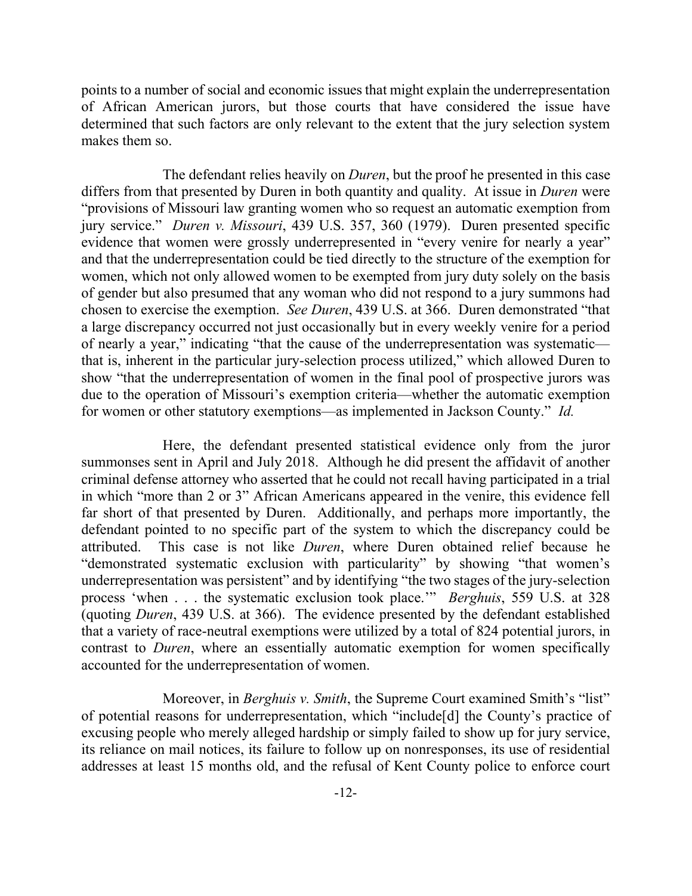points to a number of social and economic issues that might explain the underrepresentation of African American jurors, but those courts that have considered the issue have determined that such factors are only relevant to the extent that the jury selection system makes them so.

The defendant relies heavily on *Duren*, but the proof he presented in this case differs from that presented by Duren in both quantity and quality. At issue in *Duren* were "provisions of Missouri law granting women who so request an automatic exemption from jury service." *Duren v. Missouri*, 439 U.S. 357, 360 (1979). Duren presented specific evidence that women were grossly underrepresented in "every venire for nearly a year" and that the underrepresentation could be tied directly to the structure of the exemption for women, which not only allowed women to be exempted from jury duty solely on the basis of gender but also presumed that any woman who did not respond to a jury summons had chosen to exercise the exemption. *See Duren*, 439 U.S. at 366. Duren demonstrated "that a large discrepancy occurred not just occasionally but in every weekly venire for a period of nearly a year," indicating "that the cause of the underrepresentation was systematic—that is, inherent in the particular jury-selection process utilized," which allowed Duren to show "that the underrepresentation of women in the final pool of prospective jurors was due to the operation of Missouri's exemption criteria—whether the automatic exemption for women or other statutory exemptions—as implemented in Jackson County." *Id.*

Here, the defendant presented statistical evidence only from the juror summonses sent in April and July 2018. Although he did present the affidavit of another criminal defense attorney who asserted that he could not recall having participated in a trial in which "more than 2 or 3" African Americans appeared in the venire, this evidence fell far short of that presented by Duren. Additionally, and perhaps more importantly, the defendant pointed to no specific part of the system to which the discrepancy could be attributed. This case is not like *Duren*, where Duren obtained relief because he "demonstrated systematic exclusion with particularity" by showing "that women's underrepresentation was persistent" and by identifying "the two stages of the jury-selection process 'when . . . the systematic exclusion took place.'" *Berghuis*, 559 U.S. at 328 (quoting *Duren*, 439 U.S. at 366). The evidence presented by the defendant established that a variety of race-neutral exemptions were utilized by a total of 824 potential jurors, in contrast to *Duren*, where an essentially automatic exemption for women specifically accounted for the underrepresentation of women.

Moreover, in *Berghuis v. Smith*, the Supreme Court examined Smith's "list" of potential reasons for underrepresentation, which "include[d] the County's practice of excusing people who merely alleged hardship or simply failed to show up for jury service, its reliance on mail notices, its failure to follow up on nonresponses, its use of residential addresses at least 15 months old, and the refusal of Kent County police to enforce court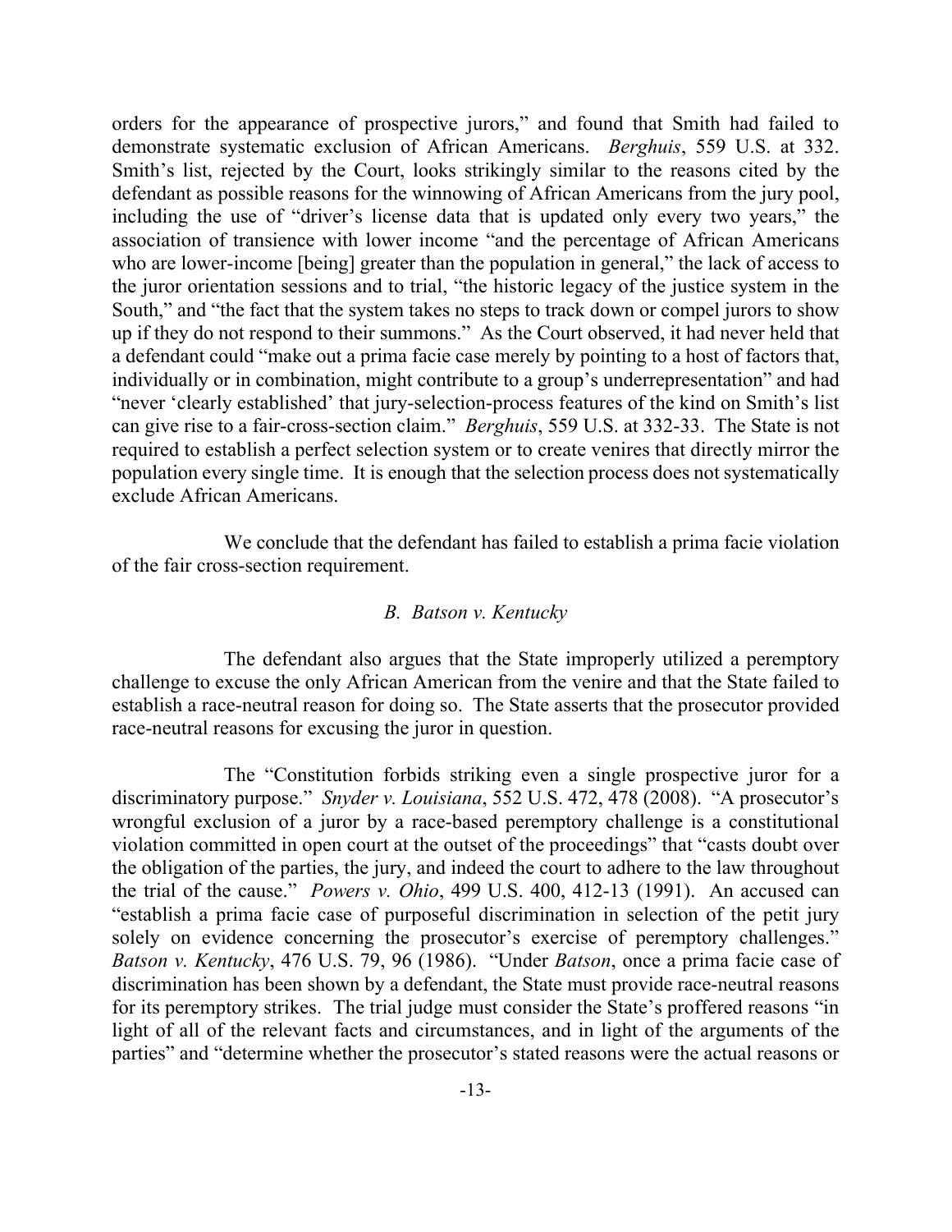orders for the appearance of prospective jurors," and found that Smith had failed to demonstrate systematic exclusion of African Americans. *Berghuis*, 559 U.S. at 332. Smith's list, rejected by the Court, looks strikingly similar to the reasons cited by the defendant as possible reasons for the winnowing of African Americans from the jury pool, including the use of "driver's license data that is updated only every two years," the association of transience with lower income "and the percentage of African Americans who are lower-income [being] greater than the population in general," the lack of access to the juror orientation sessions and to trial, "the historic legacy of the justice system in the South," and "the fact that the system takes no steps to track down or compel jurors to show up if they do not respond to their summons." As the Court observed, it had never held that a defendant could "make out a prima facie case merely by pointing to a host of factors that, individually or in combination, might contribute to a group's underrepresentation" and had "never 'clearly established' that jury-selection-process features of the kind on Smith's list can give rise to a fair-cross-section claim." *Berghuis*, 559 U.S. at 332-33. The State is not required to establish a perfect selection system or to create venires that directly mirror the population every single time. It is enough that the selection process does not systematically exclude African Americans.

We conclude that the defendant has failed to establish a prima facie violation of the fair cross-section requirement.

### *B. Batson v. Kentucky*

The defendant also argues that the State improperly utilized a peremptory challenge to excuse the only African American from the venire and that the State failed to establish a race-neutral reason for doing so. The State asserts that the prosecutor provided race-neutral reasons for excusing the juror in question.

The "Constitution forbids striking even a single prospective juror for a discriminatory purpose." *Snyder v. Louisiana*, 552 U.S. 472, 478 (2008). "A prosecutor's wrongful exclusion of a juror by a race-based peremptory challenge is a constitutional violation committed in open court at the outset of the proceedings" that "casts doubt over the obligation of the parties, the jury, and indeed the court to adhere to the law throughout the trial of the cause." *Powers v. Ohio*, 499 U.S. 400, 412-13 (1991). An accused can "establish a prima facie case of purposeful discrimination in selection of the petit jury solely on evidence concerning the prosecutor's exercise of peremptory challenges." *Batson v. Kentucky*, 476 U.S. 79, 96 (1986). "Under *Batson*, once a prima facie case of discrimination has been shown by a defendant, the State must provide race-neutral reasons for its peremptory strikes. The trial judge must consider the State's proffered reasons "in light of all of the relevant facts and circumstances, and in light of the arguments of the parties" and "determine whether the prosecutor's stated reasons were the actual reasons or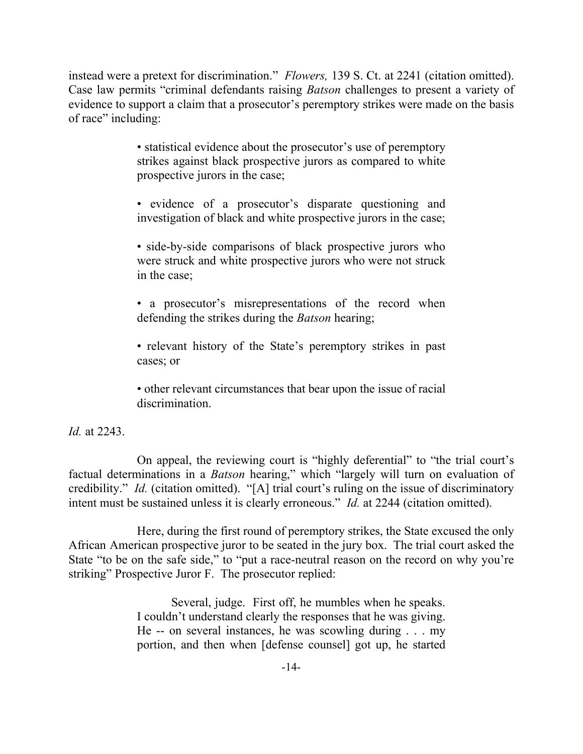instead were a pretext for discrimination." *Flowers,* 139 S. Ct. at 2241 (citation omitted). Case law permits "criminal defendants raising *Batson* challenges to present a variety of evidence to support a claim that a prosecutor's peremptory strikes were made on the basis of race" including:

> • statistical evidence about the prosecutor's use of peremptory strikes against black prospective jurors as compared to white prospective jurors in the case;
>
> • evidence of a prosecutor's disparate questioning and investigation of black and white prospective jurors in the case;
>
> • side-by-side comparisons of black prospective jurors who were struck and white prospective jurors who were not struck in the case;
>
> • a prosecutor's misrepresentations of the record when defending the strikes during the *Batson* hearing;
>
> • relevant history of the State's peremptory strikes in past cases; or
>
> • other relevant circumstances that bear upon the issue of racial discrimination.

*Id.* at 2243.

On appeal, the reviewing court is "highly deferential" to "the trial court's factual determinations in a *Batson* hearing," which "largely will turn on evaluation of credibility." *Id.* (citation omitted). "[A] trial court's ruling on the issue of discriminatory intent must be sustained unless it is clearly erroneous." *Id.* at 2244 (citation omitted).

Here, during the first round of peremptory strikes, the State excused the only African American prospective juror to be seated in the jury box. The trial court asked the State "to be on the safe side," to "put a race-neutral reason on the record on why you're striking" Prospective Juror F. The prosecutor replied:

> Several, judge. First off, he mumbles when he speaks. I couldn't understand clearly the responses that he was giving. He -- on several instances, he was scowling during . . . my portion, and then when [defense counsel] got up, he started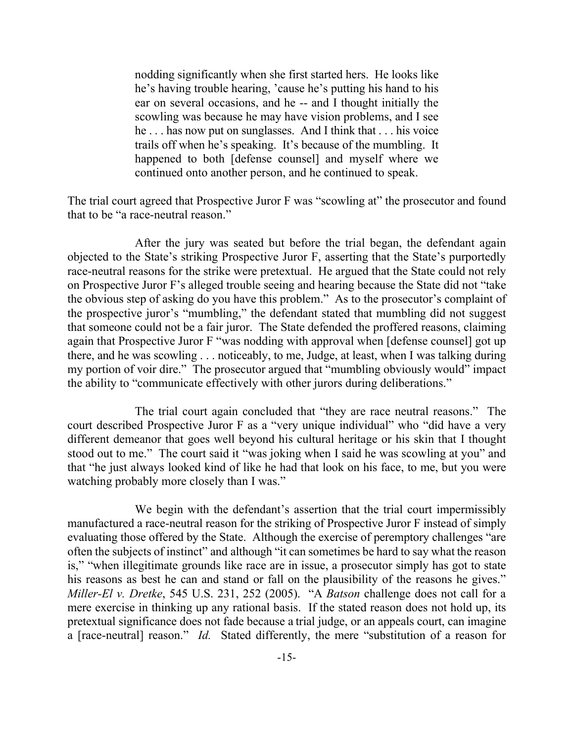> nodding significantly when she first started hers. He looks like he's having trouble hearing, 'cause he's putting his hand to his ear on several occasions, and he -- and I thought initially the scowling was because he may have vision problems, and I see he . . . has now put on sunglasses. And I think that . . . his voice trails off when he's speaking. It's because of the mumbling. It happened to both [defense counsel] and myself where we continued onto another person, and he continued to speak.

The trial court agreed that Prospective Juror F was "scowling at" the prosecutor and found that to be "a race-neutral reason."

After the jury was seated but before the trial began, the defendant again objected to the State's striking Prospective Juror F, asserting that the State's purportedly race-neutral reasons for the strike were pretextual. He argued that the State could not rely on Prospective Juror F's alleged trouble seeing and hearing because the State did not "take the obvious step of asking do you have this problem." As to the prosecutor's complaint of the prospective juror's "mumbling," the defendant stated that mumbling did not suggest that someone could not be a fair juror. The State defended the proffered reasons, claiming again that Prospective Juror F "was nodding with approval when [defense counsel] got up there, and he was scowling . . . noticeably, to me, Judge, at least, when I was talking during my portion of voir dire." The prosecutor argued that "mumbling obviously would" impact the ability to "communicate effectively with other jurors during deliberations."

The trial court again concluded that "they are race neutral reasons." The court described Prospective Juror F as a "very unique individual" who "did have a very different demeanor that goes well beyond his cultural heritage or his skin that I thought stood out to me." The court said it "was joking when I said he was scowling at you" and that "he just always looked kind of like he had that look on his face, to me, but you were watching probably more closely than I was."

We begin with the defendant's assertion that the trial court impermissibly manufactured a race-neutral reason for the striking of Prospective Juror F instead of simply evaluating those offered by the State. Although the exercise of peremptory challenges "are often the subjects of instinct" and although "it can sometimes be hard to say what the reason is," "when illegitimate grounds like race are in issue, a prosecutor simply has got to state his reasons as best he can and stand or fall on the plausibility of the reasons he gives." *Miller-El v. Dretke*, 545 U.S. 231, 252 (2005). "A *Batson* challenge does not call for a mere exercise in thinking up any rational basis. If the stated reason does not hold up, its pretextual significance does not fade because a trial judge, or an appeals court, can imagine a [race-neutral] reason." *Id.* Stated differently, the mere "substitution of a reason for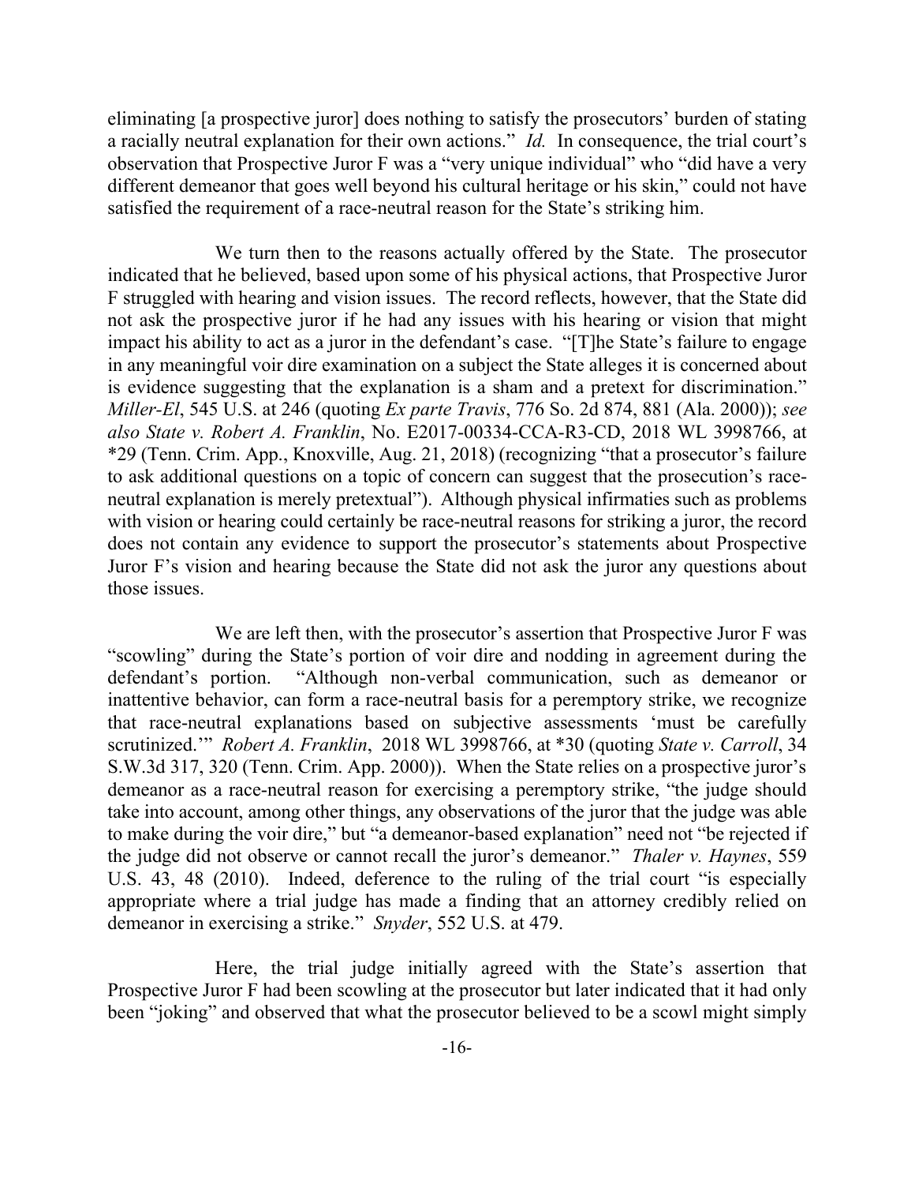eliminating [a prospective juror] does nothing to satisfy the prosecutors' burden of stating a racially neutral explanation for their own actions." *Id.* In consequence, the trial court's observation that Prospective Juror F was a "very unique individual" who "did have a very different demeanor that goes well beyond his cultural heritage or his skin," could not have satisfied the requirement of a race-neutral reason for the State's striking him.

We turn then to the reasons actually offered by the State. The prosecutor indicated that he believed, based upon some of his physical actions, that Prospective Juror F struggled with hearing and vision issues. The record reflects, however, that the State did not ask the prospective juror if he had any issues with his hearing or vision that might impact his ability to act as a juror in the defendant's case. "[T]he State's failure to engage in any meaningful voir dire examination on a subject the State alleges it is concerned about is evidence suggesting that the explanation is a sham and a pretext for discrimination." *Miller-El*, 545 U.S. at 246 (quoting *Ex parte Travis*, 776 So. 2d 874, 881 (Ala. 2000)); *see also State v. Robert A. Franklin*, No. E2017-00334-CCA-R3-CD, 2018 WL 3998766, at *29 (Tenn. Crim. App., Knoxville, Aug. 21, 2018) (recognizing "that a prosecutor's failure to ask additional questions on a topic of concern can suggest that the prosecution's race-neutral explanation is merely pretextual"). Although physical infirmaties such as problems with vision or hearing could certainly be race-neutral reasons for striking a juror, the record does not contain any evidence to support the prosecutor's statements about Prospective Juror F's vision and hearing because the State did not ask the juror any questions about those issues.

We are left then, with the prosecutor's assertion that Prospective Juror F was "scowling" during the State's portion of voir dire and nodding in agreement during the defendant's portion. "Although non-verbal communication, such as demeanor or inattentive behavior, can form a race-neutral basis for a peremptory strike, we recognize that race-neutral explanations based on subjective assessments 'must be carefully scrutinized.'" *Robert A. Franklin*, 2018 WL 3998766, at *30 (quoting *State v. Carroll*, 34 S.W.3d 317, 320 (Tenn. Crim. App. 2000)). When the State relies on a prospective juror's demeanor as a race-neutral reason for exercising a peremptory strike, "the judge should take into account, among other things, any observations of the juror that the judge was able to make during the voir dire," but "a demeanor-based explanation" need not "be rejected if the judge did not observe or cannot recall the juror's demeanor." *Thaler v. Haynes*, 559 U.S. 43, 48 (2010). Indeed, deference to the ruling of the trial court "is especially appropriate where a trial judge has made a finding that an attorney credibly relied on demeanor in exercising a strike." *Snyder*, 552 U.S. at 479.

Here, the trial judge initially agreed with the State's assertion that Prospective Juror F had been scowling at the prosecutor but later indicated that it had only been "joking" and observed that what the prosecutor believed to be a scowl might simply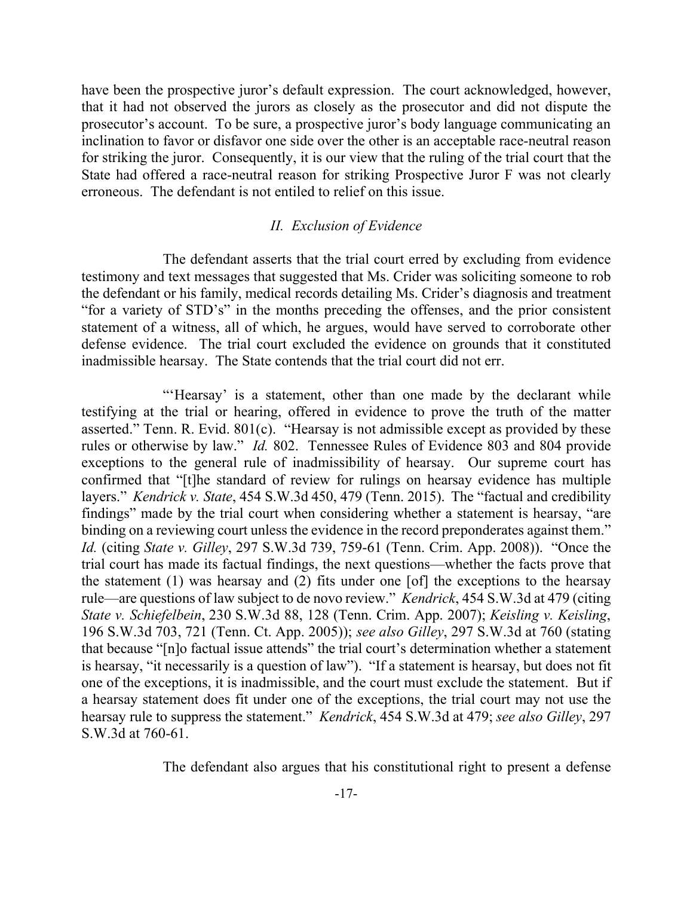have been the prospective juror's default expression. The court acknowledged, however, that it had not observed the jurors as closely as the prosecutor and did not dispute the prosecutor's account. To be sure, a prospective juror's body language communicating an inclination to favor or disfavor one side over the other is an acceptable race-neutral reason for striking the juror. Consequently, it is our view that the ruling of the trial court that the State had offered a race-neutral reason for striking Prospective Juror F was not clearly erroneous. The defendant is not entiled to relief on this issue.

## *II. Exclusion of Evidence*

The defendant asserts that the trial court erred by excluding from evidence testimony and text messages that suggested that Ms. Crider was soliciting someone to rob the defendant or his family, medical records detailing Ms. Crider's diagnosis and treatment "for a variety of STD's" in the months preceding the offenses, and the prior consistent statement of a witness, all of which, he argues, would have served to corroborate other defense evidence. The trial court excluded the evidence on grounds that it constituted inadmissible hearsay. The State contends that the trial court did not err.

"'Hearsay' is a statement, other than one made by the declarant while testifying at the trial or hearing, offered in evidence to prove the truth of the matter asserted." Tenn. R. Evid. 801(c). "Hearsay is not admissible except as provided by these rules or otherwise by law." *Id.* 802. Tennessee Rules of Evidence 803 and 804 provide exceptions to the general rule of inadmissibility of hearsay. Our supreme court has confirmed that "[t]he standard of review for rulings on hearsay evidence has multiple layers." *Kendrick v. State*, 454 S.W.3d 450, 479 (Tenn. 2015). The "factual and credibility findings" made by the trial court when considering whether a statement is hearsay, "are binding on a reviewing court unless the evidence in the record preponderates against them." *Id.* (citing *State v. Gilley*, 297 S.W.3d 739, 759-61 (Tenn. Crim. App. 2008)). "Once the trial court has made its factual findings, the next questions—whether the facts prove that the statement (1) was hearsay and (2) fits under one [of] the exceptions to the hearsay rule—are questions of law subject to de novo review." *Kendrick*, 454 S.W.3d at 479 (citing *State v. Schiefelbein*, 230 S.W.3d 88, 128 (Tenn. Crim. App. 2007); *Keisling v. Keisling*, 196 S.W.3d 703, 721 (Tenn. Ct. App. 2005)); *see also Gilley*, 297 S.W.3d at 760 (stating that because "[n]o factual issue attends" the trial court's determination whether a statement is hearsay, "it necessarily is a question of law"). "If a statement is hearsay, but does not fit one of the exceptions, it is inadmissible, and the court must exclude the statement. But if a hearsay statement does fit under one of the exceptions, the trial court may not use the hearsay rule to suppress the statement." *Kendrick*, 454 S.W.3d at 479; *see also Gilley*, 297 S.W.3d at 760-61.

The defendant also argues that his constitutional right to present a defense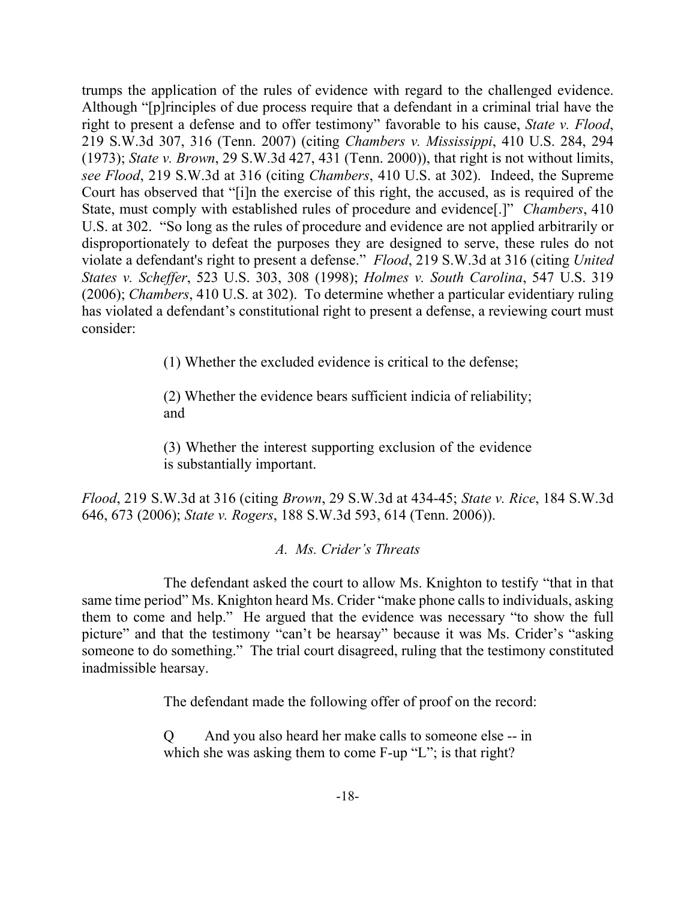trumps the application of the rules of evidence with regard to the challenged evidence. Although "[p]rinciples of due process require that a defendant in a criminal trial have the right to present a defense and to offer testimony" favorable to his cause, *State v. Flood*, 219 S.W.3d 307, 316 (Tenn. 2007) (citing *Chambers v. Mississippi*, 410 U.S. 284, 294 (1973); *State v. Brown*, 29 S.W.3d 427, 431 (Tenn. 2000)), that right is not without limits, *see Flood*, 219 S.W.3d at 316 (citing *Chambers*, 410 U.S. at 302). Indeed, the Supreme Court has observed that "[i]n the exercise of this right, the accused, as is required of the State, must comply with established rules of procedure and evidence[.]" *Chambers*, 410 U.S. at 302. "So long as the rules of procedure and evidence are not applied arbitrarily or disproportionately to defeat the purposes they are designed to serve, these rules do not violate a defendant's right to present a defense." *Flood*, 219 S.W.3d at 316 (citing *United States v. Scheffer*, 523 U.S. 303, 308 (1998); *Holmes v. South Carolina*, 547 U.S. 319 (2006); *Chambers*, 410 U.S. at 302). To determine whether a particular evidentiary ruling has violated a defendant's constitutional right to present a defense, a reviewing court must consider:

> (1) Whether the excluded evidence is critical to the defense;
>
> (2) Whether the evidence bears sufficient indicia of reliability; and
>
> (3) Whether the interest supporting exclusion of the evidence is substantially important.

*Flood*, 219 S.W.3d at 316 (citing *Brown*, 29 S.W.3d at 434-45; *State v. Rice*, 184 S.W.3d 646, 673 (2006); *State v. Rogers*, 188 S.W.3d 593, 614 (Tenn. 2006)).

*A. Ms. Crider's Threats*

The defendant asked the court to allow Ms. Knighton to testify "that in that same time period" Ms. Knighton heard Ms. Crider "make phone calls to individuals, asking them to come and help." He argued that the evidence was necessary "to show the full picture" and that the testimony "can't be hearsay" because it was Ms. Crider's "asking someone to do something." The trial court disagreed, ruling that the testimony constituted inadmissible hearsay.

The defendant made the following offer of proof on the record:

> Q And you also heard her make calls to someone else -- in which she was asking them to come F-up "L"; is that right?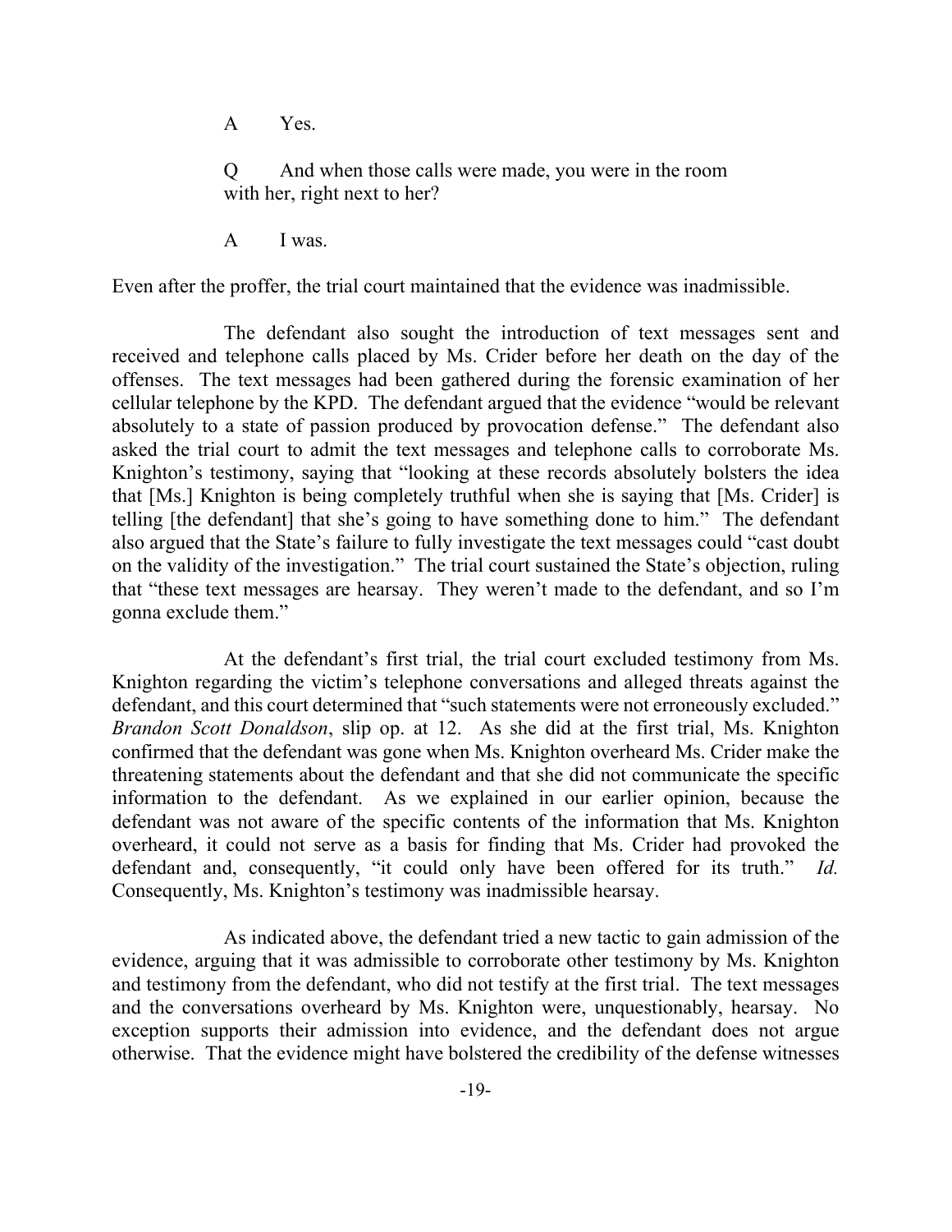A Yes.

Q And when those calls were made, you were in the room with her, right next to her?

A I was.

Even after the proffer, the trial court maintained that the evidence was inadmissible.

The defendant also sought the introduction of text messages sent and received and telephone calls placed by Ms. Crider before her death on the day of the offenses. The text messages had been gathered during the forensic examination of her cellular telephone by the KPD. The defendant argued that the evidence "would be relevant absolutely to a state of passion produced by provocation defense." The defendant also asked the trial court to admit the text messages and telephone calls to corroborate Ms. Knighton's testimony, saying that "looking at these records absolutely bolsters the idea that [Ms.] Knighton is being completely truthful when she is saying that [Ms. Crider] is telling [the defendant] that she's going to have something done to him." The defendant also argued that the State's failure to fully investigate the text messages could "cast doubt on the validity of the investigation." The trial court sustained the State's objection, ruling that "these text messages are hearsay. They weren't made to the defendant, and so I'm gonna exclude them."

At the defendant's first trial, the trial court excluded testimony from Ms. Knighton regarding the victim's telephone conversations and alleged threats against the defendant, and this court determined that "such statements were not erroneously excluded." *Brandon Scott Donaldson*, slip op. at 12. As she did at the first trial, Ms. Knighton confirmed that the defendant was gone when Ms. Knighton overheard Ms. Crider make the threatening statements about the defendant and that she did not communicate the specific information to the defendant. As we explained in our earlier opinion, because the defendant was not aware of the specific contents of the information that Ms. Knighton overheard, it could not serve as a basis for finding that Ms. Crider had provoked the defendant and, consequently, "it could only have been offered for its truth." *Id.* Consequently, Ms. Knighton's testimony was inadmissible hearsay.

As indicated above, the defendant tried a new tactic to gain admission of the evidence, arguing that it was admissible to corroborate other testimony by Ms. Knighton and testimony from the defendant, who did not testify at the first trial. The text messages and the conversations overheard by Ms. Knighton were, unquestionably, hearsay. No exception supports their admission into evidence, and the defendant does not argue otherwise. That the evidence might have bolstered the credibility of the defense witnesses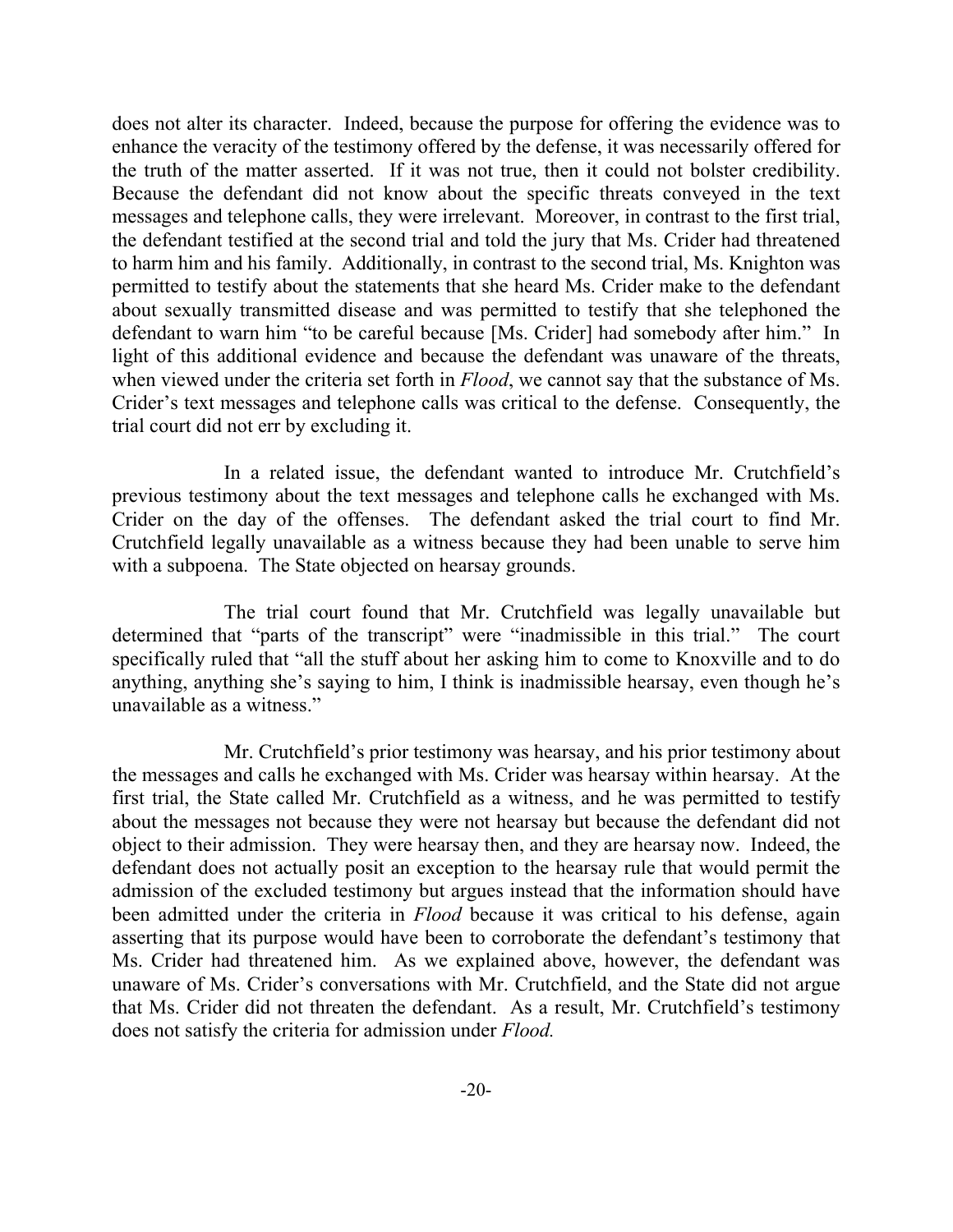does not alter its character. Indeed, because the purpose for offering the evidence was to enhance the veracity of the testimony offered by the defense, it was necessarily offered for the truth of the matter asserted. If it was not true, then it could not bolster credibility. Because the defendant did not know about the specific threats conveyed in the text messages and telephone calls, they were irrelevant. Moreover, in contrast to the first trial, the defendant testified at the second trial and told the jury that Ms. Crider had threatened to harm him and his family. Additionally, in contrast to the second trial, Ms. Knighton was permitted to testify about the statements that she heard Ms. Crider make to the defendant about sexually transmitted disease and was permitted to testify that she telephoned the defendant to warn him "to be careful because [Ms. Crider] had somebody after him." In light of this additional evidence and because the defendant was unaware of the threats, when viewed under the criteria set forth in *Flood*, we cannot say that the substance of Ms. Crider's text messages and telephone calls was critical to the defense. Consequently, the trial court did not err by excluding it.

In a related issue, the defendant wanted to introduce Mr. Crutchfield's previous testimony about the text messages and telephone calls he exchanged with Ms. Crider on the day of the offenses. The defendant asked the trial court to find Mr. Crutchfield legally unavailable as a witness because they had been unable to serve him with a subpoena. The State objected on hearsay grounds.

The trial court found that Mr. Crutchfield was legally unavailable but determined that "parts of the transcript" were "inadmissible in this trial." The court specifically ruled that "all the stuff about her asking him to come to Knoxville and to do anything, anything she's saying to him, I think is inadmissible hearsay, even though he's unavailable as a witness."

Mr. Crutchfield's prior testimony was hearsay, and his prior testimony about the messages and calls he exchanged with Ms. Crider was hearsay within hearsay. At the first trial, the State called Mr. Crutchfield as a witness, and he was permitted to testify about the messages not because they were not hearsay but because the defendant did not object to their admission. They were hearsay then, and they are hearsay now. Indeed, the defendant does not actually posit an exception to the hearsay rule that would permit the admission of the excluded testimony but argues instead that the information should have been admitted under the criteria in *Flood* because it was critical to his defense, again asserting that its purpose would have been to corroborate the defendant's testimony that Ms. Crider had threatened him. As we explained above, however, the defendant was unaware of Ms. Crider's conversations with Mr. Crutchfield, and the State did not argue that Ms. Crider did not threaten the defendant. As a result, Mr. Crutchfield's testimony does not satisfy the criteria for admission under *Flood.*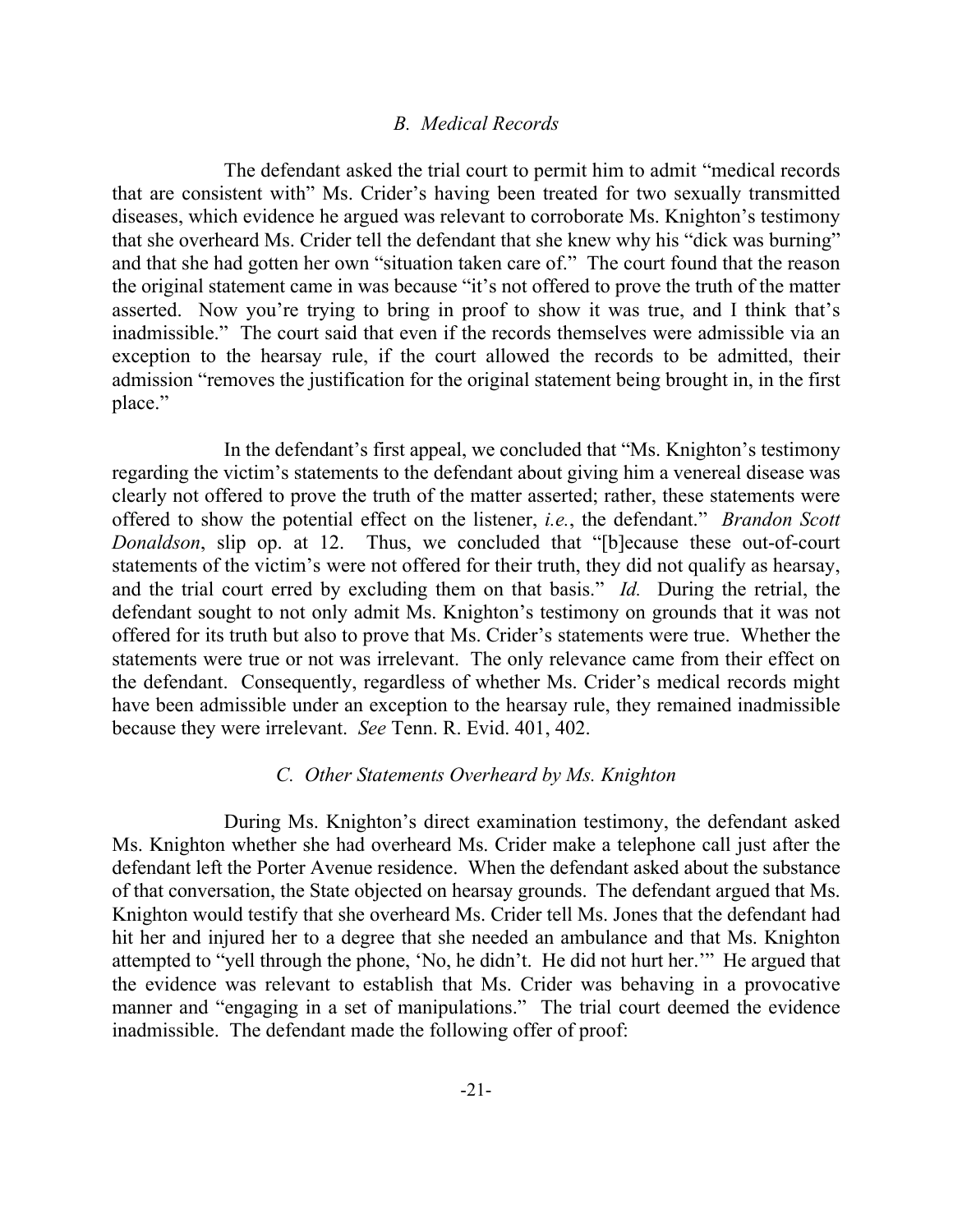### *B. Medical Records*

The defendant asked the trial court to permit him to admit "medical records that are consistent with" Ms. Crider's having been treated for two sexually transmitted diseases, which evidence he argued was relevant to corroborate Ms. Knighton's testimony that she overheard Ms. Crider tell the defendant that she knew why his "dick was burning" and that she had gotten her own "situation taken care of." The court found that the reason the original statement came in was because "it's not offered to prove the truth of the matter asserted. Now you're trying to bring in proof to show it was true, and I think that's inadmissible." The court said that even if the records themselves were admissible via an exception to the hearsay rule, if the court allowed the records to be admitted, their admission "removes the justification for the original statement being brought in, in the first place."

In the defendant's first appeal, we concluded that "Ms. Knighton's testimony regarding the victim's statements to the defendant about giving him a venereal disease was clearly not offered to prove the truth of the matter asserted; rather, these statements were offered to show the potential effect on the listener, *i.e.*, the defendant." *Brandon Scott Donaldson*, slip op. at 12. Thus, we concluded that "[b]ecause these out-of-court statements of the victim's were not offered for their truth, they did not qualify as hearsay, and the trial court erred by excluding them on that basis." *Id.* During the retrial, the defendant sought to not only admit Ms. Knighton's testimony on grounds that it was not offered for its truth but also to prove that Ms. Crider's statements were true. Whether the statements were true or not was irrelevant. The only relevance came from their effect on the defendant. Consequently, regardless of whether Ms. Crider's medical records might have been admissible under an exception to the hearsay rule, they remained inadmissible because they were irrelevant. *See* Tenn. R. Evid. 401, 402.

### *C. Other Statements Overheard by Ms. Knighton*

During Ms. Knighton's direct examination testimony, the defendant asked Ms. Knighton whether she had overheard Ms. Crider make a telephone call just after the defendant left the Porter Avenue residence. When the defendant asked about the substance of that conversation, the State objected on hearsay grounds. The defendant argued that Ms. Knighton would testify that she overheard Ms. Crider tell Ms. Jones that the defendant had hit her and injured her to a degree that she needed an ambulance and that Ms. Knighton attempted to "yell through the phone, 'No, he didn't. He did not hurt her.'" He argued that the evidence was relevant to establish that Ms. Crider was behaving in a provocative manner and "engaging in a set of manipulations." The trial court deemed the evidence inadmissible. The defendant made the following offer of proof: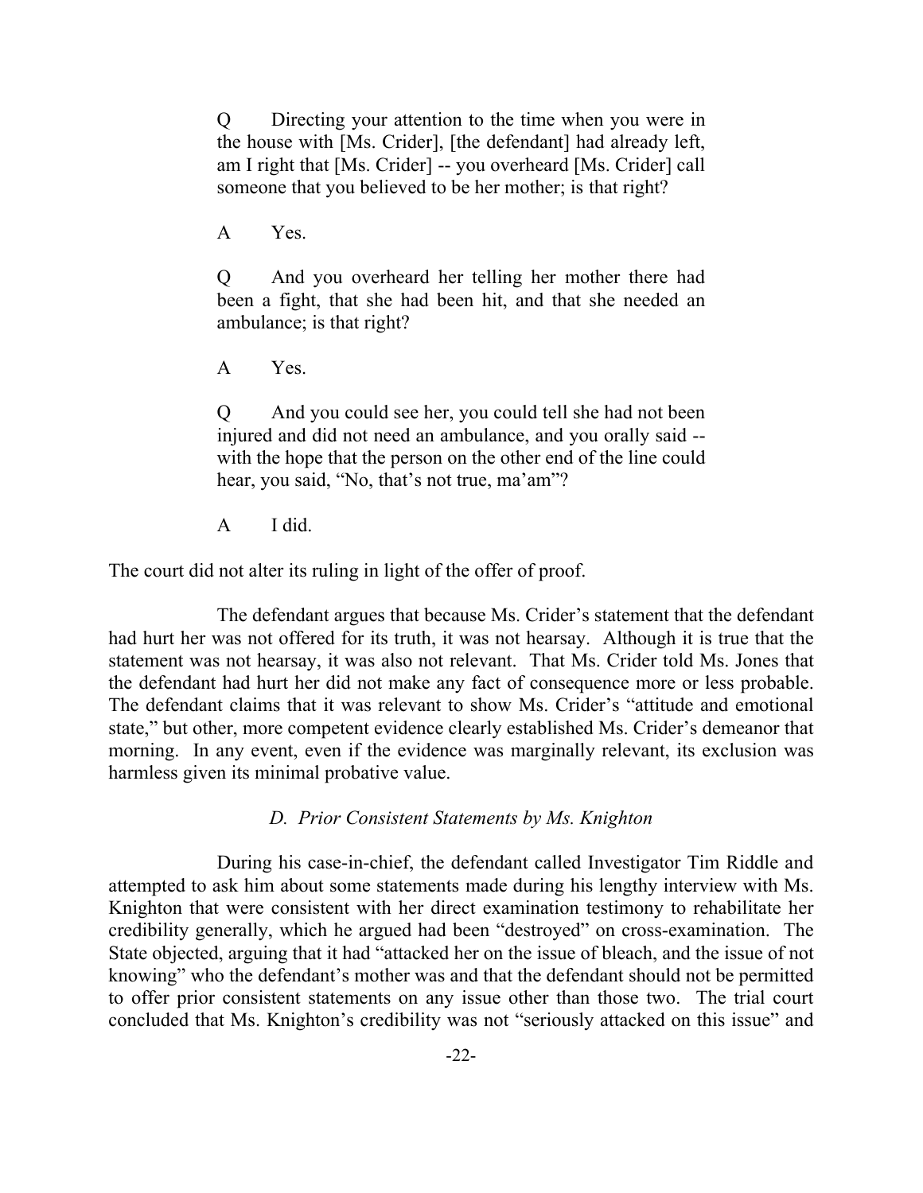> Q Directing your attention to the time when you were in the house with [Ms. Crider], [the defendant] had already left, am I right that [Ms. Crider] -- you overheard [Ms. Crider] call someone that you believed to be her mother; is that right?
>
> A Yes.
>
> Q And you overheard her telling her mother there had been a fight, that she had been hit, and that she needed an ambulance; is that right?
>
> A Yes.
>
> Q And you could see her, you could tell she had not been injured and did not need an ambulance, and you orally said -- with the hope that the person on the other end of the line could hear, you said, "No, that's not true, ma'am"?
>
> A I did.

The court did not alter its ruling in light of the offer of proof.

The defendant argues that because Ms. Crider's statement that the defendant had hurt her was not offered for its truth, it was not hearsay. Although it is true that the statement was not hearsay, it was also not relevant. That Ms. Crider told Ms. Jones that the defendant had hurt her did not make any fact of consequence more or less probable. The defendant claims that it was relevant to show Ms. Crider's "attitude and emotional state," but other, more competent evidence clearly established Ms. Crider's demeanor that morning. In any event, even if the evidence was marginally relevant, its exclusion was harmless given its minimal probative value.

### *D. Prior Consistent Statements by Ms. Knighton*

During his case-in-chief, the defendant called Investigator Tim Riddle and attempted to ask him about some statements made during his lengthy interview with Ms. Knighton that were consistent with her direct examination testimony to rehabilitate her credibility generally, which he argued had been "destroyed" on cross-examination. The State objected, arguing that it had "attacked her on the issue of bleach, and the issue of not knowing" who the defendant's mother was and that the defendant should not be permitted to offer prior consistent statements on any issue other than those two. The trial court concluded that Ms. Knighton's credibility was not "seriously attacked on this issue" and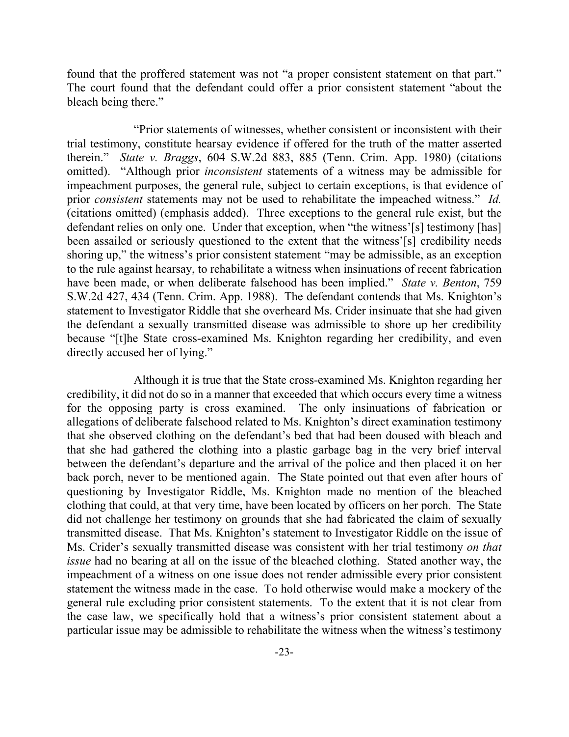found that the proffered statement was not "a proper consistent statement on that part." The court found that the defendant could offer a prior consistent statement "about the bleach being there."

"Prior statements of witnesses, whether consistent or inconsistent with their trial testimony, constitute hearsay evidence if offered for the truth of the matter asserted therein." *State v. Braggs*, 604 S.W.2d 883, 885 (Tenn. Crim. App. 1980) (citations omitted). "Although prior *inconsistent* statements of a witness may be admissible for impeachment purposes, the general rule, subject to certain exceptions, is that evidence of prior *consistent* statements may not be used to rehabilitate the impeached witness." *Id.* (citations omitted) (emphasis added). Three exceptions to the general rule exist, but the defendant relies on only one. Under that exception, when "the witness'[s] testimony [has] been assailed or seriously questioned to the extent that the witness'[s] credibility needs shoring up," the witness's prior consistent statement "may be admissible, as an exception to the rule against hearsay, to rehabilitate a witness when insinuations of recent fabrication have been made, or when deliberate falsehood has been implied." *State v. Benton*, 759 S.W.2d 427, 434 (Tenn. Crim. App. 1988). The defendant contends that Ms. Knighton's statement to Investigator Riddle that she overheard Ms. Crider insinuate that she had given the defendant a sexually transmitted disease was admissible to shore up her credibility because "[t]he State cross-examined Ms. Knighton regarding her credibility, and even directly accused her of lying."

Although it is true that the State cross-examined Ms. Knighton regarding her credibility, it did not do so in a manner that exceeded that which occurs every time a witness for the opposing party is cross examined. The only insinuations of fabrication or allegations of deliberate falsehood related to Ms. Knighton's direct examination testimony that she observed clothing on the defendant's bed that had been doused with bleach and that she had gathered the clothing into a plastic garbage bag in the very brief interval between the defendant's departure and the arrival of the police and then placed it on her back porch, never to be mentioned again. The State pointed out that even after hours of questioning by Investigator Riddle, Ms. Knighton made no mention of the bleached clothing that could, at that very time, have been located by officers on her porch. The State did not challenge her testimony on grounds that she had fabricated the claim of sexually transmitted disease. That Ms. Knighton's statement to Investigator Riddle on the issue of Ms. Crider's sexually transmitted disease was consistent with her trial testimony *on that issue* had no bearing at all on the issue of the bleached clothing. Stated another way, the impeachment of a witness on one issue does not render admissible every prior consistent statement the witness made in the case. To hold otherwise would make a mockery of the general rule excluding prior consistent statements. To the extent that it is not clear from the case law, we specifically hold that a witness's prior consistent statement about a particular issue may be admissible to rehabilitate the witness when the witness's testimony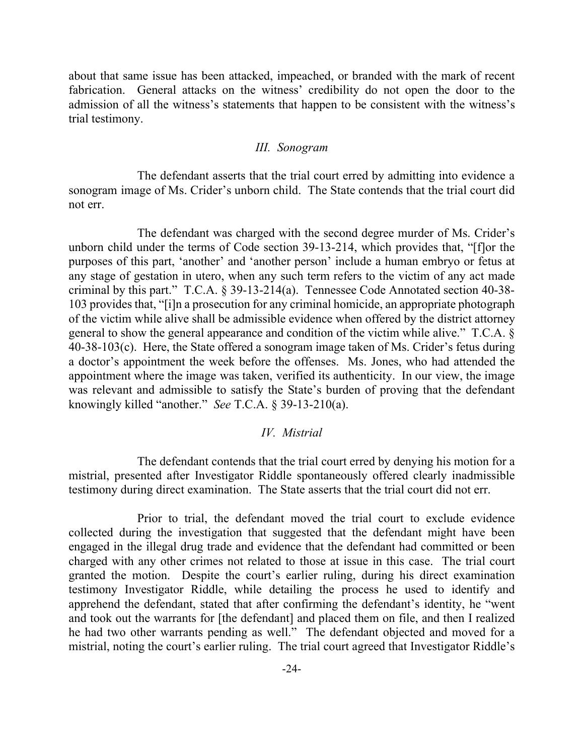about that same issue has been attacked, impeached, or branded with the mark of recent fabrication. General attacks on the witness' credibility do not open the door to the admission of all the witness's statements that happen to be consistent with the witness's trial testimony.

### *III. Sonogram*

The defendant asserts that the trial court erred by admitting into evidence a sonogram image of Ms. Crider's unborn child. The State contends that the trial court did not err.

The defendant was charged with the second degree murder of Ms. Crider's unborn child under the terms of Code section 39-13-214, which provides that, "[f]or the purposes of this part, 'another' and 'another person' include a human embryo or fetus at any stage of gestation in utero, when any such term refers to the victim of any act made criminal by this part." T.C.A. § 39-13-214(a). Tennessee Code Annotated section 40-38-103 provides that, "[i]n a prosecution for any criminal homicide, an appropriate photograph of the victim while alive shall be admissible evidence when offered by the district attorney general to show the general appearance and condition of the victim while alive." T.C.A. § 40-38-103(c). Here, the State offered a sonogram image taken of Ms. Crider's fetus during a doctor's appointment the week before the offenses. Ms. Jones, who had attended the appointment where the image was taken, verified its authenticity. In our view, the image was relevant and admissible to satisfy the State's burden of proving that the defendant knowingly killed "another." *See* T.C.A. § 39-13-210(a).

### *IV. Mistrial*

The defendant contends that the trial court erred by denying his motion for a mistrial, presented after Investigator Riddle spontaneously offered clearly inadmissible testimony during direct examination. The State asserts that the trial court did not err.

Prior to trial, the defendant moved the trial court to exclude evidence collected during the investigation that suggested that the defendant might have been engaged in the illegal drug trade and evidence that the defendant had committed or been charged with any other crimes not related to those at issue in this case. The trial court granted the motion. Despite the court's earlier ruling, during his direct examination testimony Investigator Riddle, while detailing the process he used to identify and apprehend the defendant, stated that after confirming the defendant's identity, he "went and took out the warrants for [the defendant] and placed them on file, and then I realized he had two other warrants pending as well." The defendant objected and moved for a mistrial, noting the court's earlier ruling. The trial court agreed that Investigator Riddle's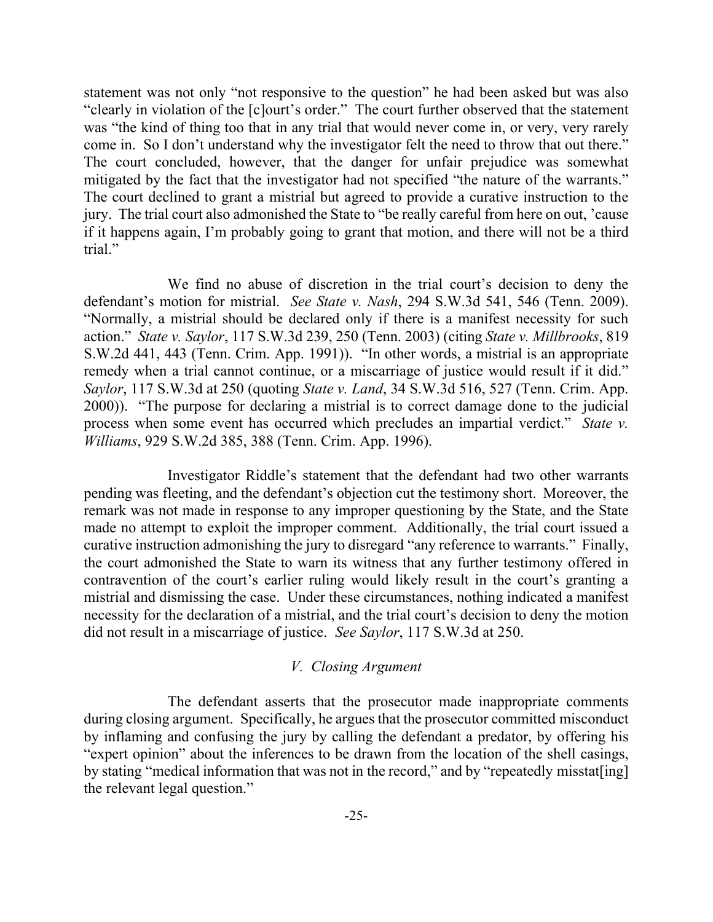statement was not only "not responsive to the question" he had been asked but was also "clearly in violation of the [c]ourt's order." The court further observed that the statement was "the kind of thing too that in any trial that would never come in, or very, very rarely come in. So I don't understand why the investigator felt the need to throw that out there." The court concluded, however, that the danger for unfair prejudice was somewhat mitigated by the fact that the investigator had not specified "the nature of the warrants." The court declined to grant a mistrial but agreed to provide a curative instruction to the jury. The trial court also admonished the State to "be really careful from here on out, 'cause if it happens again, I'm probably going to grant that motion, and there will not be a third trial."

We find no abuse of discretion in the trial court's decision to deny the defendant's motion for mistrial. *See State v. Nash*, 294 S.W.3d 541, 546 (Tenn. 2009). "Normally, a mistrial should be declared only if there is a manifest necessity for such action." *State v. Saylor*, 117 S.W.3d 239, 250 (Tenn. 2003) (citing *State v. Millbrooks*, 819 S.W.2d 441, 443 (Tenn. Crim. App. 1991)). "In other words, a mistrial is an appropriate remedy when a trial cannot continue, or a miscarriage of justice would result if it did." *Saylor*, 117 S.W.3d at 250 (quoting *State v. Land*, 34 S.W.3d 516, 527 (Tenn. Crim. App. 2000)). "The purpose for declaring a mistrial is to correct damage done to the judicial process when some event has occurred which precludes an impartial verdict." *State v. Williams*, 929 S.W.2d 385, 388 (Tenn. Crim. App. 1996).

Investigator Riddle's statement that the defendant had two other warrants pending was fleeting, and the defendant's objection cut the testimony short. Moreover, the remark was not made in response to any improper questioning by the State, and the State made no attempt to exploit the improper comment. Additionally, the trial court issued a curative instruction admonishing the jury to disregard "any reference to warrants." Finally, the court admonished the State to warn its witness that any further testimony offered in contravention of the court's earlier ruling would likely result in the court's granting a mistrial and dismissing the case. Under these circumstances, nothing indicated a manifest necessity for the declaration of a mistrial, and the trial court's decision to deny the motion did not result in a miscarriage of justice. *See Saylor*, 117 S.W.3d at 250.

### *V. Closing Argument*

The defendant asserts that the prosecutor made inappropriate comments during closing argument. Specifically, he argues that the prosecutor committed misconduct by inflaming and confusing the jury by calling the defendant a predator, by offering his "expert opinion" about the inferences to be drawn from the location of the shell casings, by stating "medical information that was not in the record," and by "repeatedly misstat[ing] the relevant legal question."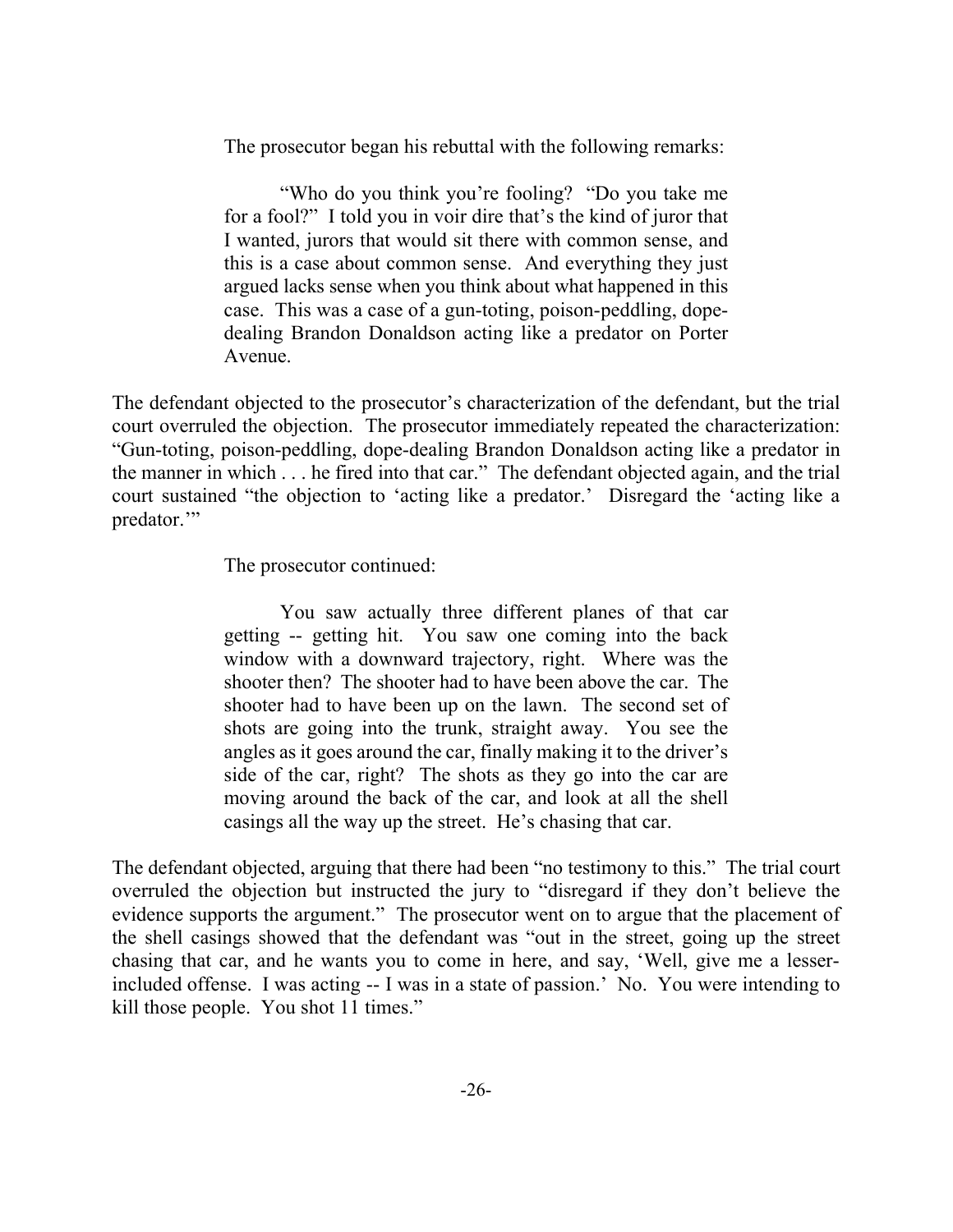The prosecutor began his rebuttal with the following remarks:

> "Who do you think you're fooling? "Do you take me for a fool?" I told you in voir dire that's the kind of juror that I wanted, jurors that would sit there with common sense, and this is a case about common sense. And everything they just argued lacks sense when you think about what happened in this case. This was a case of a gun-toting, poison-peddling, dope-dealing Brandon Donaldson acting like a predator on Porter Avenue.

The defendant objected to the prosecutor's characterization of the defendant, but the trial court overruled the objection. The prosecutor immediately repeated the characterization: "Gun-toting, poison-peddling, dope-dealing Brandon Donaldson acting like a predator in the manner in which . . . he fired into that car." The defendant objected again, and the trial court sustained "the objection to 'acting like a predator.' Disregard the 'acting like a predator.'"

The prosecutor continued:

> You saw actually three different planes of that car getting -- getting hit. You saw one coming into the back window with a downward trajectory, right. Where was the shooter then? The shooter had to have been above the car. The shooter had to have been up on the lawn. The second set of shots are going into the trunk, straight away. You see the angles as it goes around the car, finally making it to the driver's side of the car, right? The shots as they go into the car are moving around the back of the car, and look at all the shell casings all the way up the street. He's chasing that car.

The defendant objected, arguing that there had been "no testimony to this." The trial court overruled the objection but instructed the jury to "disregard if they don't believe the evidence supports the argument." The prosecutor went on to argue that the placement of the shell casings showed that the defendant was "out in the street, going up the street chasing that car, and he wants you to come in here, and say, 'Well, give me a lesser-included offense. I was acting -- I was in a state of passion.' No. You were intending to kill those people. You shot 11 times."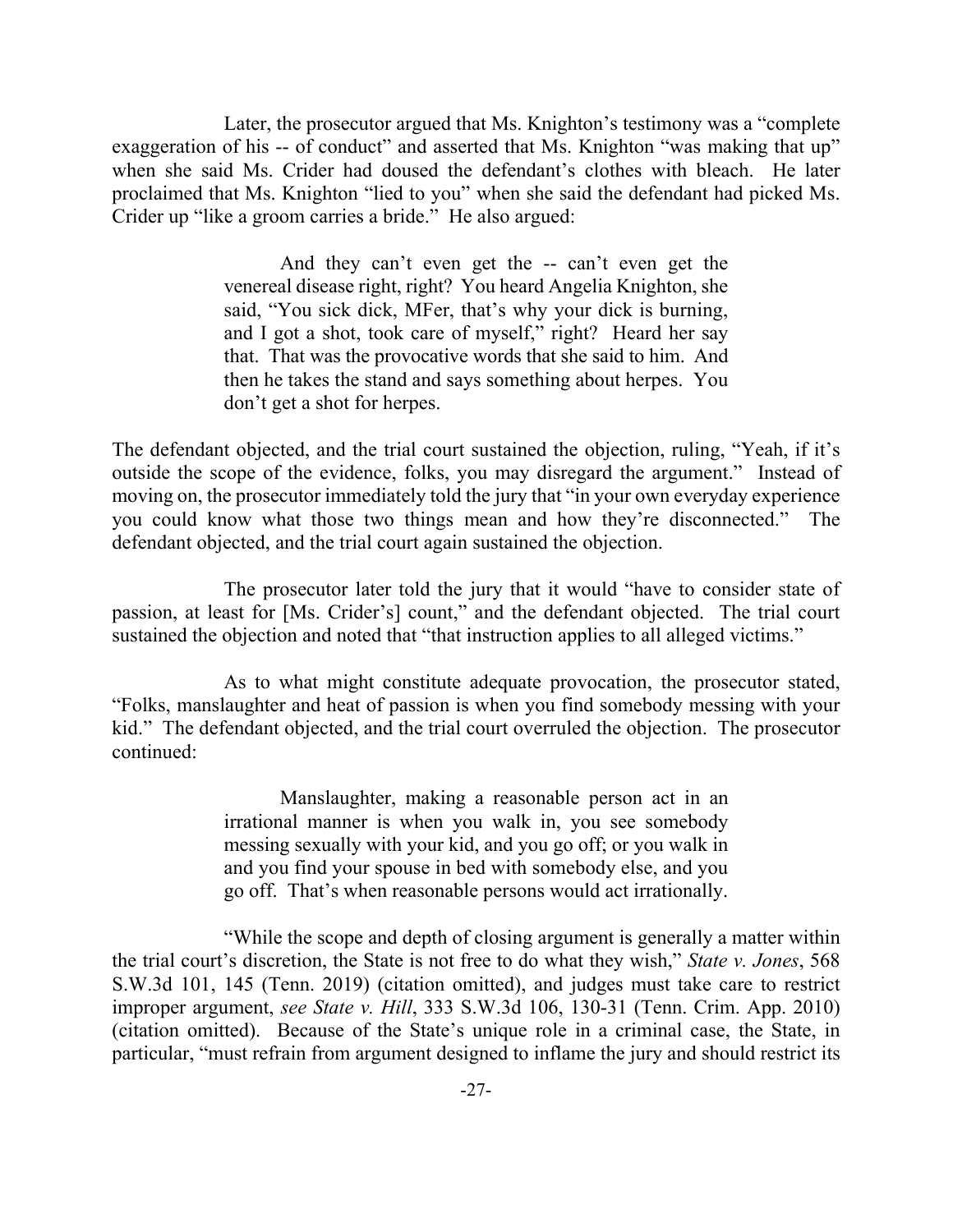Later, the prosecutor argued that Ms. Knighton's testimony was a "complete exaggeration of his -- of conduct" and asserted that Ms. Knighton "was making that up" when she said Ms. Crider had doused the defendant's clothes with bleach. He later proclaimed that Ms. Knighton "lied to you" when she said the defendant had picked Ms. Crider up "like a groom carries a bride." He also argued:

> And they can't even get the -- can't even get the venereal disease right, right? You heard Angelia Knighton, she said, "You sick dick, MFer, that's why your dick is burning, and I got a shot, took care of myself," right? Heard her say that. That was the provocative words that she said to him. And then he takes the stand and says something about herpes. You don't get a shot for herpes.

The defendant objected, and the trial court sustained the objection, ruling, "Yeah, if it's outside the scope of the evidence, folks, you may disregard the argument." Instead of moving on, the prosecutor immediately told the jury that "in your own everyday experience you could know what those two things mean and how they're disconnected." The defendant objected, and the trial court again sustained the objection.

The prosecutor later told the jury that it would "have to consider state of passion, at least for [Ms. Crider's] count," and the defendant objected. The trial court sustained the objection and noted that "that instruction applies to all alleged victims."

As to what might constitute adequate provocation, the prosecutor stated, "Folks, manslaughter and heat of passion is when you find somebody messing with your kid." The defendant objected, and the trial court overruled the objection. The prosecutor continued:

> Manslaughter, making a reasonable person act in an irrational manner is when you walk in, you see somebody messing sexually with your kid, and you go off; or you walk in and you find your spouse in bed with somebody else, and you go off. That's when reasonable persons would act irrationally.

"While the scope and depth of closing argument is generally a matter within the trial court's discretion, the State is not free to do what they wish," *State v. Jones*, 568 S.W.3d 101, 145 (Tenn. 2019) (citation omitted), and judges must take care to restrict improper argument, *see State v. Hill*, 333 S.W.3d 106, 130-31 (Tenn. Crim. App. 2010) (citation omitted). Because of the State's unique role in a criminal case, the State, in particular, "must refrain from argument designed to inflame the jury and should restrict its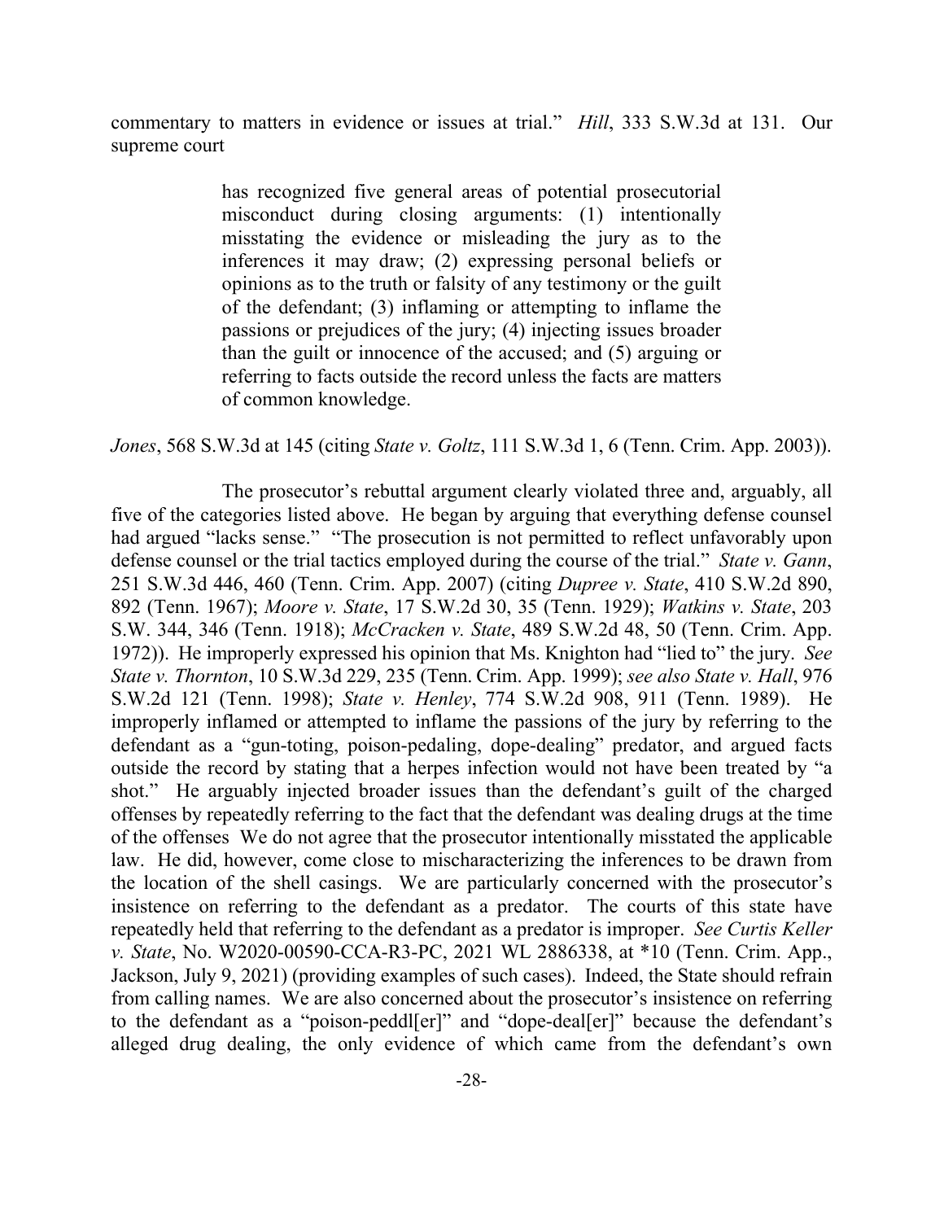commentary to matters in evidence or issues at trial." *Hill*, 333 S.W.3d at 131. Our supreme court

> has recognized five general areas of potential prosecutorial misconduct during closing arguments: (1) intentionally misstating the evidence or misleading the jury as to the inferences it may draw; (2) expressing personal beliefs or opinions as to the truth or falsity of any testimony or the guilt of the defendant; (3) inflaming or attempting to inflame the passions or prejudices of the jury; (4) injecting issues broader than the guilt or innocence of the accused; and (5) arguing or referring to facts outside the record unless the facts are matters of common knowledge.

*Jones*, 568 S.W.3d at 145 (citing *State v. Goltz*, 111 S.W.3d 1, 6 (Tenn. Crim. App. 2003)).

The prosecutor's rebuttal argument clearly violated three and, arguably, all five of the categories listed above. He began by arguing that everything defense counsel had argued "lacks sense." "The prosecution is not permitted to reflect unfavorably upon defense counsel or the trial tactics employed during the course of the trial." *State v. Gann*, 251 S.W.3d 446, 460 (Tenn. Crim. App. 2007) (citing *Dupree v. State*, 410 S.W.2d 890, 892 (Tenn. 1967); *Moore v. State*, 17 S.W.2d 30, 35 (Tenn. 1929); *Watkins v. State*, 203 S.W. 344, 346 (Tenn. 1918); *McCracken v. State*, 489 S.W.2d 48, 50 (Tenn. Crim. App. 1972)). He improperly expressed his opinion that Ms. Knighton had "lied to" the jury. *See State v. Thornton*, 10 S.W.3d 229, 235 (Tenn. Crim. App. 1999); *see also State v. Hall*, 976 S.W.2d 121 (Tenn. 1998); *State v. Henley*, 774 S.W.2d 908, 911 (Tenn. 1989). He improperly inflamed or attempted to inflame the passions of the jury by referring to the defendant as a "gun-toting, poison-pedaling, dope-dealing" predator, and argued facts outside the record by stating that a herpes infection would not have been treated by "a shot." He arguably injected broader issues than the defendant's guilt of the charged offenses by repeatedly referring to the fact that the defendant was dealing drugs at the time of the offenses We do not agree that the prosecutor intentionally misstated the applicable law. He did, however, come close to mischaracterizing the inferences to be drawn from the location of the shell casings. We are particularly concerned with the prosecutor's insistence on referring to the defendant as a predator. The courts of this state have repeatedly held that referring to the defendant as a predator is improper. *See Curtis Keller v. State*, No. W2020-00590-CCA-R3-PC, 2021 WL 2886338, at *10 (Tenn. Crim. App., Jackson, July 9, 2021) (providing examples of such cases). Indeed, the State should refrain from calling names. We are also concerned about the prosecutor's insistence on referring to the defendant as a "poison-peddl[er]" and "dope-deal[er]" because the defendant's alleged drug dealing, the only evidence of which came from the defendant's own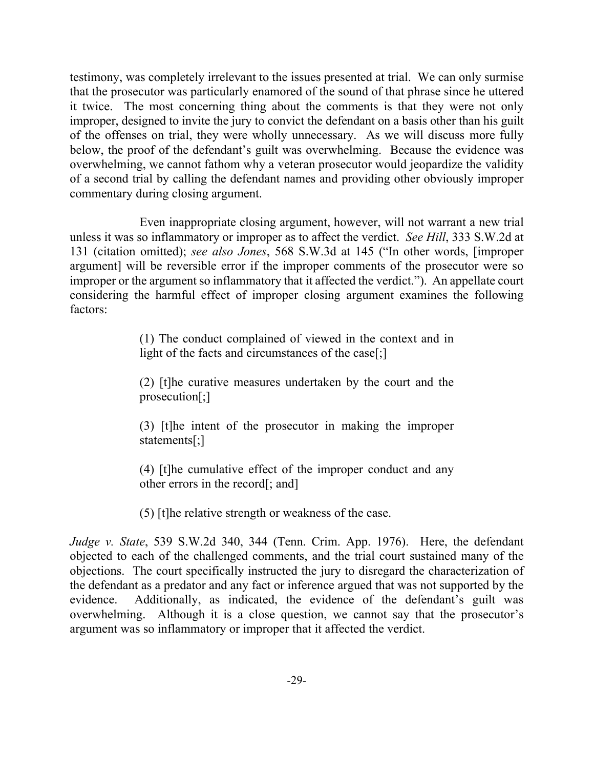testimony, was completely irrelevant to the issues presented at trial. We can only surmise that the prosecutor was particularly enamored of the sound of that phrase since he uttered it twice. The most concerning thing about the comments is that they were not only improper, designed to invite the jury to convict the defendant on a basis other than his guilt of the offenses on trial, they were wholly unnecessary. As we will discuss more fully below, the proof of the defendant's guilt was overwhelming. Because the evidence was overwhelming, we cannot fathom why a veteran prosecutor would jeopardize the validity of a second trial by calling the defendant names and providing other obviously improper commentary during closing argument.

Even inappropriate closing argument, however, will not warrant a new trial unless it was so inflammatory or improper as to affect the verdict. *See Hill*, 333 S.W.2d at 131 (citation omitted); *see also Jones*, 568 S.W.3d at 145 ("In other words, [improper argument] will be reversible error if the improper comments of the prosecutor were so improper or the argument so inflammatory that it affected the verdict."). An appellate court considering the harmful effect of improper closing argument examines the following factors:

> (1) The conduct complained of viewed in the context and in light of the facts and circumstances of the case[;]
>
> (2) [t]he curative measures undertaken by the court and the prosecution[;]
>
> (3) [t]he intent of the prosecutor in making the improper statements[;]
>
> (4) [t]he cumulative effect of the improper conduct and any other errors in the record[; and]
>
> (5) [t]he relative strength or weakness of the case.

*Judge v. State*, 539 S.W.2d 340, 344 (Tenn. Crim. App. 1976). Here, the defendant objected to each of the challenged comments, and the trial court sustained many of the objections. The court specifically instructed the jury to disregard the characterization of the defendant as a predator and any fact or inference argued that was not supported by the evidence. Additionally, as indicated, the evidence of the defendant's guilt was overwhelming. Although it is a close question, we cannot say that the prosecutor's argument was so inflammatory or improper that it affected the verdict.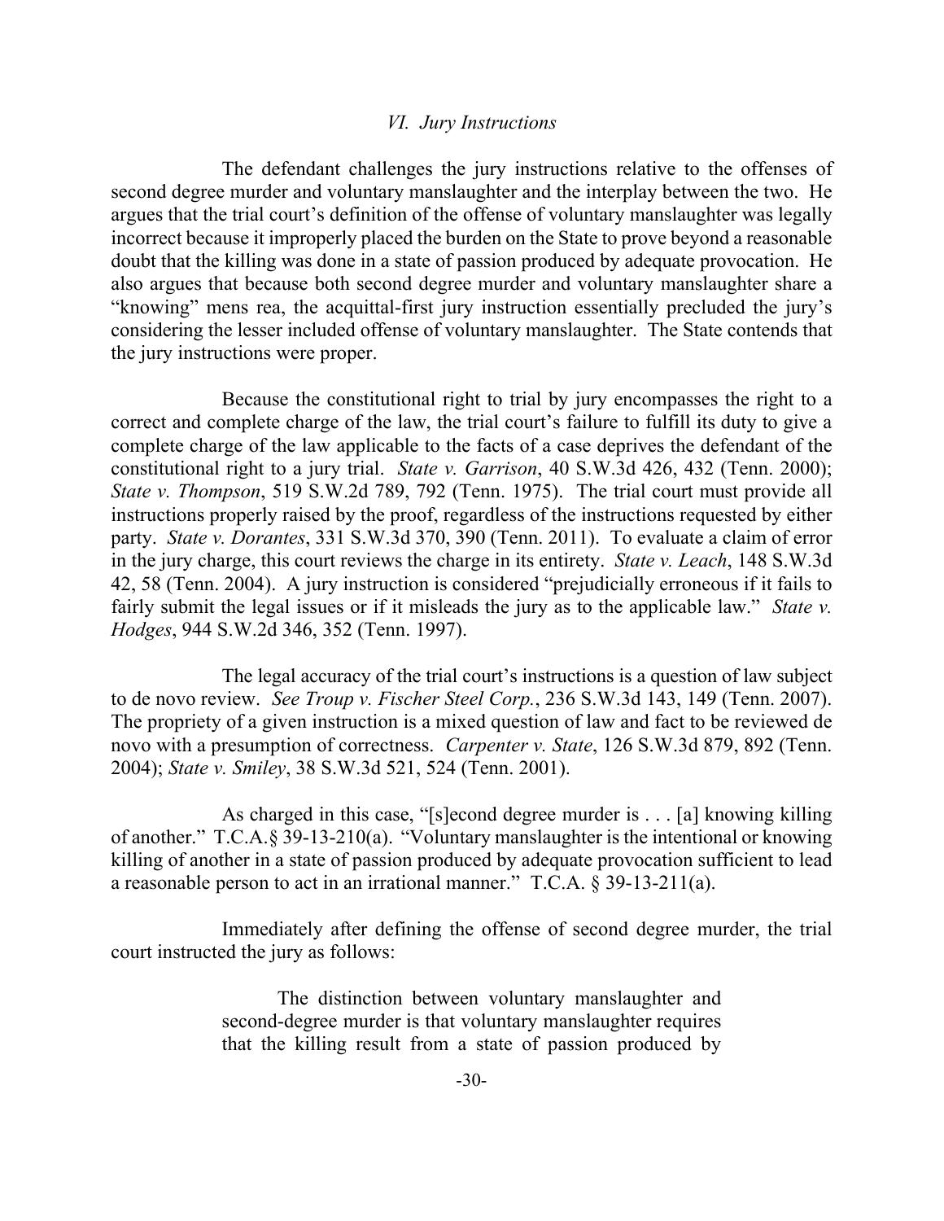### *VI. Jury Instructions*

The defendant challenges the jury instructions relative to the offenses of second degree murder and voluntary manslaughter and the interplay between the two. He argues that the trial court's definition of the offense of voluntary manslaughter was legally incorrect because it improperly placed the burden on the State to prove beyond a reasonable doubt that the killing was done in a state of passion produced by adequate provocation. He also argues that because both second degree murder and voluntary manslaughter share a "knowing" mens rea, the acquittal-first jury instruction essentially precluded the jury's considering the lesser included offense of voluntary manslaughter. The State contends that the jury instructions were proper.

Because the constitutional right to trial by jury encompasses the right to a correct and complete charge of the law, the trial court's failure to fulfill its duty to give a complete charge of the law applicable to the facts of a case deprives the defendant of the constitutional right to a jury trial. *State v. Garrison*, 40 S.W.3d 426, 432 (Tenn. 2000); *State v. Thompson*, 519 S.W.2d 789, 792 (Tenn. 1975). The trial court must provide all instructions properly raised by the proof, regardless of the instructions requested by either party. *State v. Dorantes*, 331 S.W.3d 370, 390 (Tenn. 2011). To evaluate a claim of error in the jury charge, this court reviews the charge in its entirety. *State v. Leach*, 148 S.W.3d 42, 58 (Tenn. 2004). A jury instruction is considered "prejudicially erroneous if it fails to fairly submit the legal issues or if it misleads the jury as to the applicable law." *State v. Hodges*, 944 S.W.2d 346, 352 (Tenn. 1997).

The legal accuracy of the trial court's instructions is a question of law subject to de novo review. *See Troup v. Fischer Steel Corp.*, 236 S.W.3d 143, 149 (Tenn. 2007). The propriety of a given instruction is a mixed question of law and fact to be reviewed de novo with a presumption of correctness. *Carpenter v. State*, 126 S.W.3d 879, 892 (Tenn. 2004); *State v. Smiley*, 38 S.W.3d 521, 524 (Tenn. 2001).

As charged in this case, "[s]econd degree murder is . . . [a] knowing killing of another." T.C.A.§ 39-13-210(a). "Voluntary manslaughter is the intentional or knowing killing of another in a state of passion produced by adequate provocation sufficient to lead a reasonable person to act in an irrational manner." T.C.A. § 39-13-211(a).

Immediately after defining the offense of second degree murder, the trial court instructed the jury as follows:

> The distinction between voluntary manslaughter and second-degree murder is that voluntary manslaughter requires that the killing result from a state of passion produced by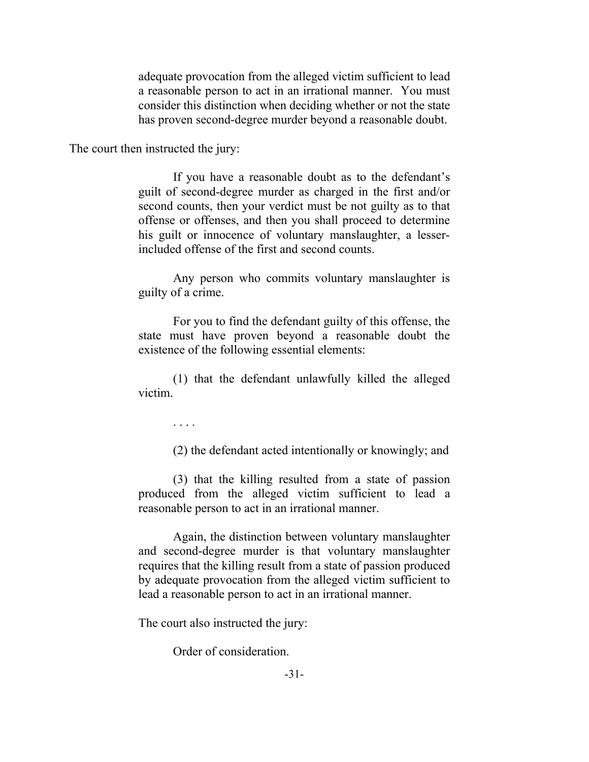> adequate provocation from the alleged victim sufficient to lead a reasonable person to act in an irrational manner. You must consider this distinction when deciding whether or not the state has proven second-degree murder beyond a reasonable doubt.

The court then instructed the jury:

> If you have a reasonable doubt as to the defendant's guilt of second-degree murder as charged in the first and/or second counts, then your verdict must be not guilty as to that offense or offenses, and then you shall proceed to determine his guilt or innocence of voluntary manslaughter, a lesser-included offense of the first and second counts.
>
> Any person who commits voluntary manslaughter is guilty of a crime.
>
> For you to find the defendant guilty of this offense, the state must have proven beyond a reasonable doubt the existence of the following essential elements:
>
> (1) that the defendant unlawfully killed the alleged victim.
>
> . . . .
>
> (2) the defendant acted intentionally or knowingly; and
>
> (3) that the killing resulted from a state of passion produced from the alleged victim sufficient to lead a reasonable person to act in an irrational manner.
>
> Again, the distinction between voluntary manslaughter and second-degree murder is that voluntary manslaughter requires that the killing result from a state of passion produced by adequate provocation from the alleged victim sufficient to lead a reasonable person to act in an irrational manner.

The court also instructed the jury:

> Order of consideration.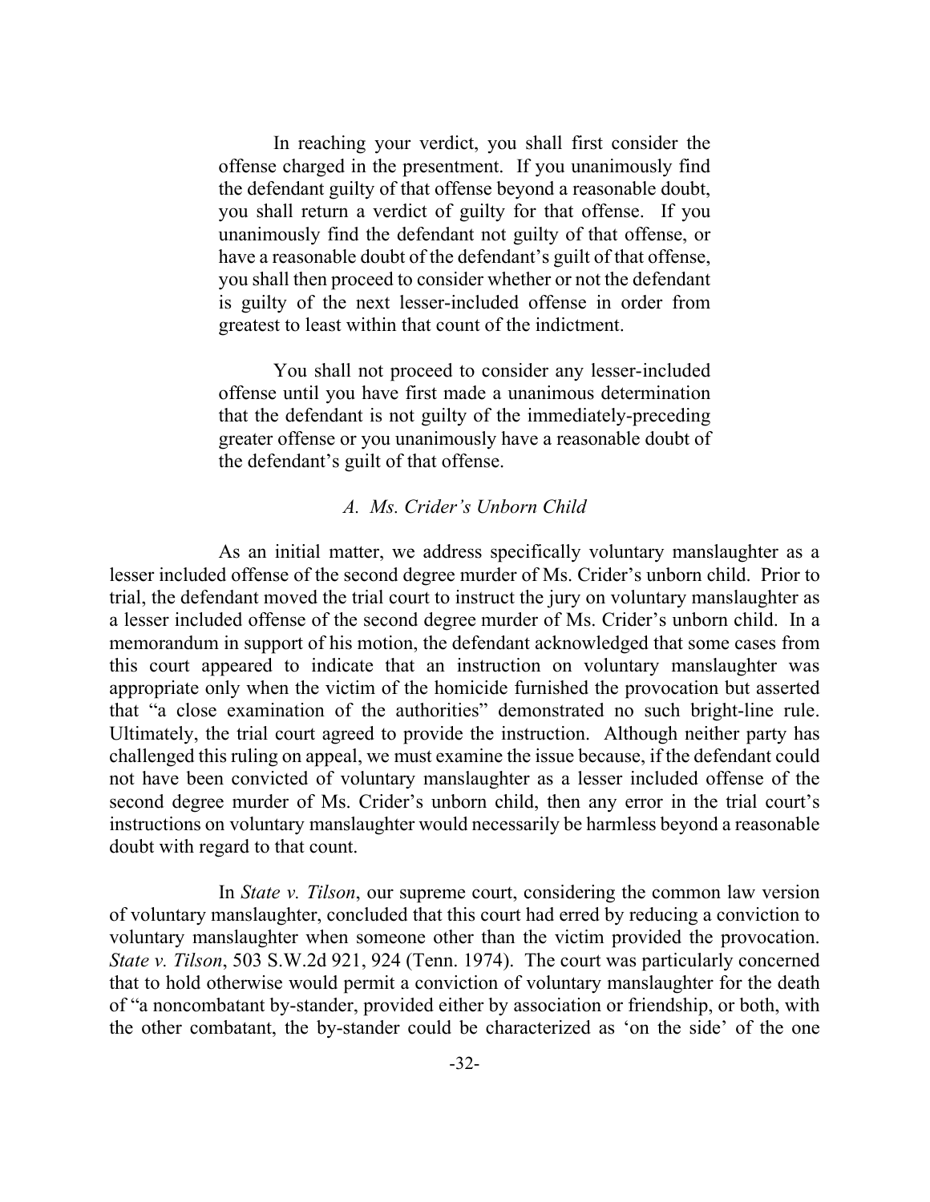> In reaching your verdict, you shall first consider the offense charged in the presentment. If you unanimously find the defendant guilty of that offense beyond a reasonable doubt, you shall return a verdict of guilty for that offense. If you unanimously find the defendant not guilty of that offense, or have a reasonable doubt of the defendant's guilt of that offense, you shall then proceed to consider whether or not the defendant is guilty of the next lesser-included offense in order from greatest to least within that count of the indictment.
>
> You shall not proceed to consider any lesser-included offense until you have first made a unanimous determination that the defendant is not guilty of the immediately-preceding greater offense or you unanimously have a reasonable doubt of the defendant's guilt of that offense.

### *A. Ms. Crider's Unborn Child*

As an initial matter, we address specifically voluntary manslaughter as a lesser included offense of the second degree murder of Ms. Crider's unborn child. Prior to trial, the defendant moved the trial court to instruct the jury on voluntary manslaughter as a lesser included offense of the second degree murder of Ms. Crider's unborn child. In a memorandum in support of his motion, the defendant acknowledged that some cases from this court appeared to indicate that an instruction on voluntary manslaughter was appropriate only when the victim of the homicide furnished the provocation but asserted that "a close examination of the authorities" demonstrated no such bright-line rule. Ultimately, the trial court agreed to provide the instruction. Although neither party has challenged this ruling on appeal, we must examine the issue because, if the defendant could not have been convicted of voluntary manslaughter as a lesser included offense of the second degree murder of Ms. Crider's unborn child, then any error in the trial court's instructions on voluntary manslaughter would necessarily be harmless beyond a reasonable doubt with regard to that count.

In *State v. Tilson*, our supreme court, considering the common law version of voluntary manslaughter, concluded that this court had erred by reducing a conviction to voluntary manslaughter when someone other than the victim provided the provocation. *State v. Tilson*, 503 S.W.2d 921, 924 (Tenn. 1974). The court was particularly concerned that to hold otherwise would permit a conviction of voluntary manslaughter for the death of "a noncombatant by-stander, provided either by association or friendship, or both, with the other combatant, the by-stander could be characterized as 'on the side' of the one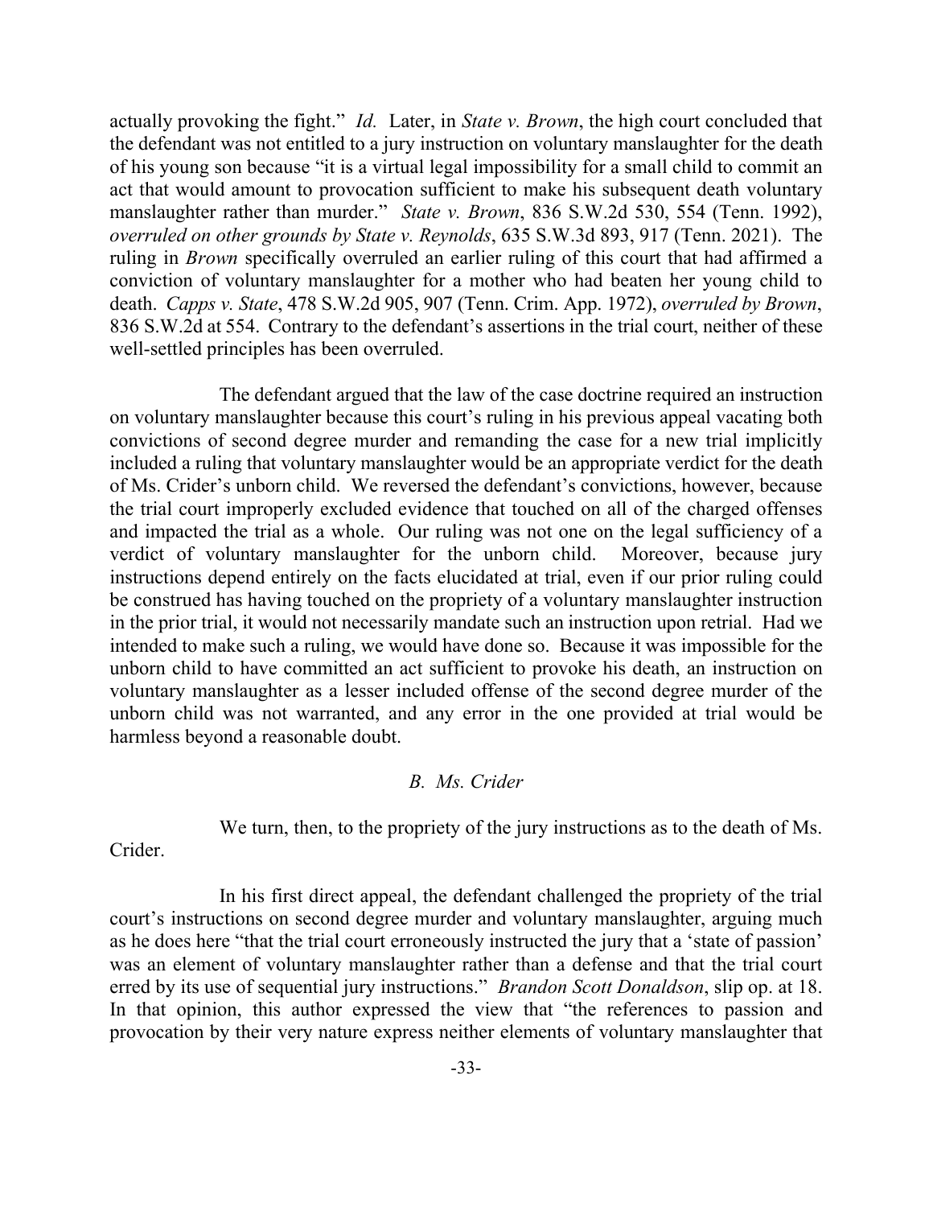actually provoking the fight." *Id.* Later, in *State v. Brown*, the high court concluded that the defendant was not entitled to a jury instruction on voluntary manslaughter for the death of his young son because "it is a virtual legal impossibility for a small child to commit an act that would amount to provocation sufficient to make his subsequent death voluntary manslaughter rather than murder." *State v. Brown*, 836 S.W.2d 530, 554 (Tenn. 1992), *overruled on other grounds by State v. Reynolds*, 635 S.W.3d 893, 917 (Tenn. 2021). The ruling in *Brown* specifically overruled an earlier ruling of this court that had affirmed a conviction of voluntary manslaughter for a mother who had beaten her young child to death. *Capps v. State*, 478 S.W.2d 905, 907 (Tenn. Crim. App. 1972), *overruled by Brown*, 836 S.W.2d at 554. Contrary to the defendant's assertions in the trial court, neither of these well-settled principles has been overruled.

The defendant argued that the law of the case doctrine required an instruction on voluntary manslaughter because this court's ruling in his previous appeal vacating both convictions of second degree murder and remanding the case for a new trial implicitly included a ruling that voluntary manslaughter would be an appropriate verdict for the death of Ms. Crider's unborn child. We reversed the defendant's convictions, however, because the trial court improperly excluded evidence that touched on all of the charged offenses and impacted the trial as a whole. Our ruling was not one on the legal sufficiency of a verdict of voluntary manslaughter for the unborn child. Moreover, because jury instructions depend entirely on the facts elucidated at trial, even if our prior ruling could be construed has having touched on the propriety of a voluntary manslaughter instruction in the prior trial, it would not necessarily mandate such an instruction upon retrial. Had we intended to make such a ruling, we would have done so. Because it was impossible for the unborn child to have committed an act sufficient to provoke his death, an instruction on voluntary manslaughter as a lesser included offense of the second degree murder of the unborn child was not warranted, and any error in the one provided at trial would be harmless beyond a reasonable doubt.

### *B. Ms. Crider*

We turn, then, to the propriety of the jury instructions as to the death of Ms. Crider.

In his first direct appeal, the defendant challenged the propriety of the trial court's instructions on second degree murder and voluntary manslaughter, arguing much as he does here "that the trial court erroneously instructed the jury that a 'state of passion' was an element of voluntary manslaughter rather than a defense and that the trial court erred by its use of sequential jury instructions." *Brandon Scott Donaldson*, slip op. at 18. In that opinion, this author expressed the view that "the references to passion and provocation by their very nature express neither elements of voluntary manslaughter that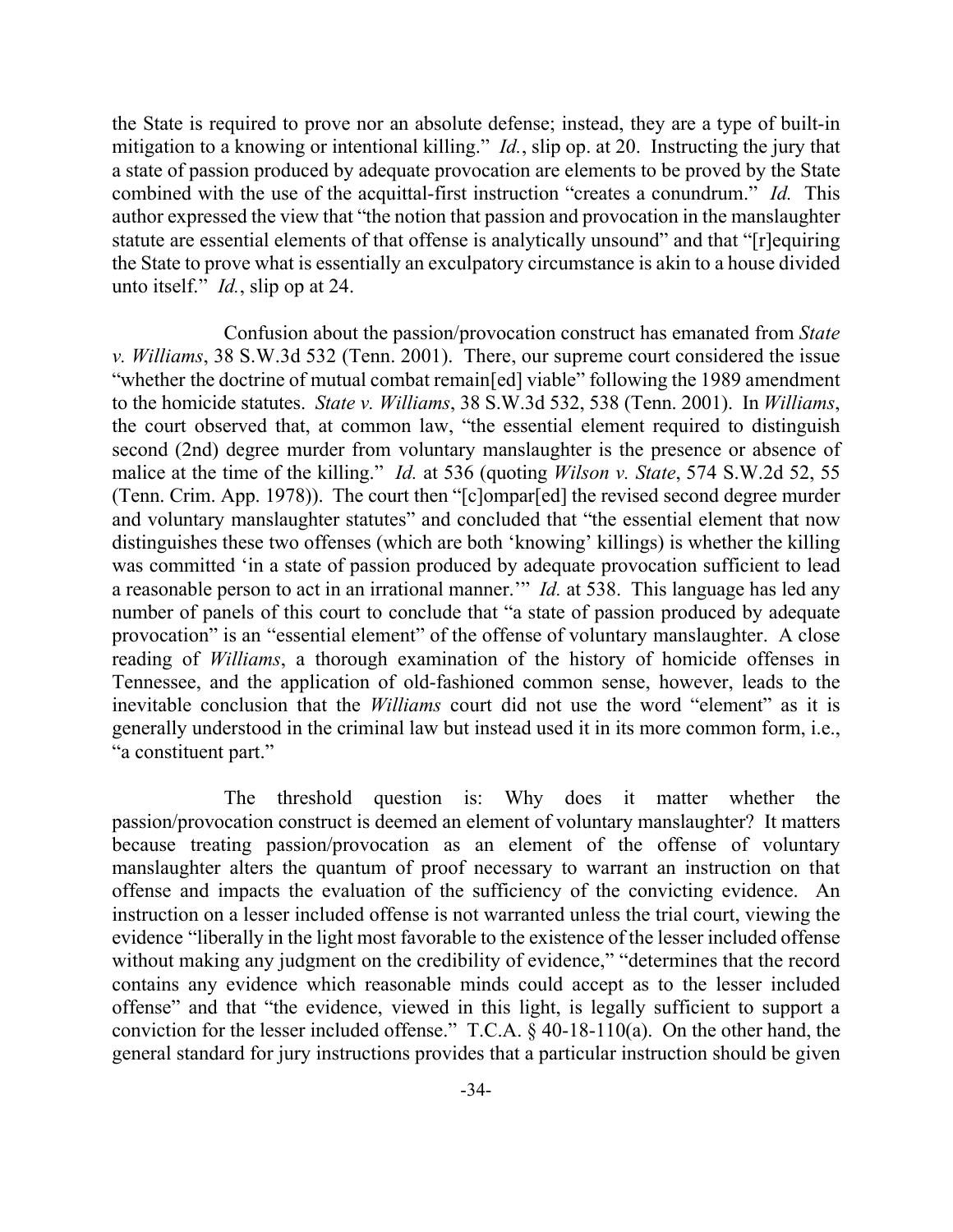the State is required to prove nor an absolute defense; instead, they are a type of built-in mitigation to a knowing or intentional killing." *Id.*, slip op. at 20. Instructing the jury that a state of passion produced by adequate provocation are elements to be proved by the State combined with the use of the acquittal-first instruction "creates a conundrum." *Id.* This author expressed the view that "the notion that passion and provocation in the manslaughter statute are essential elements of that offense is analytically unsound" and that "[r]equiring the State to prove what is essentially an exculpatory circumstance is akin to a house divided unto itself." *Id.*, slip op at 24.

Confusion about the passion/provocation construct has emanated from *State v. Williams*, 38 S.W.3d 532 (Tenn. 2001). There, our supreme court considered the issue "whether the doctrine of mutual combat remain[ed] viable" following the 1989 amendment to the homicide statutes. *State v. Williams*, 38 S.W.3d 532, 538 (Tenn. 2001). In *Williams*, the court observed that, at common law, "the essential element required to distinguish second (2nd) degree murder from voluntary manslaughter is the presence or absence of malice at the time of the killing." *Id.* at 536 (quoting *Wilson v. State*, 574 S.W.2d 52, 55 (Tenn. Crim. App. 1978)). The court then "[c]ompar[ed] the revised second degree murder and voluntary manslaughter statutes" and concluded that "the essential element that now distinguishes these two offenses (which are both 'knowing' killings) is whether the killing was committed 'in a state of passion produced by adequate provocation sufficient to lead a reasonable person to act in an irrational manner.'" *Id.* at 538. This language has led any number of panels of this court to conclude that "a state of passion produced by adequate provocation" is an "essential element" of the offense of voluntary manslaughter. A close reading of *Williams*, a thorough examination of the history of homicide offenses in Tennessee, and the application of old-fashioned common sense, however, leads to the inevitable conclusion that the *Williams* court did not use the word "element" as it is generally understood in the criminal law but instead used it in its more common form, i.e., "a constituent part."

The threshold question is: Why does it matter whether the passion/provocation construct is deemed an element of voluntary manslaughter? It matters because treating passion/provocation as an element of the offense of voluntary manslaughter alters the quantum of proof necessary to warrant an instruction on that offense and impacts the evaluation of the sufficiency of the convicting evidence. An instruction on a lesser included offense is not warranted unless the trial court, viewing the evidence "liberally in the light most favorable to the existence of the lesser included offense without making any judgment on the credibility of evidence," "determines that the record contains any evidence which reasonable minds could accept as to the lesser included offense" and that "the evidence, viewed in this light, is legally sufficient to support a conviction for the lesser included offense." T.C.A. § 40-18-110(a). On the other hand, the general standard for jury instructions provides that a particular instruction should be given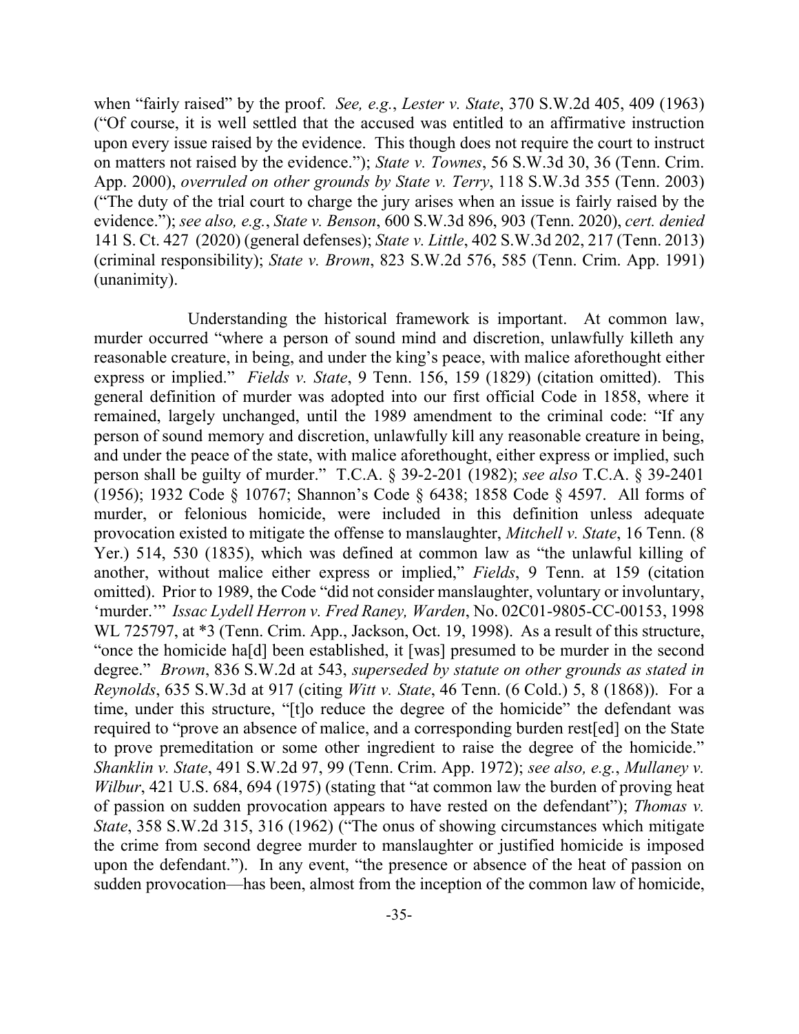when "fairly raised" by the proof. *See, e.g.*, *Lester v. State*, 370 S.W.2d 405, 409 (1963) ("Of course, it is well settled that the accused was entitled to an affirmative instruction upon every issue raised by the evidence. This though does not require the court to instruct on matters not raised by the evidence."); *State v. Townes*, 56 S.W.3d 30, 36 (Tenn. Crim. App. 2000), *overruled on other grounds by State v. Terry*, 118 S.W.3d 355 (Tenn. 2003) ("The duty of the trial court to charge the jury arises when an issue is fairly raised by the evidence."); *see also, e.g.*, *State v. Benson*, 600 S.W.3d 896, 903 (Tenn. 2020), *cert. denied* 141 S. Ct. 427 (2020) (general defenses); *State v. Little*, 402 S.W.3d 202, 217 (Tenn. 2013) (criminal responsibility); *State v. Brown*, 823 S.W.2d 576, 585 (Tenn. Crim. App. 1991) (unanimity).

Understanding the historical framework is important. At common law, murder occurred "where a person of sound mind and discretion, unlawfully killeth any reasonable creature, in being, and under the king's peace, with malice aforethought either express or implied." *Fields v. State*, 9 Tenn. 156, 159 (1829) (citation omitted). This general definition of murder was adopted into our first official Code in 1858, where it remained, largely unchanged, until the 1989 amendment to the criminal code: "If any person of sound memory and discretion, unlawfully kill any reasonable creature in being, and under the peace of the state, with malice aforethought, either express or implied, such person shall be guilty of murder." T.C.A. § 39-2-201 (1982); *see also* T.C.A. § 39-2401 (1956); 1932 Code § 10767; Shannon's Code § 6438; 1858 Code § 4597. All forms of murder, or felonious homicide, were included in this definition unless adequate provocation existed to mitigate the offense to manslaughter, *Mitchell v. State*, 16 Tenn. (8 Yer.) 514, 530 (1835), which was defined at common law as "the unlawful killing of another, without malice either express or implied," *Fields*, 9 Tenn. at 159 (citation omitted). Prior to 1989, the Code "did not consider manslaughter, voluntary or involuntary, 'murder.'" *Issac Lydell Herron v. Fred Raney, Warden*, No. 02C01-9805-CC-00153, 1998 WL 725797, at *3 (Tenn. Crim. App., Jackson, Oct. 19, 1998). As a result of this structure, "once the homicide ha[d] been established, it [was] presumed to be murder in the second degree." *Brown*, 836 S.W.2d at 543, *superseded by statute on other grounds as stated in Reynolds*, 635 S.W.3d at 917 (citing *Witt v. State*, 46 Tenn. (6 Cold.) 5, 8 (1868)). For a time, under this structure, "[t]o reduce the degree of the homicide" the defendant was required to "prove an absence of malice, and a corresponding burden rest[ed] on the State to prove premeditation or some other ingredient to raise the degree of the homicide." *Shanklin v. State*, 491 S.W.2d 97, 99 (Tenn. Crim. App. 1972); *see also, e.g.*, *Mullaney v. Wilbur*, 421 U.S. 684, 694 (1975) (stating that "at common law the burden of proving heat of passion on sudden provocation appears to have rested on the defendant"); *Thomas v. State*, 358 S.W.2d 315, 316 (1962) ("The onus of showing circumstances which mitigate the crime from second degree murder to manslaughter or justified homicide is imposed upon the defendant."). In any event, "the presence or absence of the heat of passion on sudden provocation—has been, almost from the inception of the common law of homicide,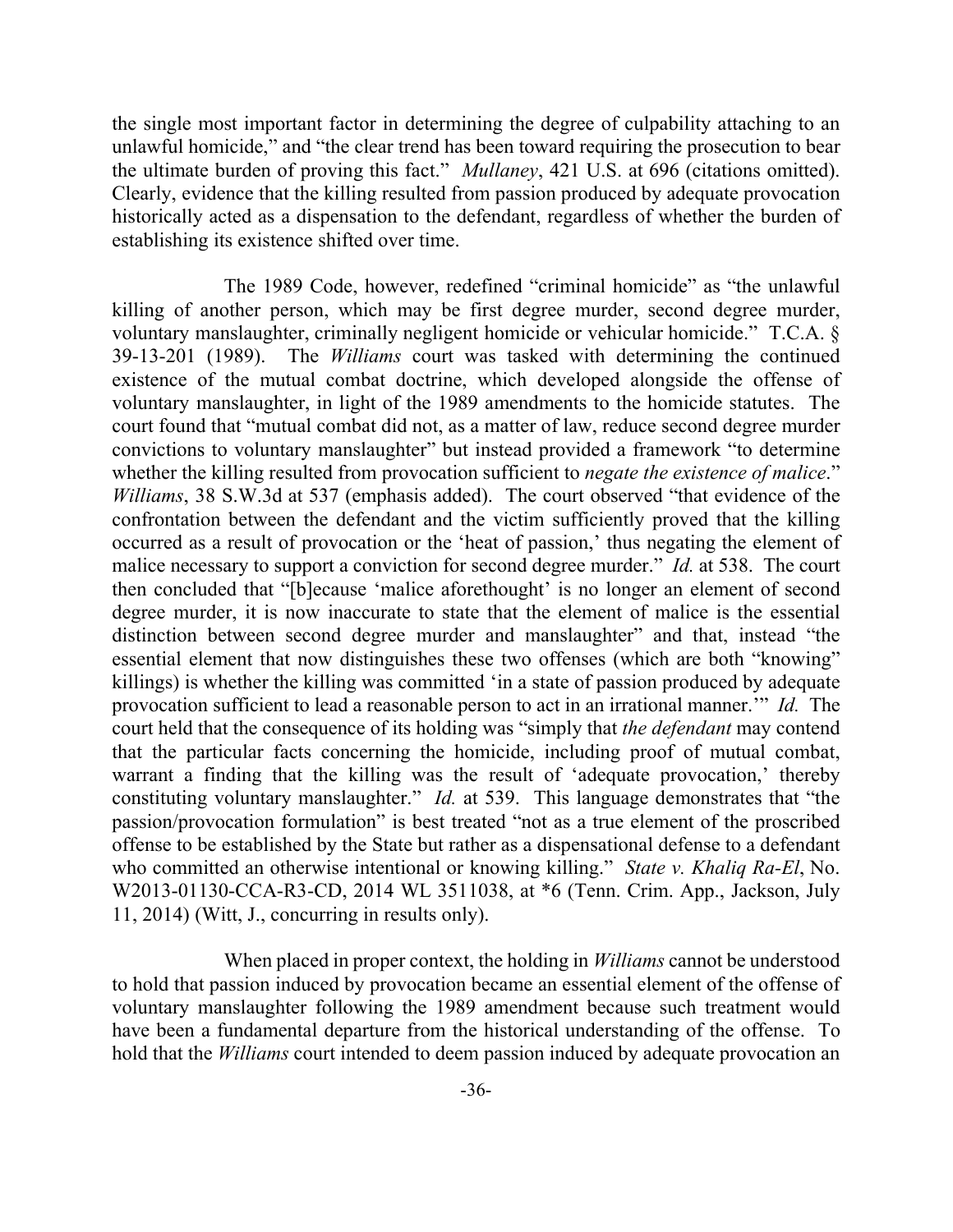the single most important factor in determining the degree of culpability attaching to an unlawful homicide," and "the clear trend has been toward requiring the prosecution to bear the ultimate burden of proving this fact." *Mullaney*, 421 U.S. at 696 (citations omitted). Clearly, evidence that the killing resulted from passion produced by adequate provocation historically acted as a dispensation to the defendant, regardless of whether the burden of establishing its existence shifted over time.

The 1989 Code, however, redefined "criminal homicide" as "the unlawful killing of another person, which may be first degree murder, second degree murder, voluntary manslaughter, criminally negligent homicide or vehicular homicide." T.C.A. § 39-13-201 (1989). The *Williams* court was tasked with determining the continued existence of the mutual combat doctrine, which developed alongside the offense of voluntary manslaughter, in light of the 1989 amendments to the homicide statutes. The court found that "mutual combat did not, as a matter of law, reduce second degree murder convictions to voluntary manslaughter" but instead provided a framework "to determine whether the killing resulted from provocation sufficient to *negate the existence of malice*." *Williams*, 38 S.W.3d at 537 (emphasis added). The court observed "that evidence of the confrontation between the defendant and the victim sufficiently proved that the killing occurred as a result of provocation or the 'heat of passion,' thus negating the element of malice necessary to support a conviction for second degree murder." *Id.* at 538. The court then concluded that "[b]ecause 'malice aforethought' is no longer an element of second degree murder, it is now inaccurate to state that the element of malice is the essential distinction between second degree murder and manslaughter" and that, instead "the essential element that now distinguishes these two offenses (which are both "knowing" killings) is whether the killing was committed 'in a state of passion produced by adequate provocation sufficient to lead a reasonable person to act in an irrational manner.'" *Id.* The court held that the consequence of its holding was "simply that *the defendant* may contend that the particular facts concerning the homicide, including proof of mutual combat, warrant a finding that the killing was the result of 'adequate provocation,' thereby constituting voluntary manslaughter." *Id.* at 539. This language demonstrates that "the passion/provocation formulation" is best treated "not as a true element of the proscribed offense to be established by the State but rather as a dispensational defense to a defendant who committed an otherwise intentional or knowing killing." *State v. Khaliq Ra-El*, No. W2013-01130-CCA-R3-CD, 2014 WL 3511038, at \*6 (Tenn. Crim. App., Jackson, July 11, 2014) (Witt, J., concurring in results only).

When placed in proper context, the holding in *Williams* cannot be understood to hold that passion induced by provocation became an essential element of the offense of voluntary manslaughter following the 1989 amendment because such treatment would have been a fundamental departure from the historical understanding of the offense. To hold that the *Williams* court intended to deem passion induced by adequate provocation an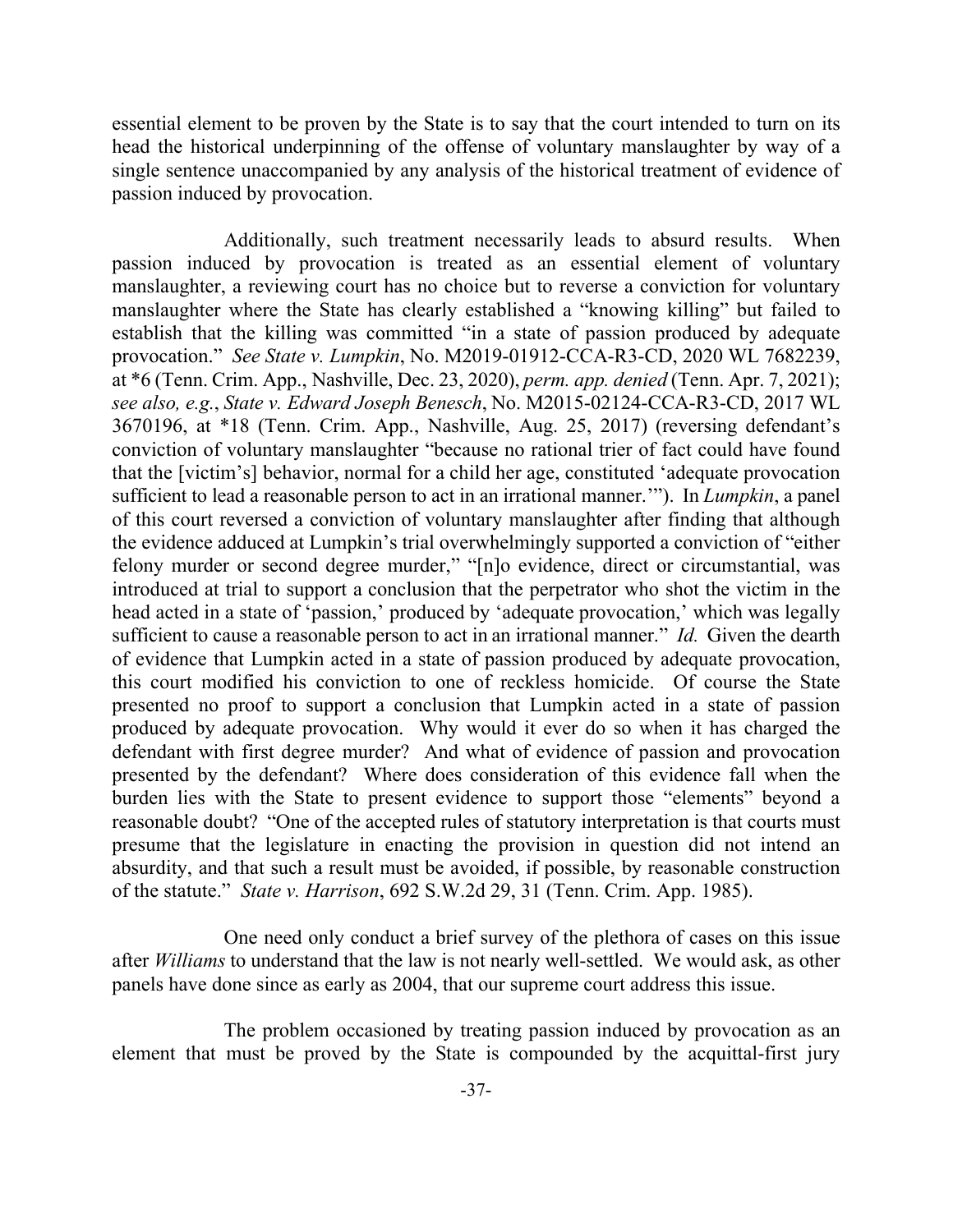essential element to be proven by the State is to say that the court intended to turn on its head the historical underpinning of the offense of voluntary manslaughter by way of a single sentence unaccompanied by any analysis of the historical treatment of evidence of passion induced by provocation.

Additionally, such treatment necessarily leads to absurd results. When passion induced by provocation is treated as an essential element of voluntary manslaughter, a reviewing court has no choice but to reverse a conviction for voluntary manslaughter where the State has clearly established a "knowing killing" but failed to establish that the killing was committed "in a state of passion produced by adequate provocation." *See State v. Lumpkin*, No. M2019-01912-CCA-R3-CD, 2020 WL 7682239, at *6 (Tenn. Crim. App., Nashville, Dec. 23, 2020), *perm. app. denied* (Tenn. Apr. 7, 2021); *see also, e.g.*, *State v. Edward Joseph Benesch*, No. M2015-02124-CCA-R3-CD, 2017 WL 3670196, at *18 (Tenn. Crim. App., Nashville, Aug. 25, 2017) (reversing defendant's conviction of voluntary manslaughter "because no rational trier of fact could have found that the [victim's] behavior, normal for a child her age, constituted 'adequate provocation sufficient to lead a reasonable person to act in an irrational manner.'"). In *Lumpkin*, a panel of this court reversed a conviction of voluntary manslaughter after finding that although the evidence adduced at Lumpkin's trial overwhelmingly supported a conviction of "either felony murder or second degree murder," "[n]o evidence, direct or circumstantial, was introduced at trial to support a conclusion that the perpetrator who shot the victim in the head acted in a state of 'passion,' produced by 'adequate provocation,' which was legally sufficient to cause a reasonable person to act in an irrational manner." *Id.* Given the dearth of evidence that Lumpkin acted in a state of passion produced by adequate provocation, this court modified his conviction to one of reckless homicide. Of course the State presented no proof to support a conclusion that Lumpkin acted in a state of passion produced by adequate provocation. Why would it ever do so when it has charged the defendant with first degree murder? And what of evidence of passion and provocation presented by the defendant? Where does consideration of this evidence fall when the burden lies with the State to present evidence to support those "elements" beyond a reasonable doubt? "One of the accepted rules of statutory interpretation is that courts must presume that the legislature in enacting the provision in question did not intend an absurdity, and that such a result must be avoided, if possible, by reasonable construction of the statute." *State v. Harrison*, 692 S.W.2d 29, 31 (Tenn. Crim. App. 1985).

One need only conduct a brief survey of the plethora of cases on this issue after *Williams* to understand that the law is not nearly well-settled. We would ask, as other panels have done since as early as 2004, that our supreme court address this issue.

The problem occasioned by treating passion induced by provocation as an element that must be proved by the State is compounded by the acquittal-first jury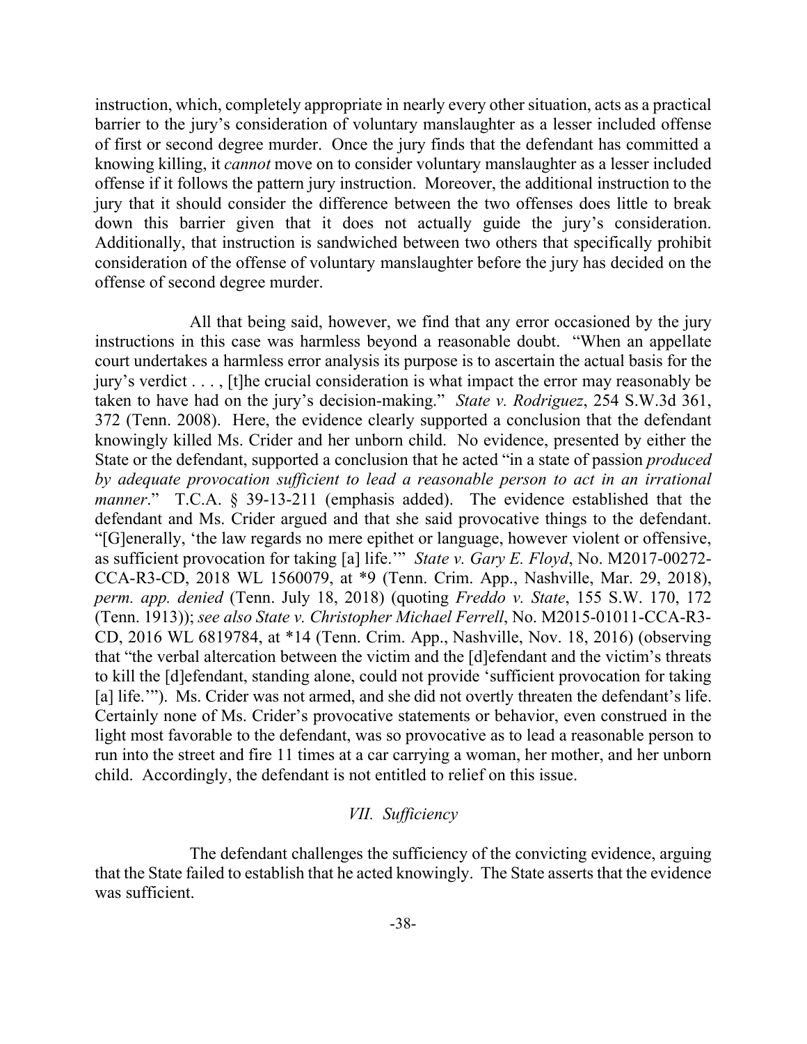instruction, which, completely appropriate in nearly every other situation, acts as a practical barrier to the jury's consideration of voluntary manslaughter as a lesser included offense of first or second degree murder. Once the jury finds that the defendant has committed a knowing killing, it *cannot* move on to consider voluntary manslaughter as a lesser included offense if it follows the pattern jury instruction. Moreover, the additional instruction to the jury that it should consider the difference between the two offenses does little to break down this barrier given that it does not actually guide the jury's consideration. Additionally, that instruction is sandwiched between two others that specifically prohibit consideration of the offense of voluntary manslaughter before the jury has decided on the offense of second degree murder.

All that being said, however, we find that any error occasioned by the jury instructions in this case was harmless beyond a reasonable doubt. "When an appellate court undertakes a harmless error analysis its purpose is to ascertain the actual basis for the jury's verdict . . . , [t]he crucial consideration is what impact the error may reasonably be taken to have had on the jury's decision-making." *State v. Rodriguez*, 254 S.W.3d 361, 372 (Tenn. 2008). Here, the evidence clearly supported a conclusion that the defendant knowingly killed Ms. Crider and her unborn child. No evidence, presented by either the State or the defendant, supported a conclusion that he acted "in a state of passion *produced by adequate provocation sufficient to lead a reasonable person to act in an irrational manner*." T.C.A. § 39-13-211 (emphasis added). The evidence established that the defendant and Ms. Crider argued and that she said provocative things to the defendant. "[G]enerally, 'the law regards no mere epithet or language, however violent or offensive, as sufficient provocation for taking [a] life.'" *State v. Gary E. Floyd*, No. M2017-00272-CCA-R3-CD, 2018 WL 1560079, at *9 (Tenn. Crim. App., Nashville, Mar. 29, 2018), *perm. app. denied* (Tenn. July 18, 2018) (quoting *Freddo v. State*, 155 S.W. 170, 172 (Tenn. 1913)); *see also State v. Christopher Michael Ferrell*, No. M2015-01011-CCA-R3-CD, 2016 WL 6819784, at *14 (Tenn. Crim. App., Nashville, Nov. 18, 2016) (observing that "the verbal altercation between the victim and the [d]efendant and the victim's threats to kill the [d]efendant, standing alone, could not provide 'sufficient provocation for taking [a] life.'"). Ms. Crider was not armed, and she did not overtly threaten the defendant's life. Certainly none of Ms. Crider's provocative statements or behavior, even construed in the light most favorable to the defendant, was so provocative as to lead a reasonable person to run into the street and fire 11 times at a car carrying a woman, her mother, and her unborn child. Accordingly, the defendant is not entitled to relief on this issue.

### *VII. Sufficiency*

The defendant challenges the sufficiency of the convicting evidence, arguing that the State failed to establish that he acted knowingly. The State asserts that the evidence was sufficient.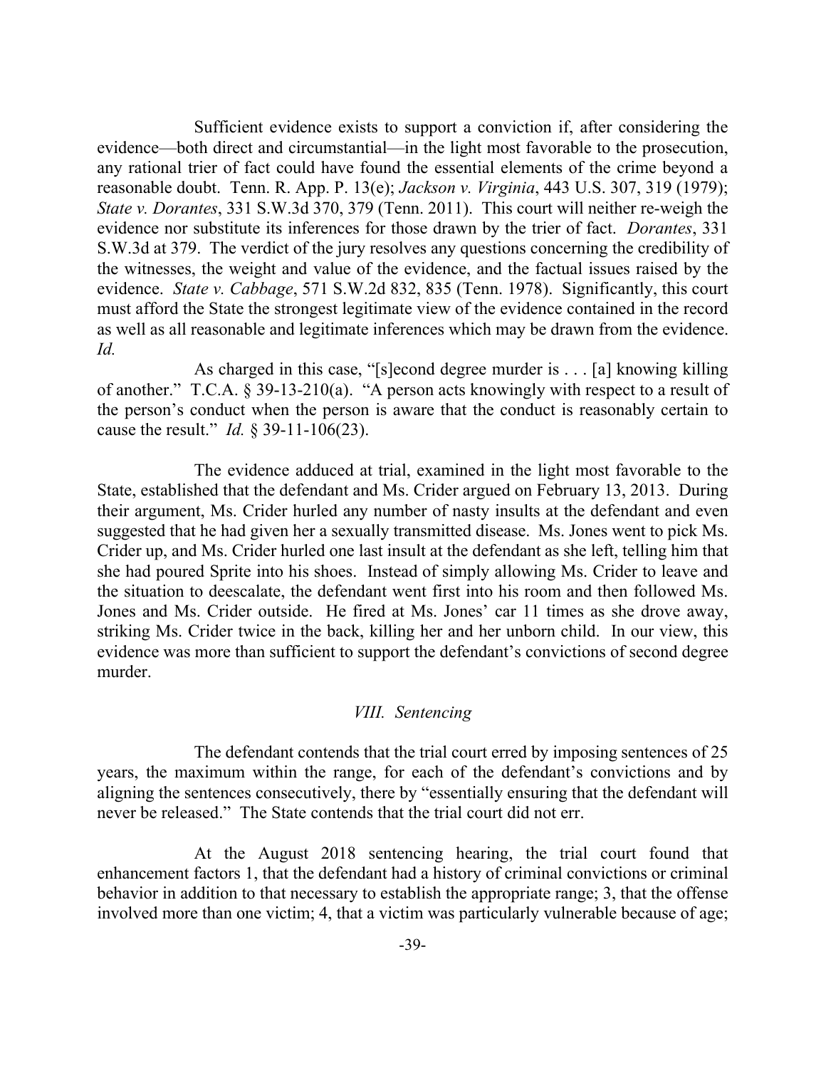Sufficient evidence exists to support a conviction if, after considering the evidence—both direct and circumstantial—in the light most favorable to the prosecution, any rational trier of fact could have found the essential elements of the crime beyond a reasonable doubt. Tenn. R. App. P. 13(e); *Jackson v. Virginia*, 443 U.S. 307, 319 (1979); *State v. Dorantes*, 331 S.W.3d 370, 379 (Tenn. 2011). This court will neither re-weigh the evidence nor substitute its inferences for those drawn by the trier of fact. *Dorantes*, 331 S.W.3d at 379. The verdict of the jury resolves any questions concerning the credibility of the witnesses, the weight and value of the evidence, and the factual issues raised by the evidence. *State v. Cabbage*, 571 S.W.2d 832, 835 (Tenn. 1978). Significantly, this court must afford the State the strongest legitimate view of the evidence contained in the record as well as all reasonable and legitimate inferences which may be drawn from the evidence. *Id.*

As charged in this case, "[s]econd degree murder is . . . [a] knowing killing of another." T.C.A. § 39-13-210(a). "A person acts knowingly with respect to a result of the person's conduct when the person is aware that the conduct is reasonably certain to cause the result." *Id.* § 39-11-106(23).

The evidence adduced at trial, examined in the light most favorable to the State, established that the defendant and Ms. Crider argued on February 13, 2013. During their argument, Ms. Crider hurled any number of nasty insults at the defendant and even suggested that he had given her a sexually transmitted disease. Ms. Jones went to pick Ms. Crider up, and Ms. Crider hurled one last insult at the defendant as she left, telling him that she had poured Sprite into his shoes. Instead of simply allowing Ms. Crider to leave and the situation to deescalate, the defendant went first into his room and then followed Ms. Jones and Ms. Crider outside. He fired at Ms. Jones' car 11 times as she drove away, striking Ms. Crider twice in the back, killing her and her unborn child. In our view, this evidence was more than sufficient to support the defendant's convictions of second degree murder.

### *VIII. Sentencing*

The defendant contends that the trial court erred by imposing sentences of 25 years, the maximum within the range, for each of the defendant's convictions and by aligning the sentences consecutively, there by "essentially ensuring that the defendant will never be released." The State contends that the trial court did not err.

At the August 2018 sentencing hearing, the trial court found that enhancement factors 1, that the defendant had a history of criminal convictions or criminal behavior in addition to that necessary to establish the appropriate range; 3, that the offense involved more than one victim; 4, that a victim was particularly vulnerable because of age;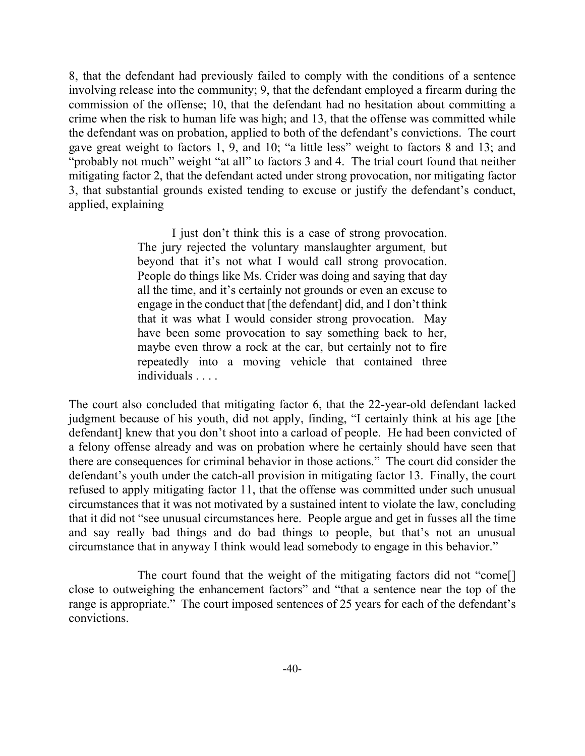8, that the defendant had previously failed to comply with the conditions of a sentence involving release into the community; 9, that the defendant employed a firearm during the commission of the offense; 10, that the defendant had no hesitation about committing a crime when the risk to human life was high; and 13, that the offense was committed while the defendant was on probation, applied to both of the defendant's convictions. The court gave great weight to factors 1, 9, and 10; "a little less" weight to factors 8 and 13; and "probably not much" weight "at all" to factors 3 and 4. The trial court found that neither mitigating factor 2, that the defendant acted under strong provocation, nor mitigating factor 3, that substantial grounds existed tending to excuse or justify the defendant's conduct, applied, explaining

> I just don't think this is a case of strong provocation. The jury rejected the voluntary manslaughter argument, but beyond that it's not what I would call strong provocation. People do things like Ms. Crider was doing and saying that day all the time, and it's certainly not grounds or even an excuse to engage in the conduct that [the defendant] did, and I don't think that it was what I would consider strong provocation. May have been some provocation to say something back to her, maybe even throw a rock at the car, but certainly not to fire repeatedly into a moving vehicle that contained three individuals . . . .

The court also concluded that mitigating factor 6, that the 22-year-old defendant lacked judgment because of his youth, did not apply, finding, "I certainly think at his age [the defendant] knew that you don't shoot into a carload of people. He had been convicted of a felony offense already and was on probation where he certainly should have seen that there are consequences for criminal behavior in those actions." The court did consider the defendant's youth under the catch-all provision in mitigating factor 13. Finally, the court refused to apply mitigating factor 11, that the offense was committed under such unusual circumstances that it was not motivated by a sustained intent to violate the law, concluding that it did not "see unusual circumstances here. People argue and get in fusses all the time and say really bad things and do bad things to people, but that's not an unusual circumstance that in anyway I think would lead somebody to engage in this behavior."

The court found that the weight of the mitigating factors did not "come[] close to outweighing the enhancement factors" and "that a sentence near the top of the range is appropriate." The court imposed sentences of 25 years for each of the defendant's convictions.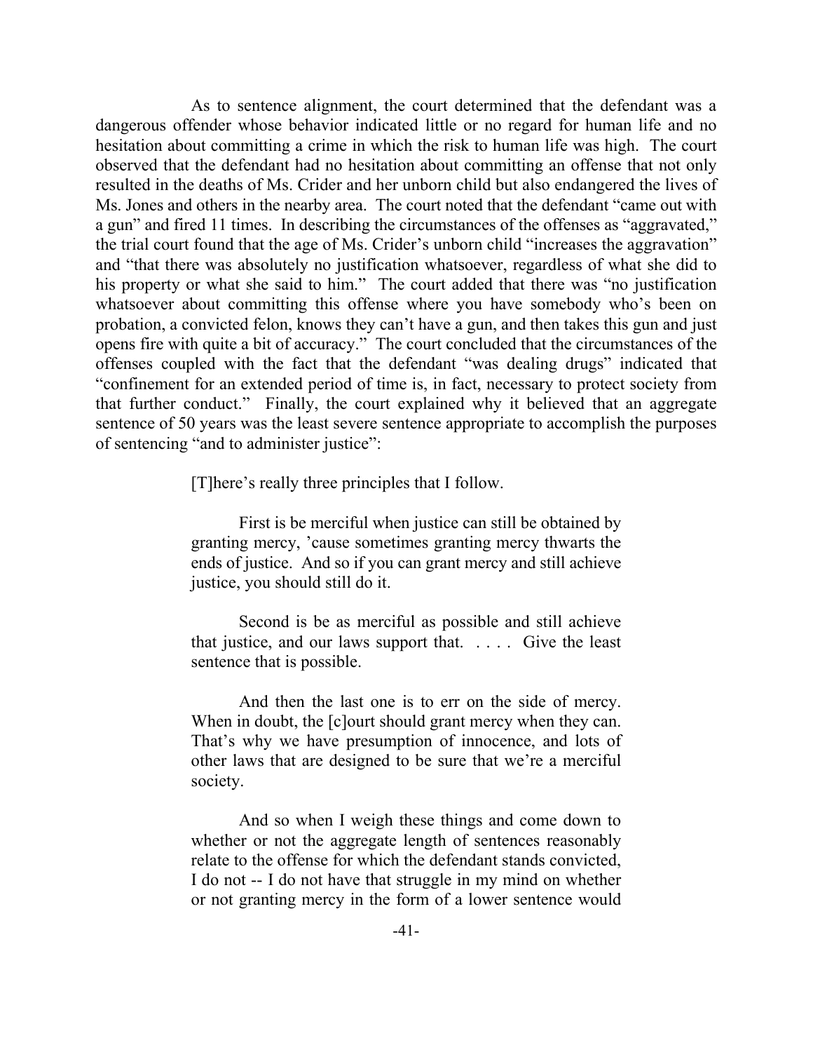As to sentence alignment, the court determined that the defendant was a dangerous offender whose behavior indicated little or no regard for human life and no hesitation about committing a crime in which the risk to human life was high. The court observed that the defendant had no hesitation about committing an offense that not only resulted in the deaths of Ms. Crider and her unborn child but also endangered the lives of Ms. Jones and others in the nearby area. The court noted that the defendant "came out with a gun" and fired 11 times. In describing the circumstances of the offenses as "aggravated," the trial court found that the age of Ms. Crider's unborn child "increases the aggravation" and "that there was absolutely no justification whatsoever, regardless of what she did to his property or what she said to him." The court added that there was "no justification whatsoever about committing this offense where you have somebody who's been on probation, a convicted felon, knows they can't have a gun, and then takes this gun and just opens fire with quite a bit of accuracy." The court concluded that the circumstances of the offenses coupled with the fact that the defendant "was dealing drugs" indicated that "confinement for an extended period of time is, in fact, necessary to protect society from that further conduct." Finally, the court explained why it believed that an aggregate sentence of 50 years was the least severe sentence appropriate to accomplish the purposes of sentencing "and to administer justice":

> [T]here's really three principles that I follow.
>
> First is be merciful when justice can still be obtained by granting mercy, 'cause sometimes granting mercy thwarts the ends of justice. And so if you can grant mercy and still achieve justice, you should still do it.
>
> Second is be as merciful as possible and still achieve that justice, and our laws support that. . . . . Give the least sentence that is possible.
>
> And then the last one is to err on the side of mercy. When in doubt, the [c]ourt should grant mercy when they can. That's why we have presumption of innocence, and lots of other laws that are designed to be sure that we're a merciful society.
>
> And so when I weigh these things and come down to whether or not the aggregate length of sentences reasonably relate to the offense for which the defendant stands convicted, I do not -- I do not have that struggle in my mind on whether or not granting mercy in the form of a lower sentence would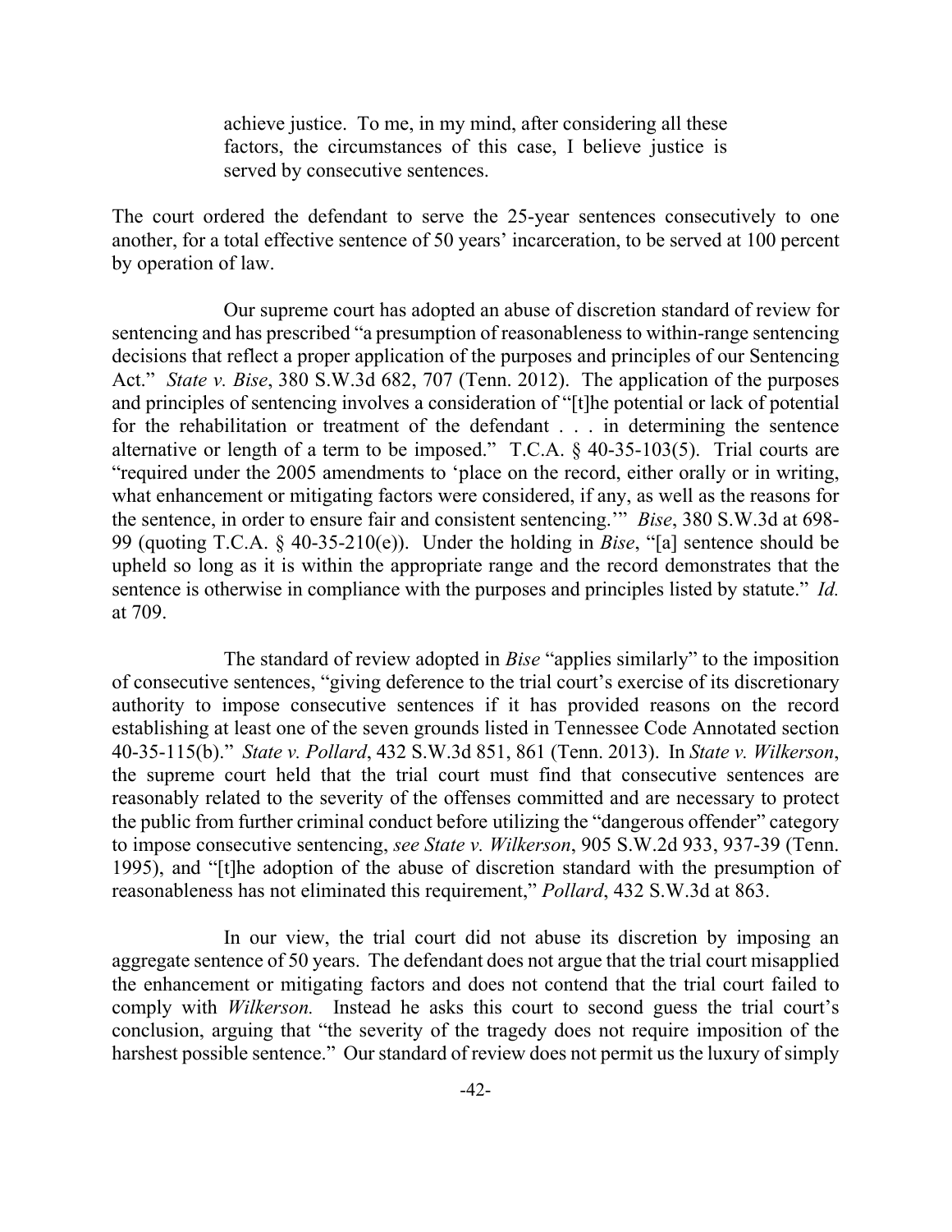> achieve justice. To me, in my mind, after considering all these factors, the circumstances of this case, I believe justice is served by consecutive sentences.

The court ordered the defendant to serve the 25-year sentences consecutively to one another, for a total effective sentence of 50 years' incarceration, to be served at 100 percent by operation of law.

Our supreme court has adopted an abuse of discretion standard of review for sentencing and has prescribed "a presumption of reasonableness to within-range sentencing decisions that reflect a proper application of the purposes and principles of our Sentencing Act." *State v. Bise*, 380 S.W.3d 682, 707 (Tenn. 2012). The application of the purposes and principles of sentencing involves a consideration of "[t]he potential or lack of potential for the rehabilitation or treatment of the defendant . . . in determining the sentence alternative or length of a term to be imposed." T.C.A. § 40-35-103(5). Trial courts are "required under the 2005 amendments to 'place on the record, either orally or in writing, what enhancement or mitigating factors were considered, if any, as well as the reasons for the sentence, in order to ensure fair and consistent sentencing.'" *Bise*, 380 S.W.3d at 698-99 (quoting T.C.A. § 40-35-210(e)). Under the holding in *Bise*, "[a] sentence should be upheld so long as it is within the appropriate range and the record demonstrates that the sentence is otherwise in compliance with the purposes and principles listed by statute." *Id.* at 709.

The standard of review adopted in *Bise* "applies similarly" to the imposition of consecutive sentences, "giving deference to the trial court's exercise of its discretionary authority to impose consecutive sentences if it has provided reasons on the record establishing at least one of the seven grounds listed in Tennessee Code Annotated section 40-35-115(b)." *State v. Pollard*, 432 S.W.3d 851, 861 (Tenn. 2013). In *State v. Wilkerson*, the supreme court held that the trial court must find that consecutive sentences are reasonably related to the severity of the offenses committed and are necessary to protect the public from further criminal conduct before utilizing the "dangerous offender" category to impose consecutive sentencing, *see State v. Wilkerson*, 905 S.W.2d 933, 937-39 (Tenn. 1995), and "[t]he adoption of the abuse of discretion standard with the presumption of reasonableness has not eliminated this requirement," *Pollard*, 432 S.W.3d at 863.

In our view, the trial court did not abuse its discretion by imposing an aggregate sentence of 50 years. The defendant does not argue that the trial court misapplied the enhancement or mitigating factors and does not contend that the trial court failed to comply with *Wilkerson.* Instead he asks this court to second guess the trial court's conclusion, arguing that "the severity of the tragedy does not require imposition of the harshest possible sentence." Our standard of review does not permit us the luxury of simply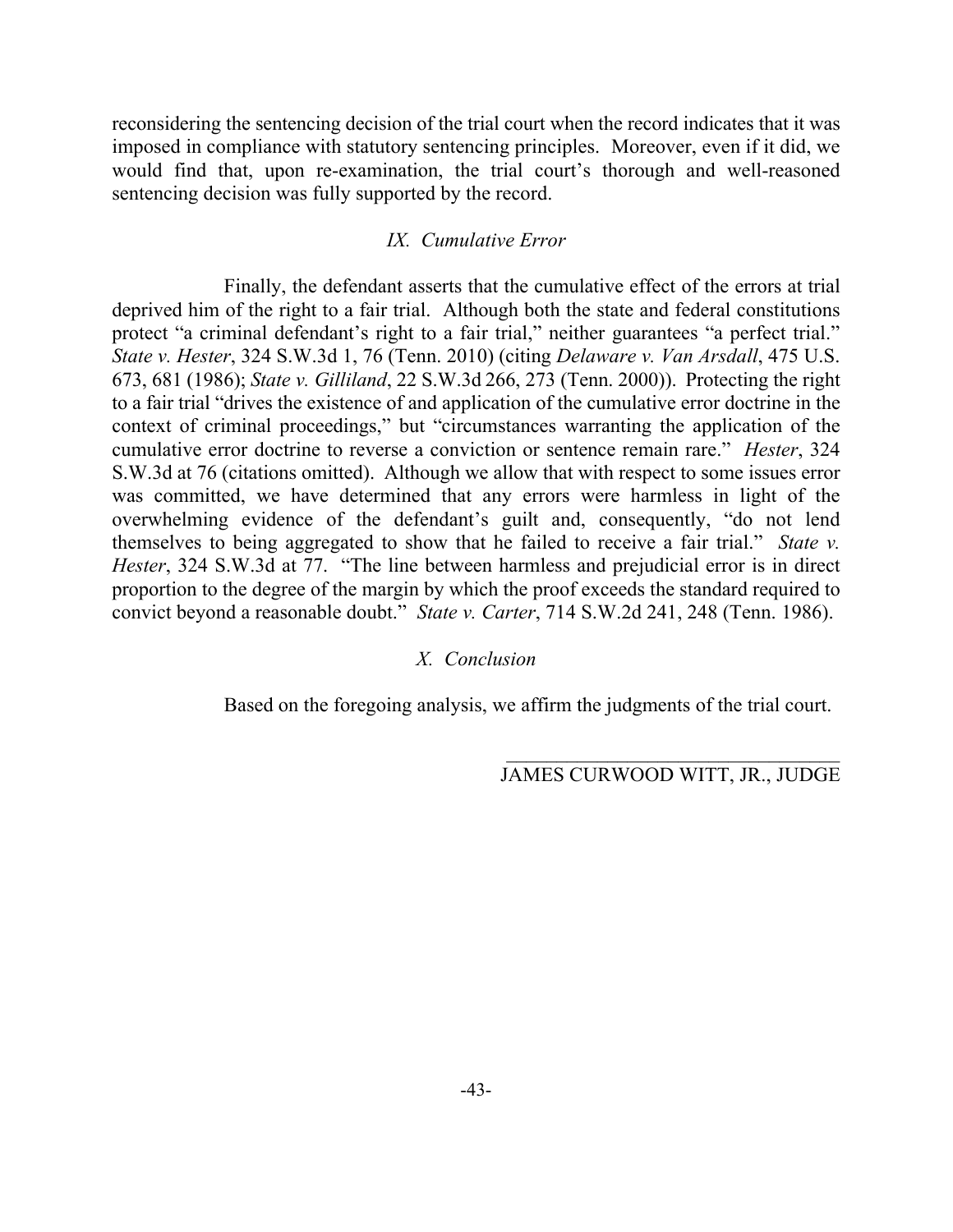reconsidering the sentencing decision of the trial court when the record indicates that it was imposed in compliance with statutory sentencing principles. Moreover, even if it did, we would find that, upon re-examination, the trial court's thorough and well-reasoned sentencing decision was fully supported by the record.

### *IX. Cumulative Error*

Finally, the defendant asserts that the cumulative effect of the errors at trial deprived him of the right to a fair trial. Although both the state and federal constitutions protect "a criminal defendant's right to a fair trial," neither guarantees "a perfect trial." *State v. Hester*, 324 S.W.3d 1, 76 (Tenn. 2010) (citing *Delaware v. Van Arsdall*, 475 U.S. 673, 681 (1986); *State v. Gilliland*, 22 S.W.3d 266, 273 (Tenn. 2000)). Protecting the right to a fair trial "drives the existence of and application of the cumulative error doctrine in the context of criminal proceedings," but "circumstances warranting the application of the cumulative error doctrine to reverse a conviction or sentence remain rare." *Hester*, 324 S.W.3d at 76 (citations omitted). Although we allow that with respect to some issues error was committed, we have determined that any errors were harmless in light of the overwhelming evidence of the defendant's guilt and, consequently, "do not lend themselves to being aggregated to show that he failed to receive a fair trial." *State v. Hester*, 324 S.W.3d at 77. "The line between harmless and prejudicial error is in direct proportion to the degree of the margin by which the proof exceeds the standard required to convict beyond a reasonable doubt." *State v. Carter*, 714 S.W.2d 241, 248 (Tenn. 1986).

### *X. Conclusion*

Based on the foregoing analysis, we affirm the judgments of the trial court.

\_\_\_\_\_\_\_\_\_\_\_\_\_\_\_\_\_\_\_\_\_\_\_\_\_\_\_\_\_\_\_\_\_\_\_\_

JAMES CURWOOD WITT, JR., JUDGE